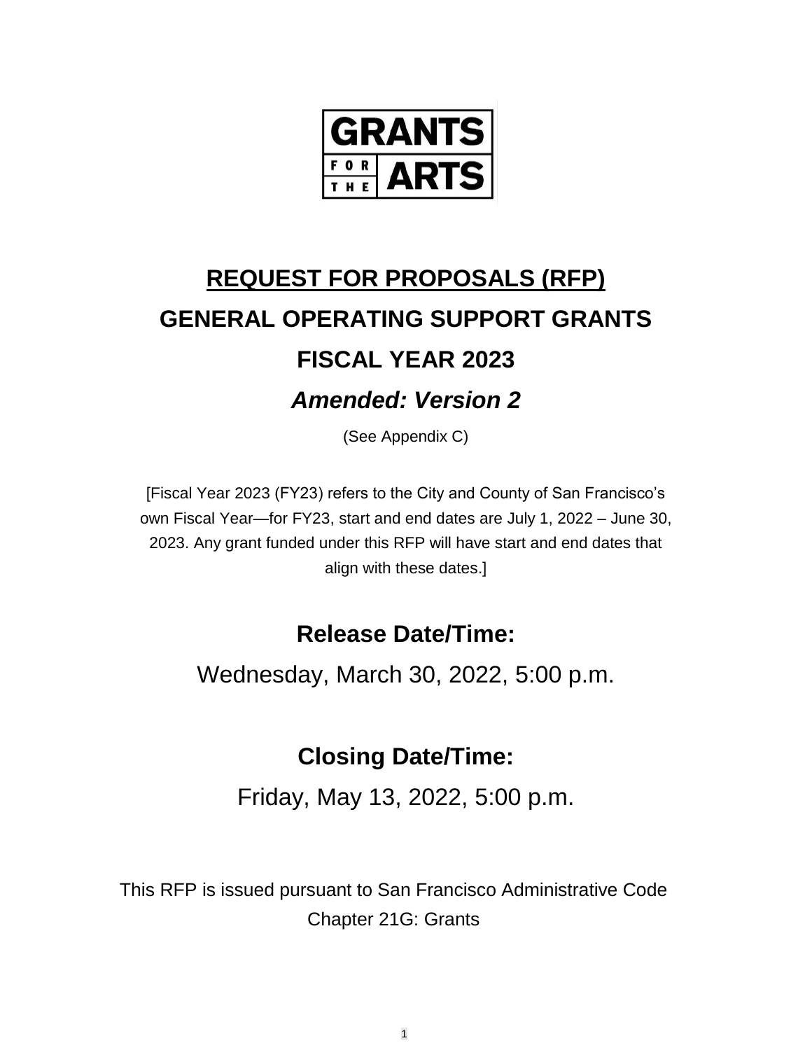GRANTS FOR THE ARTS

# REQUEST FOR PROPOSALS (RFP)

# GENERAL OPERATING SUPPORT GRANTS

# FISCAL YEAR 2023

## *Amended: Version 2*

(See Appendix C)

[Fiscal Year 2023 (FY23) refers to the City and County of San Francisco's own Fiscal Year—for FY23, start and end dates are July 1, 2022 – June 30, 2023. Any grant funded under this RFP will have start and end dates that align with these dates.]

## Release Date/Time:

Wednesday, March 30, 2022, 5:00 p.m.

## Closing Date/Time:

Friday, May 13, 2022, 5:00 p.m.

This RFP is issued pursuant to San Francisco Administrative Code Chapter 21G: Grants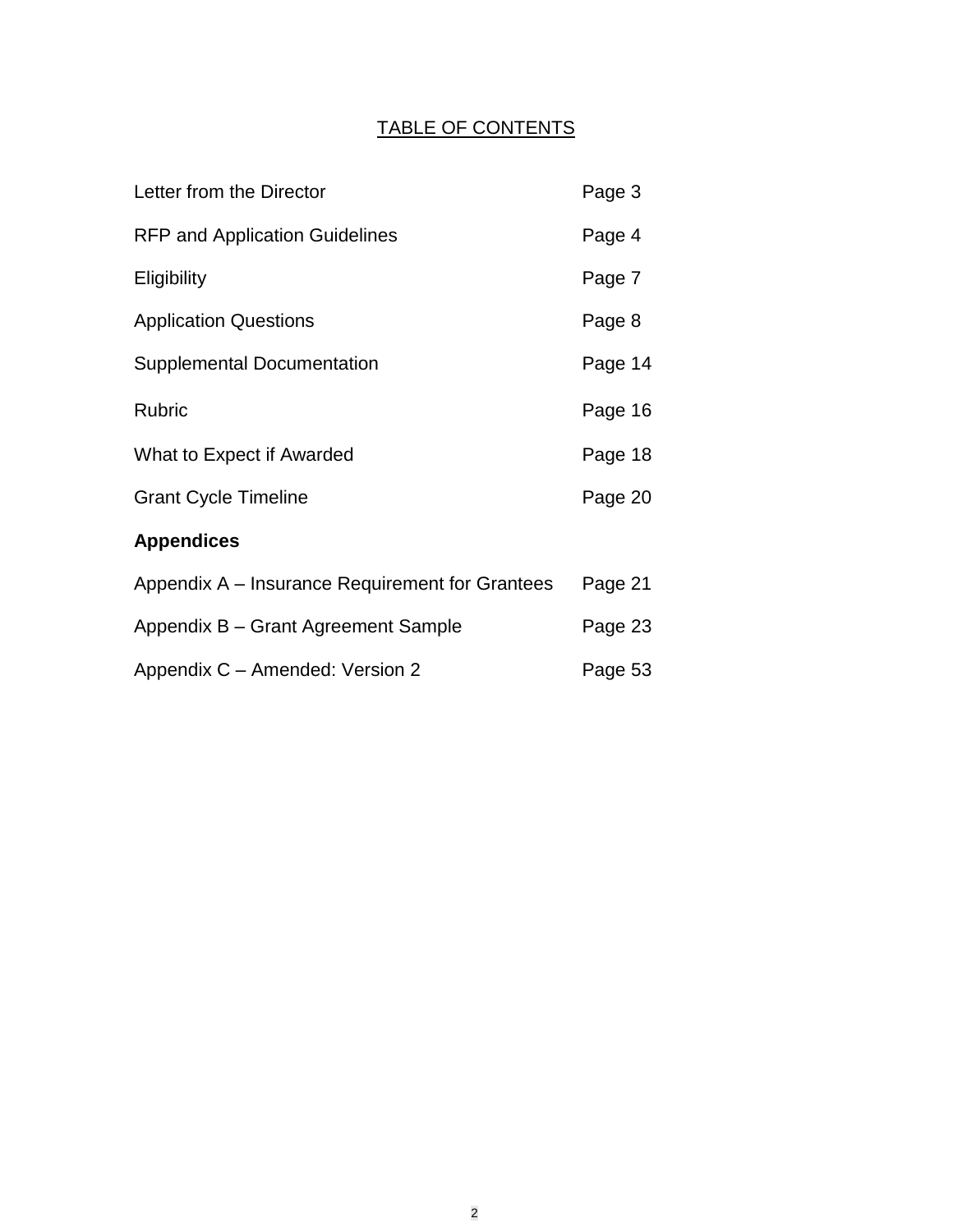# TABLE OF CONTENTS

| | |
|---|---|
| Letter from the Director | Page 3 |
| RFP and Application Guidelines | Page 4 |
| Eligibility | Page 7 |
| Application Questions | Page 8 |
| Supplemental Documentation | Page 14 |
| Rubric | Page 16 |
| What to Expect if Awarded | Page 18 |
| Grant Cycle Timeline | Page 20 |
| **Appendices** | |
| Appendix A – Insurance Requirement for Grantees | Page 21 |
| Appendix B – Grant Agreement Sample | Page 23 |
| Appendix C – Amended: Version 2 | Page 53 |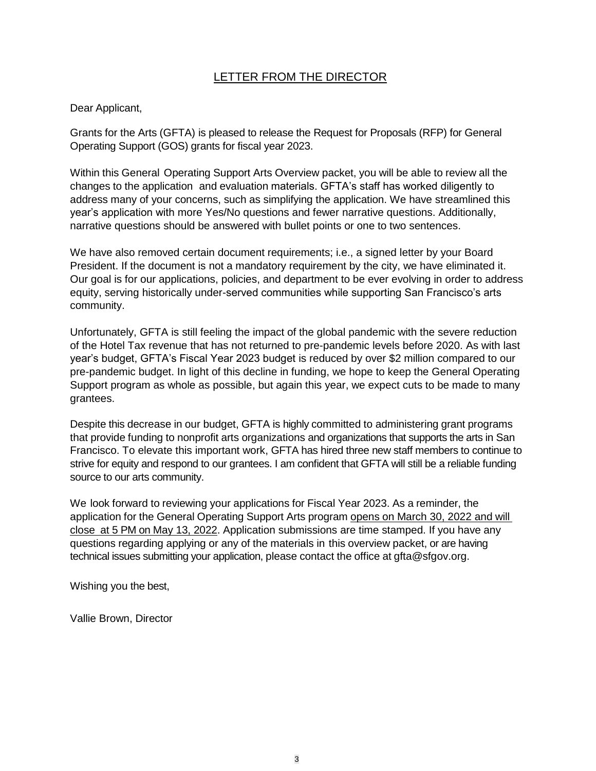## LETTER FROM THE DIRECTOR

Dear Applicant,

Grants for the Arts (GFTA) is pleased to release the Request for Proposals (RFP) for General Operating Support (GOS) grants for fiscal year 2023.

Within this General Operating Support Arts Overview packet, you will be able to review all the changes to the application and evaluation materials. GFTA's staff has worked diligently to address many of your concerns, such as simplifying the application. We have streamlined this year's application with more Yes/No questions and fewer narrative questions. Additionally, narrative questions should be answered with bullet points or one to two sentences.

We have also removed certain document requirements; i.e., a signed letter by your Board President. If the document is not a mandatory requirement by the city, we have eliminated it. Our goal is for our applications, policies, and department to be ever evolving in order to address equity, serving historically under-served communities while supporting San Francisco's arts community.

Unfortunately, GFTA is still feeling the impact of the global pandemic with the severe reduction of the Hotel Tax revenue that has not returned to pre-pandemic levels before 2020. As with last year's budget, GFTA's Fiscal Year 2023 budget is reduced by over $2 million compared to our pre-pandemic budget. In light of this decline in funding, we hope to keep the General Operating Support program as whole as possible, but again this year, we expect cuts to be made to many grantees.

Despite this decrease in our budget, GFTA is highly committed to administering grant programs that provide funding to nonprofit arts organizations and organizations that supports the arts in San Francisco. To elevate this important work, GFTA has hired three new staff members to continue to strive for equity and respond to our grantees. I am confident that GFTA will still be a reliable funding source to our arts community.

We look forward to reviewing your applications for Fiscal Year 2023. As a reminder, the application for the General Operating Support Arts program opens on March 30, 2022 and will close at 5 PM on May 13, 2022. Application submissions are time stamped. If you have any questions regarding applying or any of the materials in this overview packet, or are having technical issues submitting your application, please contact the office at gfta@sfgov.org.

Wishing you the best,

Vallie Brown, Director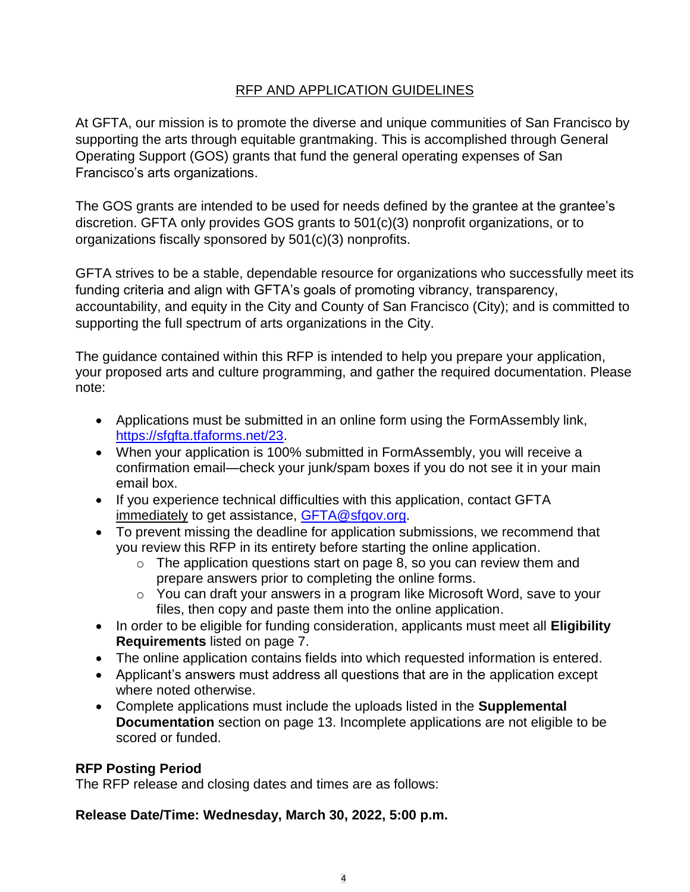## RFP AND APPLICATION GUIDELINES

At GFTA, our mission is to promote the diverse and unique communities of San Francisco by supporting the arts through equitable grantmaking. This is accomplished through General Operating Support (GOS) grants that fund the general operating expenses of San Francisco's arts organizations.

The GOS grants are intended to be used for needs defined by the grantee at the grantee's discretion. GFTA only provides GOS grants to 501(c)(3) nonprofit organizations, or to organizations fiscally sponsored by 501(c)(3) nonprofits.

GFTA strives to be a stable, dependable resource for organizations who successfully meet its funding criteria and align with GFTA's goals of promoting vibrancy, transparency, accountability, and equity in the City and County of San Francisco (City); and is committed to supporting the full spectrum of arts organizations in the City.

The guidance contained within this RFP is intended to help you prepare your application, your proposed arts and culture programming, and gather the required documentation. Please note:

- Applications must be submitted in an online form using the FormAssembly link, https://sfgfta.tfaforms.net/23.
- When your application is 100% submitted in FormAssembly, you will receive a confirmation email—check your junk/spam boxes if you do not see it in your main email box.
- If you experience technical difficulties with this application, contact GFTA immediately to get assistance, GFTA@sfgov.org.
- To prevent missing the deadline for application submissions, we recommend that you review this RFP in its entirety before starting the online application.
  - The application questions start on page 8, so you can review them and prepare answers prior to completing the online forms.
  - You can draft your answers in a program like Microsoft Word, save to your files, then copy and paste them into the online application.
- In order to be eligible for funding consideration, applicants must meet all **Eligibility Requirements** listed on page 7.
- The online application contains fields into which requested information is entered.
- Applicant's answers must address all questions that are in the application except where noted otherwise.
- Complete applications must include the uploads listed in the **Supplemental Documentation** section on page 13. Incomplete applications are not eligible to be scored or funded.

**RFP Posting Period**
The RFP release and closing dates and times are as follows:

**Release Date/Time: Wednesday, March 30, 2022, 5:00 p.m.**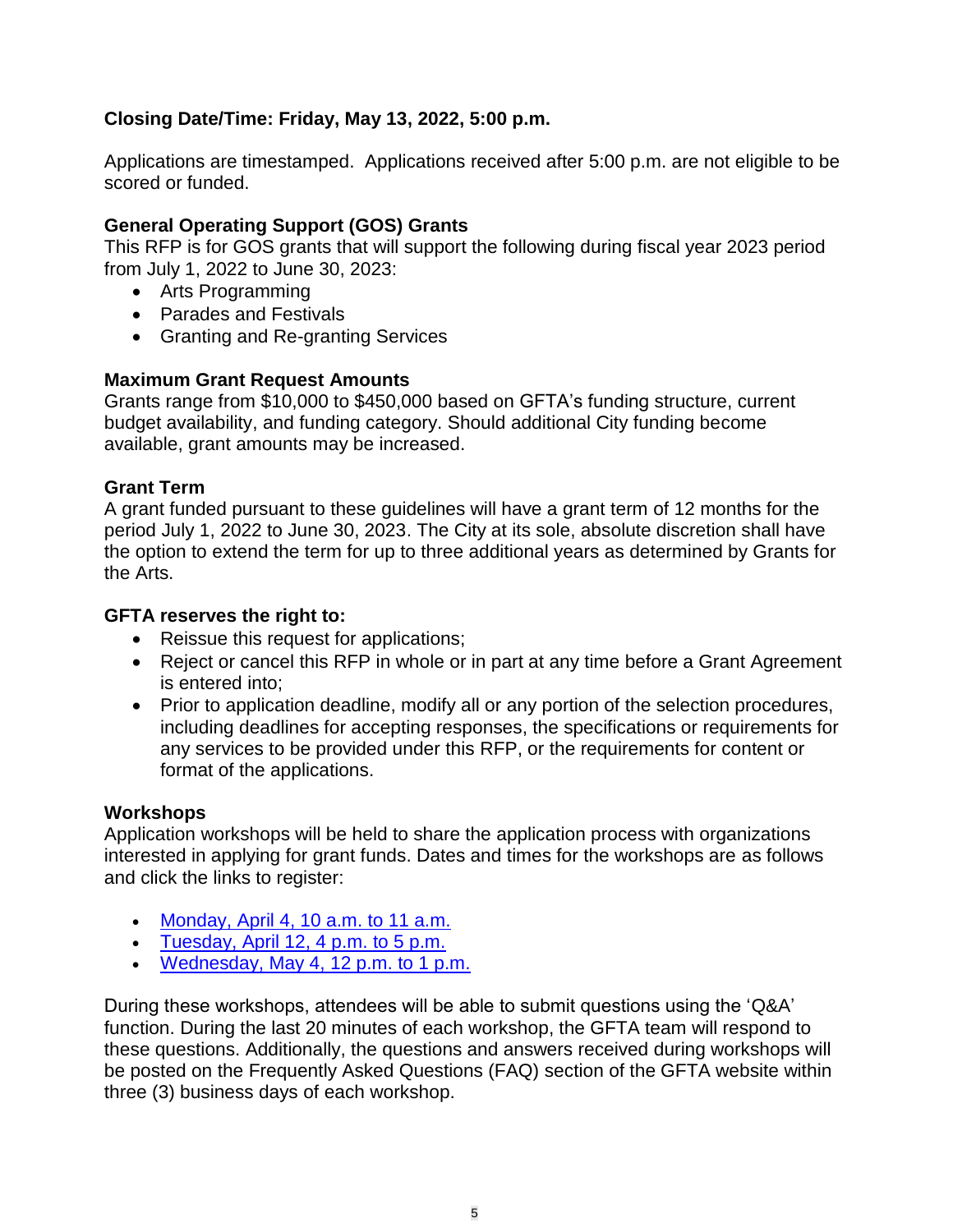**Closing Date/Time: Friday, May 13, 2022, 5:00 p.m.**

Applications are timestamped. Applications received after 5:00 p.m. are not eligible to be scored or funded.

**General Operating Support (GOS) Grants**

This RFP is for GOS grants that will support the following during fiscal year 2023 period from July 1, 2022 to June 30, 2023:

- Arts Programming
- Parades and Festivals
- Granting and Re-granting Services

**Maximum Grant Request Amounts**

Grants range from $10,000 to $450,000 based on GFTA's funding structure, current budget availability, and funding category. Should additional City funding become available, grant amounts may be increased.

**Grant Term**

A grant funded pursuant to these guidelines will have a grant term of 12 months for the period July 1, 2022 to June 30, 2023. The City at its sole, absolute discretion shall have the option to extend the term for up to three additional years as determined by Grants for the Arts.

**GFTA reserves the right to:**

- Reissue this request for applications;
- Reject or cancel this RFP in whole or in part at any time before a Grant Agreement is entered into;
- Prior to application deadline, modify all or any portion of the selection procedures, including deadlines for accepting responses, the specifications or requirements for any services to be provided under this RFP, or the requirements for content or format of the applications.

**Workshops**

Application workshops will be held to share the application process with organizations interested in applying for grant funds. Dates and times for the workshops are as follows and click the links to register:

- Monday, April 4, 10 a.m. to 11 a.m.
- Tuesday, April 12, 4 p.m. to 5 p.m.
- Wednesday, May 4, 12 p.m. to 1 p.m.

During these workshops, attendees will be able to submit questions using the 'Q&A' function. During the last 20 minutes of each workshop, the GFTA team will respond to these questions. Additionally, the questions and answers received during workshops will be posted on the Frequently Asked Questions (FAQ) section of the GFTA website within three (3) business days of each workshop.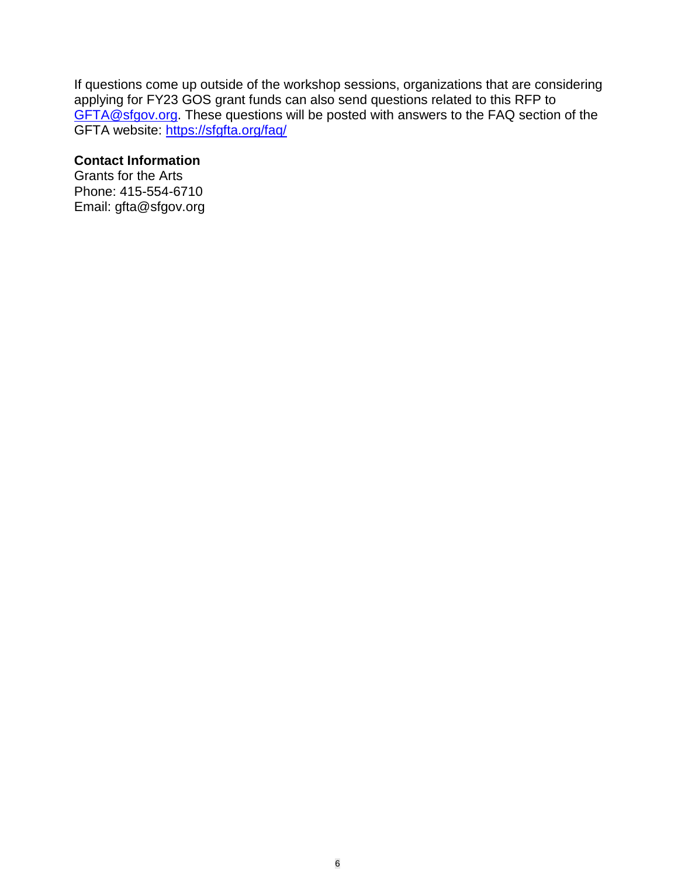If questions come up outside of the workshop sessions, organizations that are considering applying for FY23 GOS grant funds can also send questions related to this RFP to GFTA@sfgov.org. These questions will be posted with answers to the FAQ section of the GFTA website: https://sfgfta.org/faq/

**Contact Information**
Grants for the Arts
Phone: 415-554-6710
Email: gfta@sfgov.org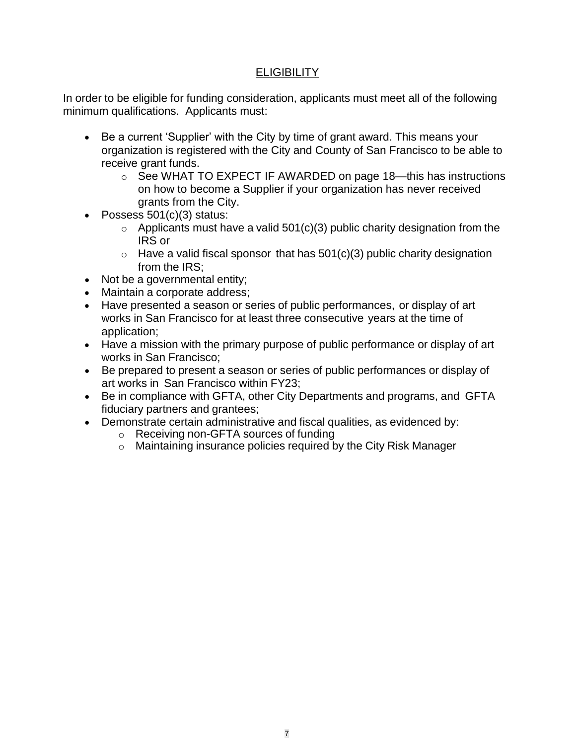## ELIGIBILITY

In order to be eligible for funding consideration, applicants must meet all of the following minimum qualifications. Applicants must:

- Be a current 'Supplier' with the City by time of grant award. This means your organization is registered with the City and County of San Francisco to be able to receive grant funds.
  - See WHAT TO EXPECT IF AWARDED on page 18—this has instructions on how to become a Supplier if your organization has never received grants from the City.
- Possess 501(c)(3) status:
  - Applicants must have a valid 501(c)(3) public charity designation from the IRS or
  - Have a valid fiscal sponsor that has 501(c)(3) public charity designation from the IRS;
- Not be a governmental entity;
- Maintain a corporate address;
- Have presented a season or series of public performances, or display of art works in San Francisco for at least three consecutive years at the time of application;
- Have a mission with the primary purpose of public performance or display of art works in San Francisco;
- Be prepared to present a season or series of public performances or display of art works in San Francisco within FY23;
- Be in compliance with GFTA, other City Departments and programs, and GFTA fiduciary partners and grantees;
- Demonstrate certain administrative and fiscal qualities, as evidenced by:
  - Receiving non-GFTA sources of funding
  - Maintaining insurance policies required by the City Risk Manager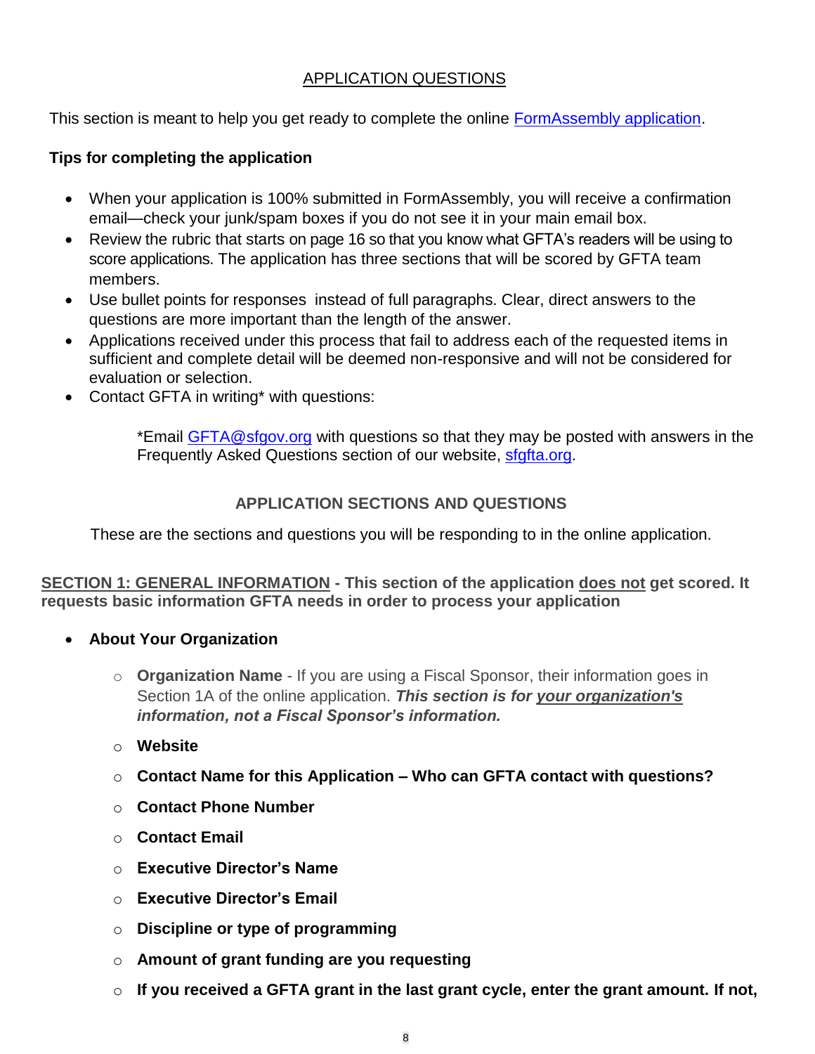## APPLICATION QUESTIONS

This section is meant to help you get ready to complete the online [FormAssembly application](FormAssembly application).

**Tips for completing the application**

- When your application is 100% submitted in FormAssembly, you will receive a confirmation email—check your junk/spam boxes if you do not see it in your main email box.
- Review the rubric that starts on page 16 so that you know what GFTA's readers will be using to score applications. The application has three sections that will be scored by GFTA team members.
- Use bullet points for responses instead of full paragraphs. Clear, direct answers to the questions are more important than the length of the answer.
- Applications received under this process that fail to address each of the requested items in sufficient and complete detail will be deemed non-responsive and will not be considered for evaluation or selection.
- Contact GFTA in writing* with questions:

  *Email GFTA@sfgov.org with questions so that they may be posted with answers in the Frequently Asked Questions section of our website, sfgfta.org.

### APPLICATION SECTIONS AND QUESTIONS

These are the sections and questions you will be responding to in the online application.

**SECTION 1: GENERAL INFORMATION - This section of the application does not get scored. It requests basic information GFTA needs in order to process your application**

- **About Your Organization**
  - **Organization Name** - If you are using a Fiscal Sponsor, their information goes in Section 1A of the online application. ***This section is for your organization's information, not a Fiscal Sponsor's information.***
  - **Website**
  - **Contact Name for this Application – Who can GFTA contact with questions?**
  - **Contact Phone Number**
  - **Contact Email**
  - **Executive Director's Name**
  - **Executive Director's Email**
  - **Discipline or type of programming**
  - **Amount of grant funding are you requesting**
  - **If you received a GFTA grant in the last grant cycle, enter the grant amount. If not,**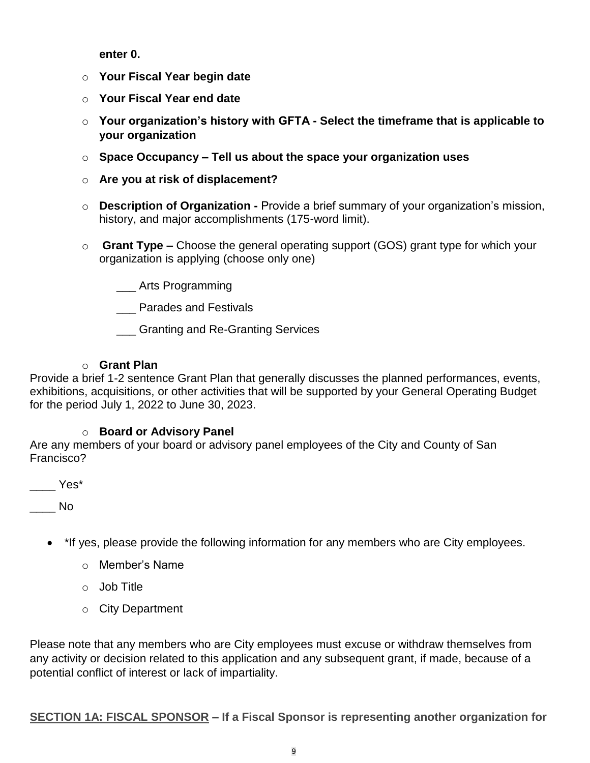**enter 0.**

- **Your Fiscal Year begin date**
- **Your Fiscal Year end date**
- **Your organization's history with GFTA - Select the timeframe that is applicable to your organization**
- **Space Occupancy – Tell us about the space your organization uses**
- **Are you at risk of displacement?**
- **Description of Organization -** Provide a brief summary of your organization's mission, history, and major accomplishments (175-word limit).
- **Grant Type –** Choose the general operating support (GOS) grant type for which your organization is applying (choose only one)

  ___ Arts Programming

  ___ Parades and Festivals

  ___ Granting and Re-Granting Services

- **Grant Plan**

Provide a brief 1-2 sentence Grant Plan that generally discusses the planned performances, events, exhibitions, acquisitions, or other activities that will be supported by your General Operating Budget for the period July 1, 2022 to June 30, 2023.

- **Board or Advisory Panel**

Are any members of your board or advisory panel employees of the City and County of San Francisco?

____ Yes*

____ No

- *If yes, please provide the following information for any members who are City employees.
  - Member's Name
  - Job Title
  - City Department

Please note that any members who are City employees must excuse or withdraw themselves from any activity or decision related to this application and any subsequent grant, if made, because of a potential conflict of interest or lack of impartiality.

**SECTION 1A: FISCAL SPONSOR – If a Fiscal Sponsor is representing another organization for**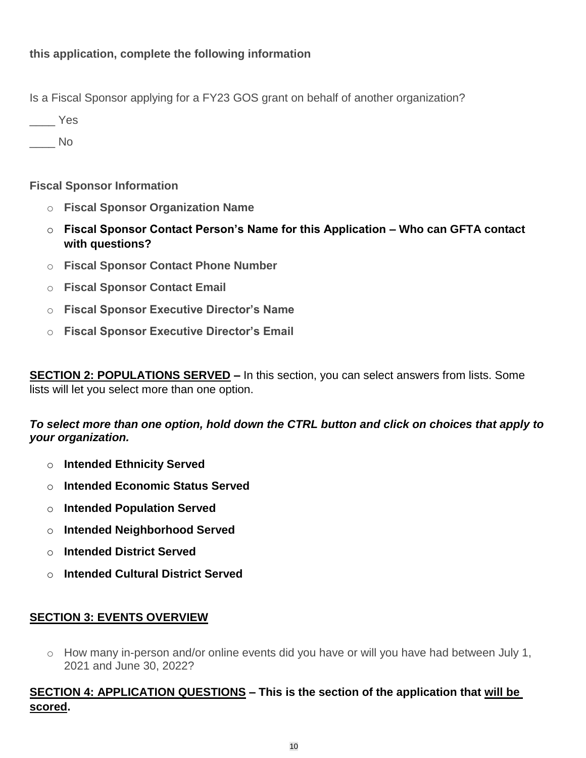**this application, complete the following information**

Is a Fiscal Sponsor applying for a FY23 GOS grant on behalf of another organization?

____ Yes

____ No

**Fiscal Sponsor Information**

- **Fiscal Sponsor Organization Name**
- **Fiscal Sponsor Contact Person's Name for this Application – Who can GFTA contact with questions?**
- **Fiscal Sponsor Contact Phone Number**
- **Fiscal Sponsor Contact Email**
- **Fiscal Sponsor Executive Director's Name**
- **Fiscal Sponsor Executive Director's Email**

**<u>SECTION 2: POPULATIONS SERVED</u> –** In this section, you can select answers from lists. Some lists will let you select more than one option.

***To select more than one option, hold down the CTRL button and click on choices that apply to your organization.***

- **Intended Ethnicity Served**
- **Intended Economic Status Served**
- **Intended Population Served**
- **Intended Neighborhood Served**
- **Intended District Served**
- **Intended Cultural District Served**

**<u>SECTION 3: EVENTS OVERVIEW</u>**

- How many in-person and/or online events did you have or will you have had between July 1, 2021 and June 30, 2022?

**<u>SECTION 4: APPLICATION QUESTIONS</u> – This is the section of the application that <u>will be scored</u>.**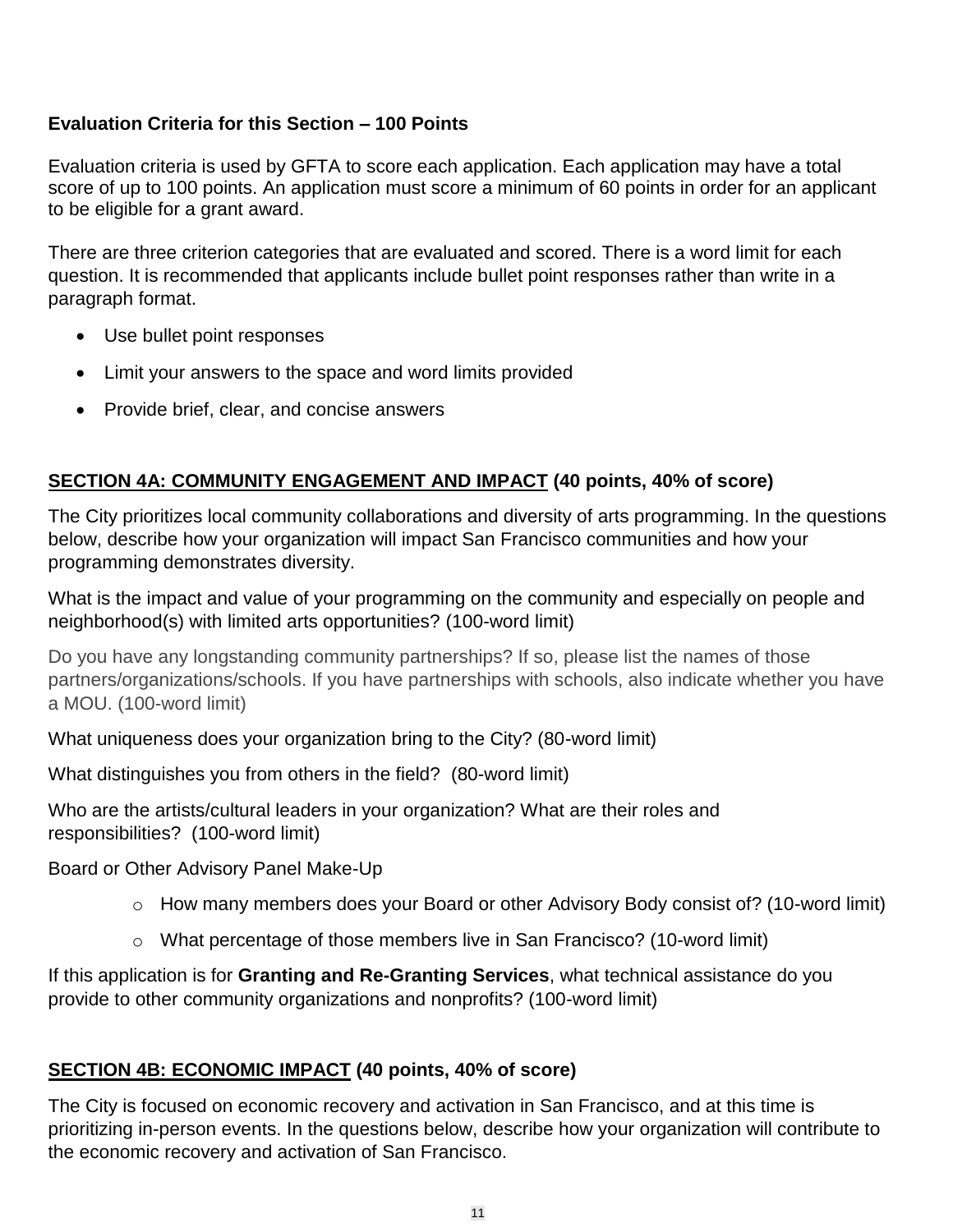**Evaluation Criteria for this Section – 100 Points**

Evaluation criteria is used by GFTA to score each application. Each application may have a total score of up to 100 points. An application must score a minimum of 60 points in order for an applicant to be eligible for a grant award.

There are three criterion categories that are evaluated and scored. There is a word limit for each question. It is recommended that applicants include bullet point responses rather than write in a paragraph format.

- Use bullet point responses
- Limit your answers to the space and word limits provided
- Provide brief, clear, and concise answers

## SECTION 4A: COMMUNITY ENGAGEMENT AND IMPACT (40 points, 40% of score)

The City prioritizes local community collaborations and diversity of arts programming. In the questions below, describe how your organization will impact San Francisco communities and how your programming demonstrates diversity.

What is the impact and value of your programming on the community and especially on people and neighborhood(s) with limited arts opportunities? (100-word limit)

Do you have any longstanding community partnerships? If so, please list the names of those partners/organizations/schools. If you have partnerships with schools, also indicate whether you have a MOU. (100-word limit)

What uniqueness does your organization bring to the City? (80-word limit)

What distinguishes you from others in the field? (80-word limit)

Who are the artists/cultural leaders in your organization? What are their roles and responsibilities? (100-word limit)

Board or Other Advisory Panel Make-Up

- How many members does your Board or other Advisory Body consist of? (10-word limit)
- What percentage of those members live in San Francisco? (10-word limit)

If this application is for **Granting and Re-Granting Services**, what technical assistance do you provide to other community organizations and nonprofits? (100-word limit)

## SECTION 4B: ECONOMIC IMPACT (40 points, 40% of score)

The City is focused on economic recovery and activation in San Francisco, and at this time is prioritizing in-person events. In the questions below, describe how your organization will contribute to the economic recovery and activation of San Francisco.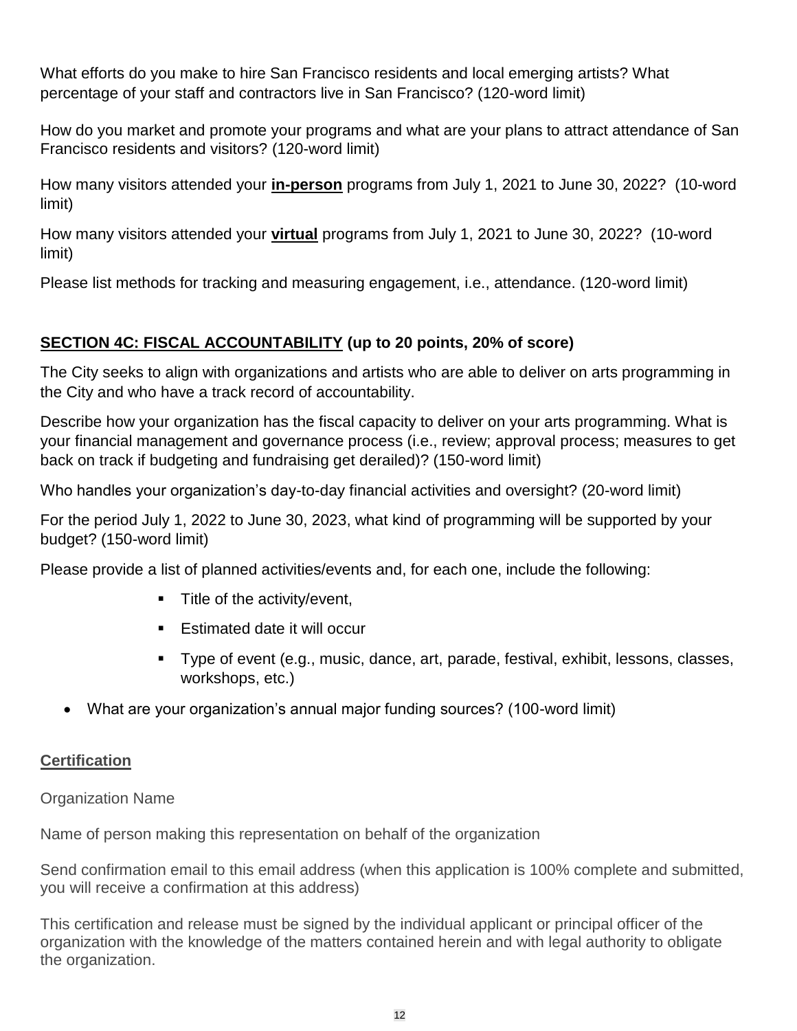What efforts do you make to hire San Francisco residents and local emerging artists? What percentage of your staff and contractors live in San Francisco? (120-word limit)

How do you market and promote your programs and what are your plans to attract attendance of San Francisco residents and visitors? (120-word limit)

How many visitors attended your **in-person** programs from July 1, 2021 to June 30, 2022? (10-word limit)

How many visitors attended your **virtual** programs from July 1, 2021 to June 30, 2022? (10-word limit)

Please list methods for tracking and measuring engagement, i.e., attendance. (120-word limit)

## SECTION 4C: FISCAL ACCOUNTABILITY (up to 20 points, 20% of score)

The City seeks to align with organizations and artists who are able to deliver on arts programming in the City and who have a track record of accountability.

Describe how your organization has the fiscal capacity to deliver on your arts programming. What is your financial management and governance process (i.e., review; approval process; measures to get back on track if budgeting and fundraising get derailed)? (150-word limit)

Who handles your organization's day-to-day financial activities and oversight? (20-word limit)

For the period July 1, 2022 to June 30, 2023, what kind of programming will be supported by your budget? (150-word limit)

Please provide a list of planned activities/events and, for each one, include the following:

- Title of the activity/event,
- Estimated date it will occur
- Type of event (e.g., music, dance, art, parade, festival, exhibit, lessons, classes, workshops, etc.)

- What are your organization's annual major funding sources? (100-word limit)

### Certification

Organization Name

Name of person making this representation on behalf of the organization

Send confirmation email to this email address (when this application is 100% complete and submitted, you will receive a confirmation at this address)

This certification and release must be signed by the individual applicant or principal officer of the organization with the knowledge of the matters contained herein and with legal authority to obligate the organization.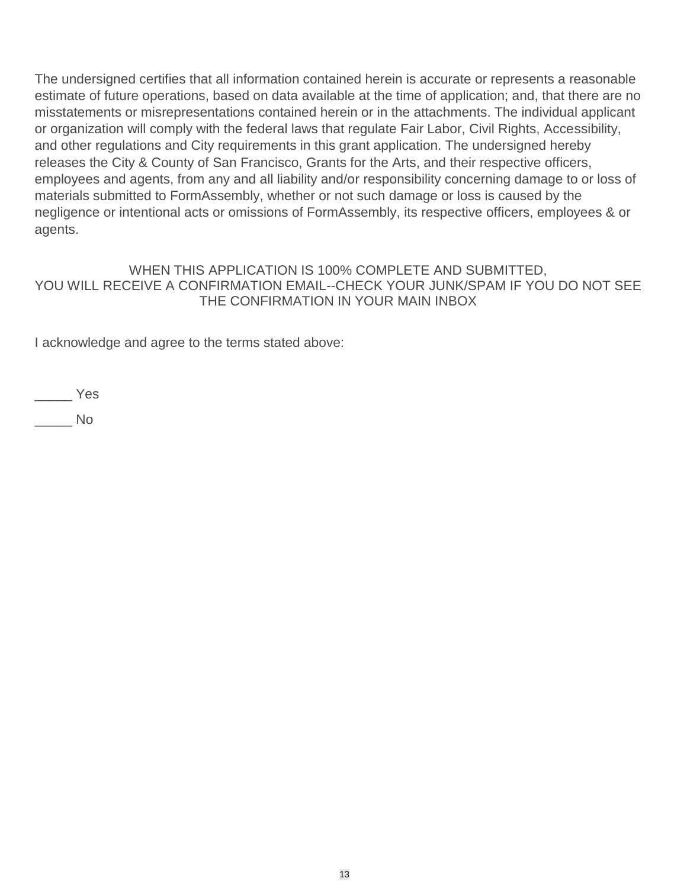The undersigned certifies that all information contained herein is accurate or represents a reasonable estimate of future operations, based on data available at the time of application; and, that there are no misstatements or misrepresentations contained herein or in the attachments. The individual applicant or organization will comply with the federal laws that regulate Fair Labor, Civil Rights, Accessibility, and other regulations and City requirements in this grant application. The undersigned hereby releases the City & County of San Francisco, Grants for the Arts, and their respective officers, employees and agents, from any and all liability and/or responsibility concerning damage to or loss of materials submitted to FormAssembly, whether or not such damage or loss is caused by the negligence or intentional acts or omissions of FormAssembly, its respective officers, employees & or agents.

WHEN THIS APPLICATION IS 100% COMPLETE AND SUBMITTED,
YOU WILL RECEIVE A CONFIRMATION EMAIL--CHECK YOUR JUNK/SPAM IF YOU DO NOT SEE THE CONFIRMATION IN YOUR MAIN INBOX

I acknowledge and agree to the terms stated above:

_____ Yes

_____ No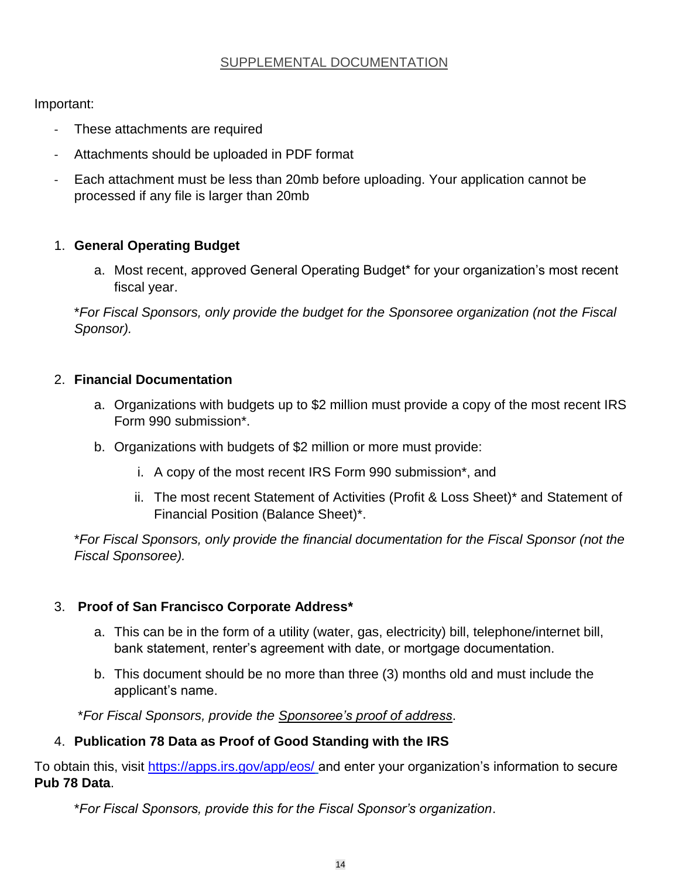## SUPPLEMENTAL DOCUMENTATION

Important:

- These attachments are required
- Attachments should be uploaded in PDF format
- Each attachment must be less than 20mb before uploading. Your application cannot be processed if any file is larger than 20mb

1. **General Operating Budget**

   a. Most recent, approved General Operating Budget* for your organization's most recent fiscal year.

   **For Fiscal Sponsors, only provide the budget for the Sponsoree organization (not the Fiscal Sponsor).*

2. **Financial Documentation**

   a. Organizations with budgets up to $2 million must provide a copy of the most recent IRS Form 990 submission*.

   b. Organizations with budgets of $2 million or more must provide:

      i. A copy of the most recent IRS Form 990 submission*, and

      ii. The most recent Statement of Activities (Profit & Loss Sheet)* and Statement of Financial Position (Balance Sheet)*.

   **For Fiscal Sponsors, only provide the financial documentation for the Fiscal Sponsor (not the Fiscal Sponsoree).*

3. **Proof of San Francisco Corporate Address***

   a. This can be in the form of a utility (water, gas, electricity) bill, telephone/internet bill, bank statement, renter's agreement with date, or mortgage documentation.

   b. This document should be no more than three (3) months old and must include the applicant's name.

   **For Fiscal Sponsors, provide the Sponsoree's proof of address.*

4. **Publication 78 Data as Proof of Good Standing with the IRS**

To obtain this, visit https://apps.irs.gov/app/eos/ and enter your organization's information to secure **Pub 78 Data**.

**For Fiscal Sponsors, provide this for the Fiscal Sponsor's organization.*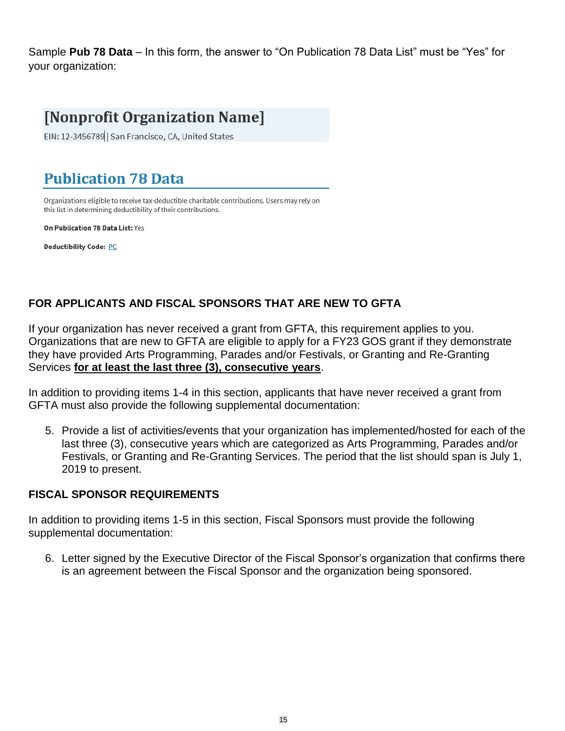Sample **Pub 78 Data** – In this form, the answer to "On Publication 78 Data List" must be "Yes" for your organization:

## [Nonprofit Organization Name]

EIN: 12-3456789 | San Francisco, CA, United States

## Publication 78 Data

Organizations eligible to receive tax-deductible charitable contributions. Users may rely on this list in determining deductibility of their contributions.

**On Publication 78 Data List:** Yes

**Deductibility Code:** PC

### FOR APPLICANTS AND FISCAL SPONSORS THAT ARE NEW TO GFTA

If your organization has never received a grant from GFTA, this requirement applies to you. Organizations that are new to GFTA are eligible to apply for a FY23 GOS grant if they demonstrate they have provided Arts Programming, Parades and/or Festivals, or Granting and Re-Granting Services **for at least the last three (3), consecutive years**.

In addition to providing items 1-4 in this section, applicants that have never received a grant from GFTA must also provide the following supplemental documentation:

5. Provide a list of activities/events that your organization has implemented/hosted for each of the last three (3), consecutive years which are categorized as Arts Programming, Parades and/or Festivals, or Granting and Re-Granting Services. The period that the list should span is July 1, 2019 to present.

### FISCAL SPONSOR REQUIREMENTS

In addition to providing items 1-5 in this section, Fiscal Sponsors must provide the following supplemental documentation:

6. Letter signed by the Executive Director of the Fiscal Sponsor's organization that confirms there is an agreement between the Fiscal Sponsor and the organization being sponsored.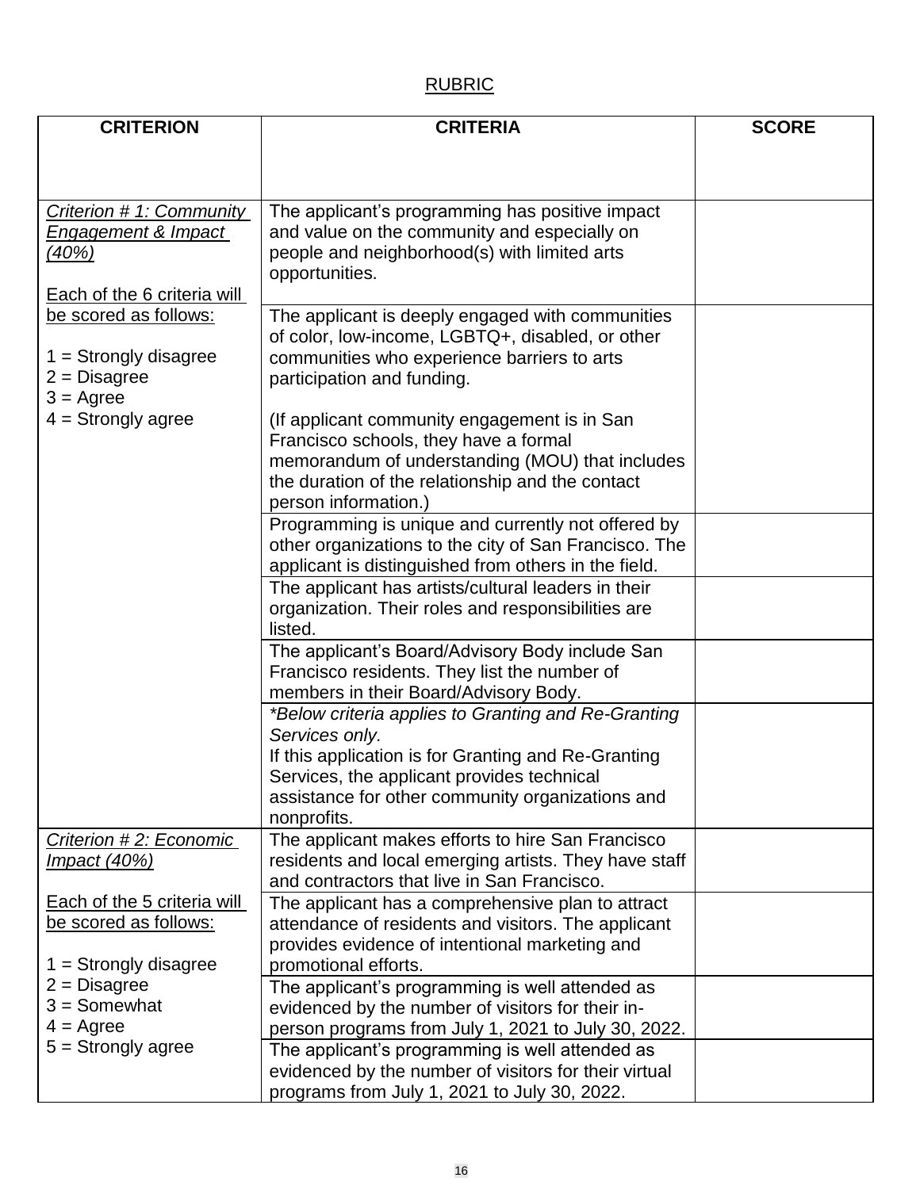RUBRIC

| CRITERION | CRITERIA | SCORE |
|---|---|---|
| *Criterion # 1: Community Engagement & Impact (40%)*<br><br>Each of the 6 criteria will be scored as follows:<br><br>1 = Strongly disagree<br>2 = Disagree<br>3 = Agree<br>4 = Strongly agree | The applicant's programming has positive impact and value on the community and especially on people and neighborhood(s) with limited arts opportunities. | |
| | The applicant is deeply engaged with communities of color, low-income, LGBTQ+, disabled, or other communities who experience barriers to arts participation and funding.<br><br>(If applicant community engagement is in San Francisco schools, they have a formal memorandum of understanding (MOU) that includes the duration of the relationship and the contact person information.) | |
| | Programming is unique and currently not offered by other organizations to the city of San Francisco. The applicant is distinguished from others in the field. | |
| | The applicant has artists/cultural leaders in their organization. Their roles and responsibilities are listed. | |
| | The applicant's Board/Advisory Body include San Francisco residents. They list the number of members in their Board/Advisory Body. | |
| | *\*Below criteria applies to Granting and Re-Granting Services only.*<br>If this application is for Granting and Re-Granting Services, the applicant provides technical assistance for other community organizations and nonprofits. | |
| *Criterion # 2: Economic Impact (40%)*<br><br>Each of the 5 criteria will be scored as follows:<br><br>1 = Strongly disagree<br>2 = Disagree<br>3 = Somewhat<br>4 = Agree<br>5 = Strongly agree | The applicant makes efforts to hire San Francisco residents and local emerging artists. They have staff and contractors that live in San Francisco. | |
| | The applicant has a comprehensive plan to attract attendance of residents and visitors. The applicant provides evidence of intentional marketing and promotional efforts. | |
| | The applicant's programming is well attended as evidenced by the number of visitors for their in-person programs from July 1, 2021 to July 30, 2022. | |
| | The applicant's programming is well attended as evidenced by the number of visitors for their virtual programs from July 1, 2021 to July 30, 2022. | |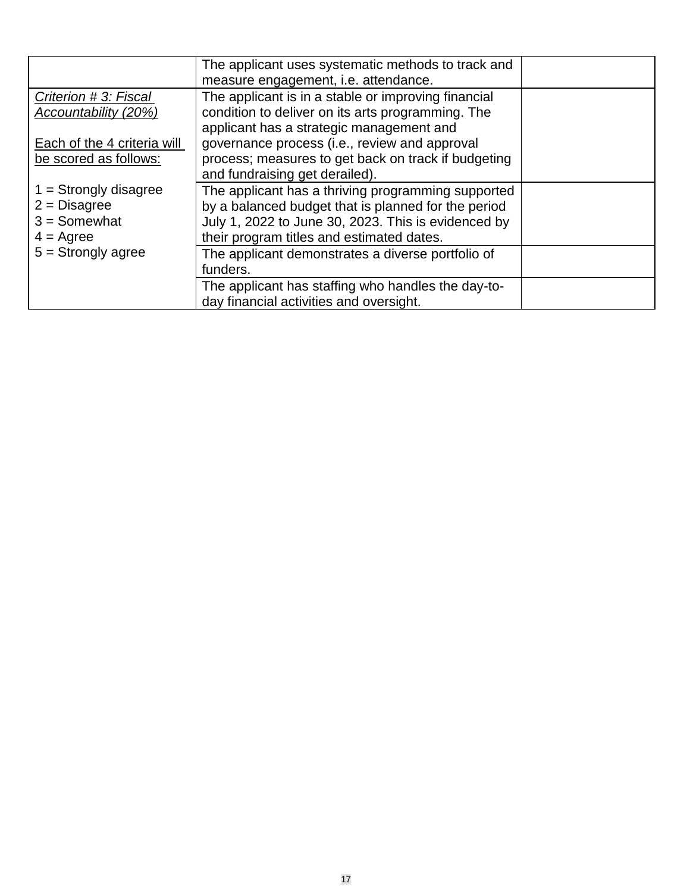| | | |
|---|---|---|
| | The applicant uses systematic methods to track and measure engagement, i.e. attendance. | |
| *Criterion # 3: Fiscal Accountability (20%)*<br><br>Each of the 4 criteria will be scored as follows:<br><br>1 = Strongly disagree<br>2 = Disagree<br>3 = Somewhat<br>4 = Agree<br>5 = Strongly agree | The applicant is in a stable or improving financial condition to deliver on its arts programming. The applicant has a strategic management and governance process (i.e., review and approval process; measures to get back on track if budgeting and fundraising get derailed). | |
| | The applicant has a thriving programming supported by a balanced budget that is planned for the period July 1, 2022 to June 30, 2023. This is evidenced by their program titles and estimated dates. | |
| | The applicant demonstrates a diverse portfolio of funders. | |
| | The applicant has staffing who handles the day-to-day financial activities and oversight. | |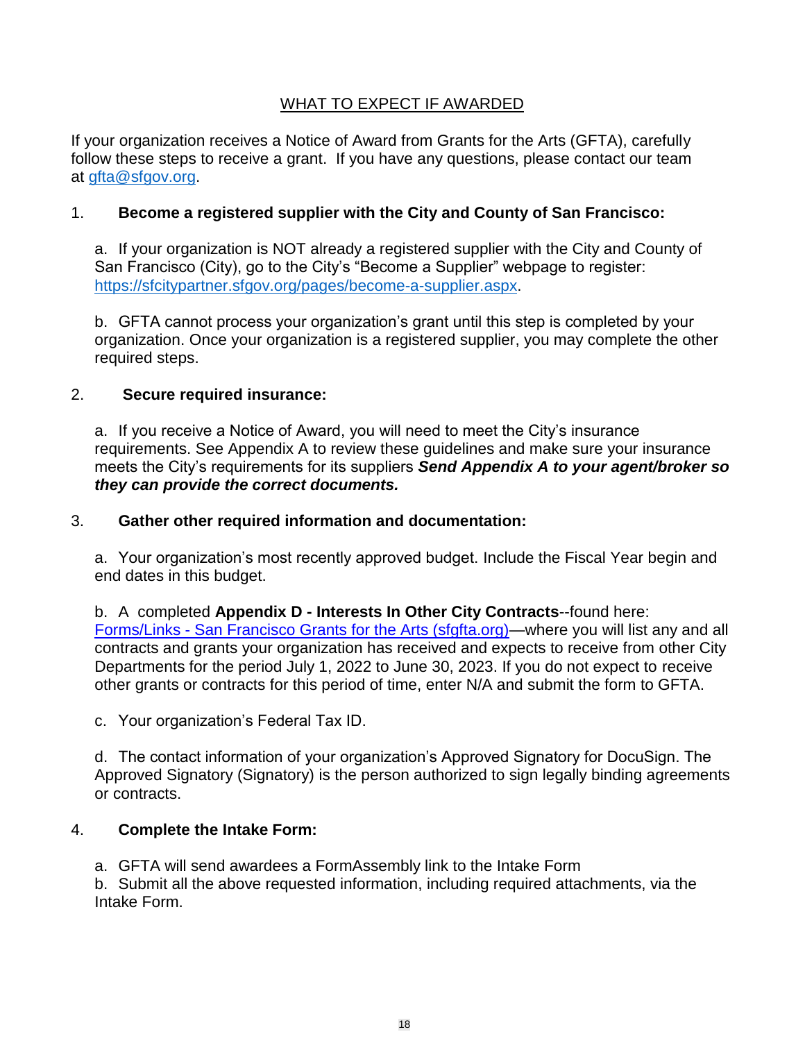## WHAT TO EXPECT IF AWARDED

If your organization receives a Notice of Award from Grants for the Arts (GFTA), carefully follow these steps to receive a grant. If you have any questions, please contact our team at [gfta@sfgov.org](mailto:gfta@sfgov.org).

1. **Become a registered supplier with the City and County of San Francisco:**

   a. If your organization is NOT already a registered supplier with the City and County of San Francisco (City), go to the City's "Become a Supplier" webpage to register: [https://sfcitypartner.sfgov.org/pages/become-a-supplier.aspx](https://sfcitypartner.sfgov.org/pages/become-a-supplier.aspx).

   b. GFTA cannot process your organization's grant until this step is completed by your organization. Once your organization is a registered supplier, you may complete the other required steps.

2. **Secure required insurance:**

   a. If you receive a Notice of Award, you will need to meet the City's insurance requirements. See Appendix A to review these guidelines and make sure your insurance meets the City's requirements for its suppliers ***Send Appendix A to your agent/broker so they can provide the correct documents.***

3. **Gather other required information and documentation:**

   a. Your organization's most recently approved budget. Include the Fiscal Year begin and end dates in this budget.

   b. A completed **Appendix D - Interests In Other City Contracts**--found here: [Forms/Links - San Francisco Grants for the Arts (sfgfta.org)](https://sfgfta.org)—where you will list any and all contracts and grants your organization has received and expects to receive from other City Departments for the period July 1, 2022 to June 30, 2023. If you do not expect to receive other grants or contracts for this period of time, enter N/A and submit the form to GFTA.

   c. Your organization's Federal Tax ID.

   d. The contact information of your organization's Approved Signatory for DocuSign. The Approved Signatory (Signatory) is the person authorized to sign legally binding agreements or contracts.

4. **Complete the Intake Form:**

   a. GFTA will send awardees a FormAssembly link to the Intake Form
   b. Submit all the above requested information, including required attachments, via the Intake Form.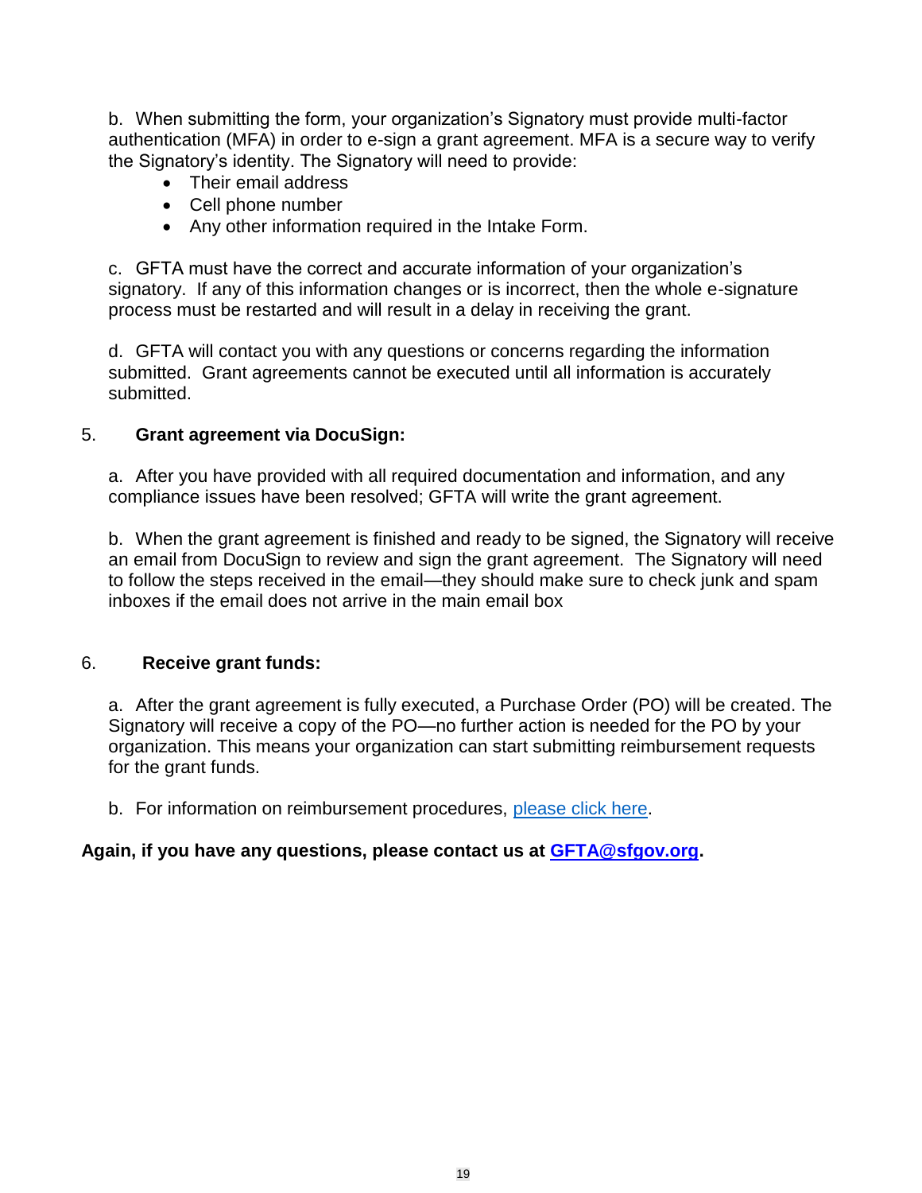b. When submitting the form, your organization's Signatory must provide multi-factor authentication (MFA) in order to e-sign a grant agreement. MFA is a secure way to verify the Signatory's identity. The Signatory will need to provide:

- Their email address
- Cell phone number
- Any other information required in the Intake Form.

c. GFTA must have the correct and accurate information of your organization's signatory. If any of this information changes or is incorrect, then the whole e-signature process must be restarted and will result in a delay in receiving the grant.

d. GFTA will contact you with any questions or concerns regarding the information submitted. Grant agreements cannot be executed until all information is accurately submitted.

5. **Grant agreement via DocuSign:**

a. After you have provided with all required documentation and information, and any compliance issues have been resolved; GFTA will write the grant agreement.

b. When the grant agreement is finished and ready to be signed, the Signatory will receive an email from DocuSign to review and sign the grant agreement. The Signatory will need to follow the steps received in the email—they should make sure to check junk and spam inboxes if the email does not arrive in the main email box

6. **Receive grant funds:**

a. After the grant agreement is fully executed, a Purchase Order (PO) will be created. The Signatory will receive a copy of the PO—no further action is needed for the PO by your organization. This means your organization can start submitting reimbursement requests for the grant funds.

b. For information on reimbursement procedures, please click here.

**Again, if you have any questions, please contact us at GFTA@sfgov.org.**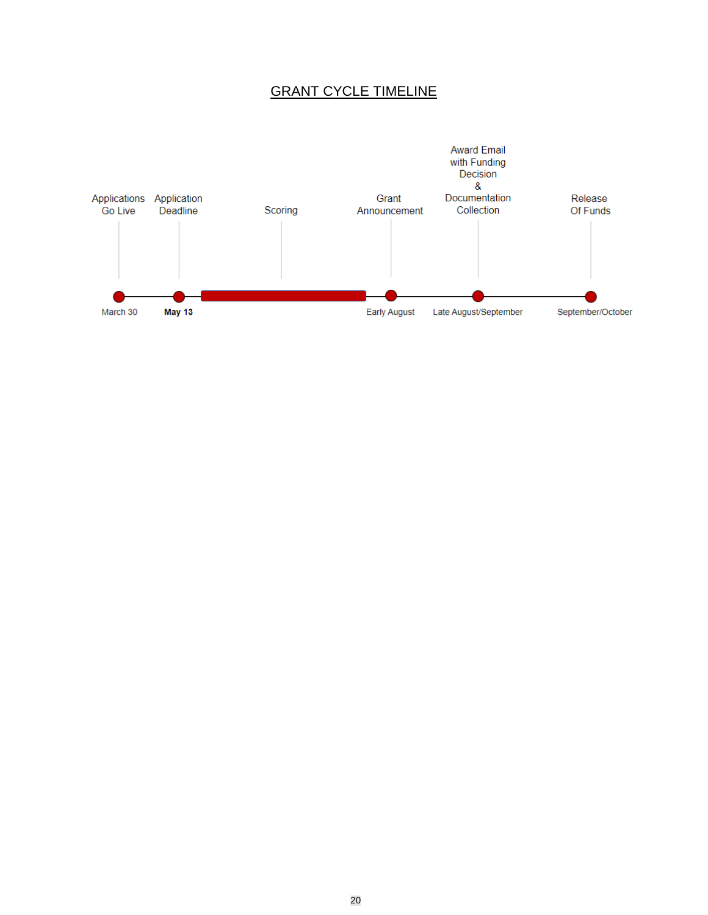# GRANT CYCLE TIMELINE

| Milestone | Date |
|---|---|
| Applications Go Live | March 30 |
| Application Deadline | **May 13** |
| Scoring | |
| Grant Announcement | Early August |
| Award Email with Funding Decision & Documentation Collection | Late August/September |
| Release Of Funds | September/October |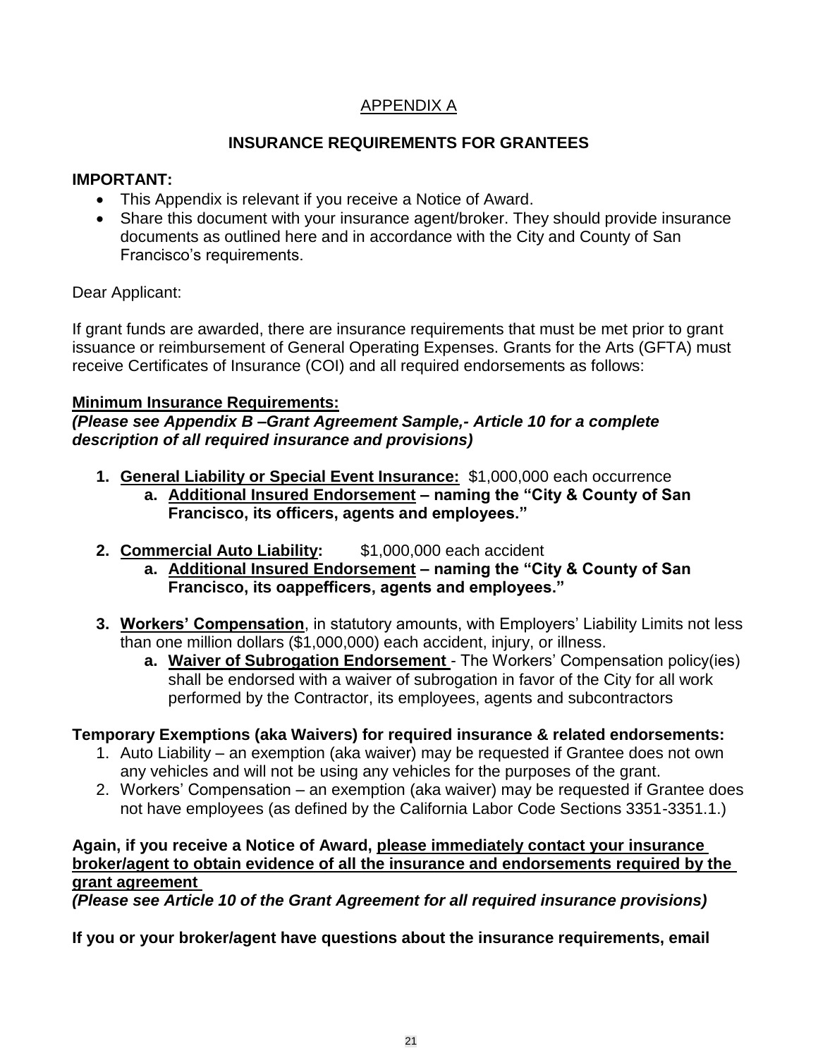APPENDIX A

## INSURANCE REQUIREMENTS FOR GRANTEES

**IMPORTANT:**

- This Appendix is relevant if you receive a Notice of Award.
- Share this document with your insurance agent/broker. They should provide insurance documents as outlined here and in accordance with the City and County of San Francisco's requirements.

Dear Applicant:

If grant funds are awarded, there are insurance requirements that must be met prior to grant issuance or reimbursement of General Operating Expenses. Grants for the Arts (GFTA) must receive Certificates of Insurance (COI) and all required endorsements as follows:

**Minimum Insurance Requirements:**
***(Please see Appendix B –Grant Agreement Sample,- Article 10 for a complete description of all required insurance and provisions)***

1. **General Liability or Special Event Insurance:** $1,000,000 each occurrence
   a. **Additional Insured Endorsement – naming the "City & County of San Francisco, its officers, agents and employees."**

2. **Commercial Auto Liability:** $1,000,000 each accident
   a. **Additional Insured Endorsement – naming the "City & County of San Francisco, its oappefficers, agents and employees."**

3. **Workers' Compensation**, in statutory amounts, with Employers' Liability Limits not less than one million dollars ($1,000,000) each accident, injury, or illness.
   a. **Waiver of Subrogation Endorsement** - The Workers' Compensation policy(ies) shall be endorsed with a waiver of subrogation in favor of the City for all work performed by the Contractor, its employees, agents and subcontractors

**Temporary Exemptions (aka Waivers) for required insurance & related endorsements:**

1. Auto Liability – an exemption (aka waiver) may be requested if Grantee does not own any vehicles and will not be using any vehicles for the purposes of the grant.
2. Workers' Compensation – an exemption (aka waiver) may be requested if Grantee does not have employees (as defined by the California Labor Code Sections 3351-3351.1.)

**Again, if you receive a Notice of Award, please immediately contact your insurance broker/agent to obtain evidence of all the insurance and endorsements required by the grant agreement**
***(Please see Article 10 of the Grant Agreement for all required insurance provisions)***

**If you or your broker/agent have questions about the insurance requirements, email**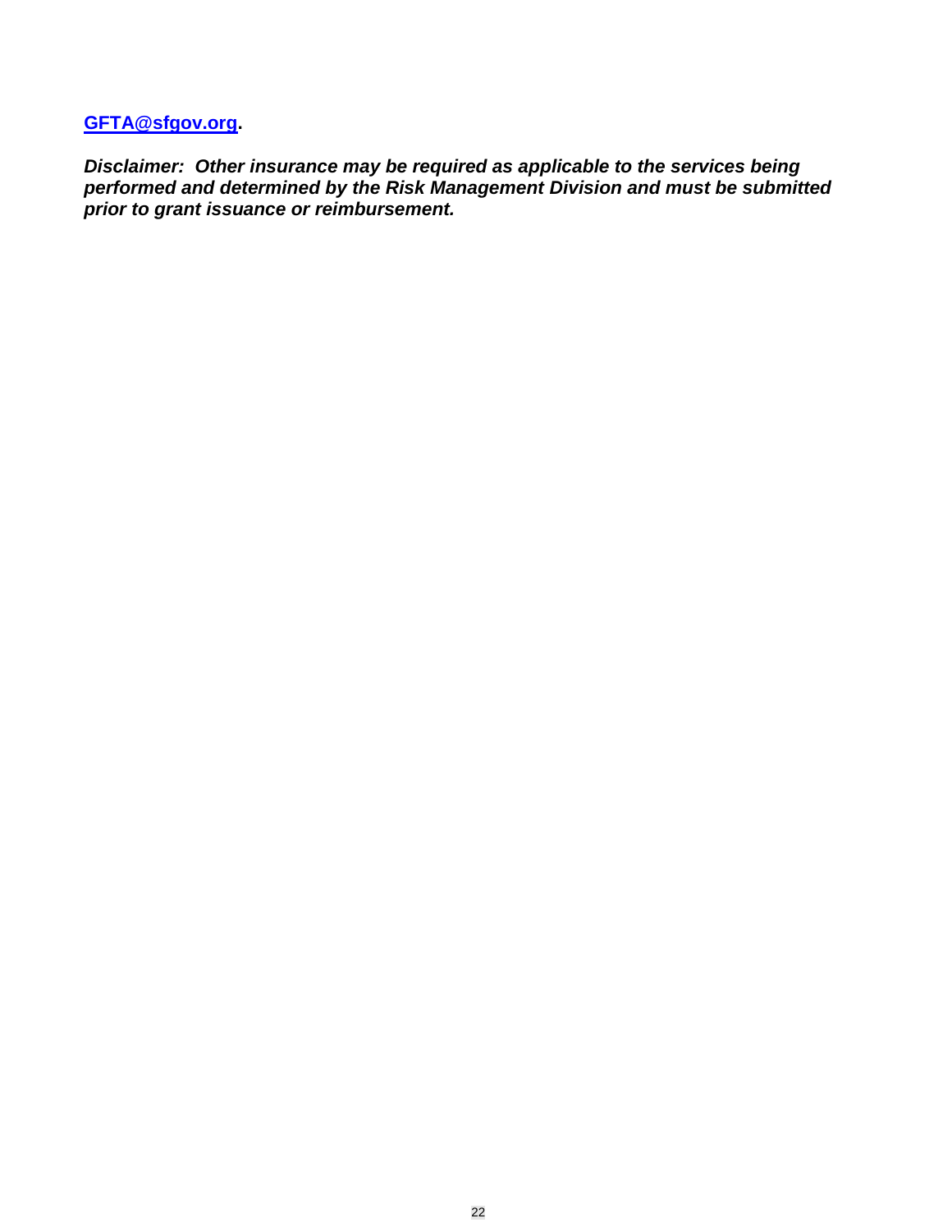**[GFTA@sfgov.org](mailto:GFTA@sfgov.org).**

***Disclaimer: Other insurance may be required as applicable to the services being performed and determined by the Risk Management Division and must be submitted prior to grant issuance or reimbursement.***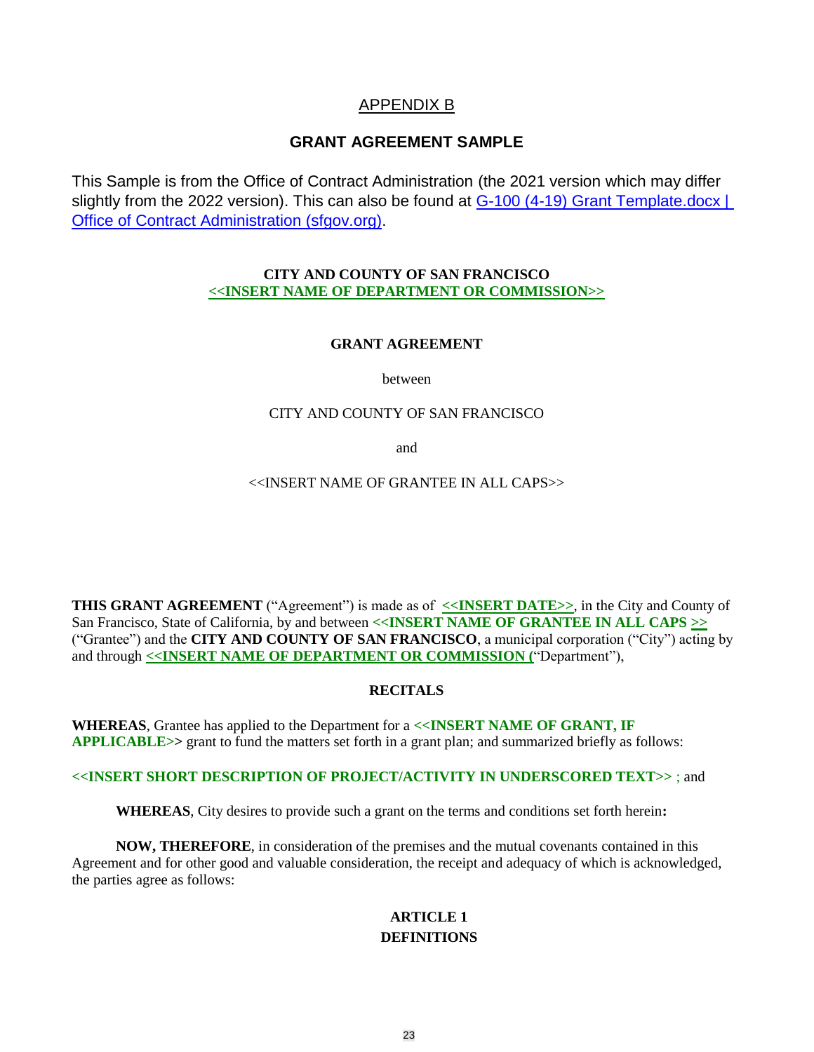# APPENDIX B

## GRANT AGREEMENT SAMPLE

This Sample is from the Office of Contract Administration (the 2021 version which may differ slightly from the 2022 version). This can also be found at [G-100 (4-19) Grant Template.docx | Office of Contract Administration (sfgov.org)](G-100 (4-19) Grant Template.docx | Office of Contract Administration (sfgov.org)).

**CITY AND COUNTY OF SAN FRANCISCO**
**<<INSERT NAME OF DEPARTMENT OR COMMISSION>>**

**GRANT AGREEMENT**

between

CITY AND COUNTY OF SAN FRANCISCO

and

<<INSERT NAME OF GRANTEE IN ALL CAPS>>

**THIS GRANT AGREEMENT** ("Agreement") is made as of **<<INSERT DATE>>**, in the City and County of San Francisco, State of California, by and between **<<INSERT NAME OF GRANTEE IN ALL CAPS >>** ("Grantee") and the **CITY AND COUNTY OF SAN FRANCISCO**, a municipal corporation ("City") acting by and through **<<INSERT NAME OF DEPARTMENT OR COMMISSION (**"Department"),

**RECITALS**

**WHEREAS**, Grantee has applied to the Department for a **<<INSERT NAME OF GRANT, IF APPLICABLE>>** grant to fund the matters set forth in a grant plan; and summarized briefly as follows:

**<<INSERT SHORT DESCRIPTION OF PROJECT/ACTIVITY IN UNDERSCORED TEXT>>** ; and

**WHEREAS**, City desires to provide such a grant on the terms and conditions set forth herein**:**

**NOW, THEREFORE**, in consideration of the premises and the mutual covenants contained in this Agreement and for other good and valuable consideration, the receipt and adequacy of which is acknowledged, the parties agree as follows:

**ARTICLE 1**
**DEFINITIONS**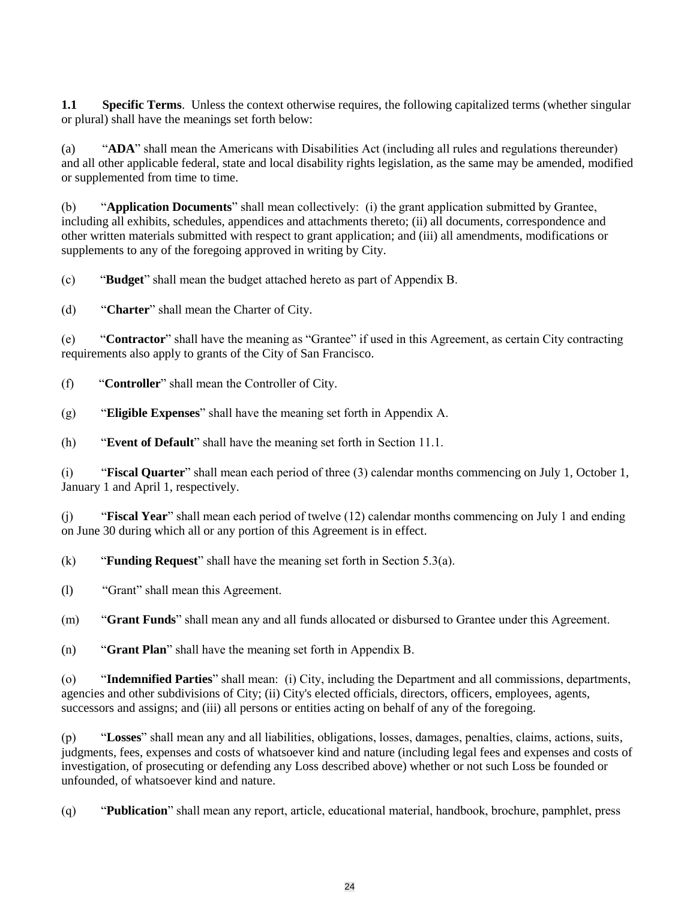**1.1 Specific Terms**. Unless the context otherwise requires, the following capitalized terms (whether singular or plural) shall have the meanings set forth below:

(a) "**ADA**" shall mean the Americans with Disabilities Act (including all rules and regulations thereunder) and all other applicable federal, state and local disability rights legislation, as the same may be amended, modified or supplemented from time to time.

(b) "**Application Documents**" shall mean collectively: (i) the grant application submitted by Grantee, including all exhibits, schedules, appendices and attachments thereto; (ii) all documents, correspondence and other written materials submitted with respect to grant application; and (iii) all amendments, modifications or supplements to any of the foregoing approved in writing by City.

(c) "**Budget**" shall mean the budget attached hereto as part of Appendix B.

(d) "**Charter**" shall mean the Charter of City.

(e) "**Contractor**" shall have the meaning as "Grantee" if used in this Agreement, as certain City contracting requirements also apply to grants of the City of San Francisco.

(f) "**Controller**" shall mean the Controller of City.

(g) "**Eligible Expenses**" shall have the meaning set forth in Appendix A.

(h) "**Event of Default**" shall have the meaning set forth in Section 11.1.

(i) "**Fiscal Quarter**" shall mean each period of three (3) calendar months commencing on July 1, October 1, January 1 and April 1, respectively.

(j) "**Fiscal Year**" shall mean each period of twelve (12) calendar months commencing on July 1 and ending on June 30 during which all or any portion of this Agreement is in effect.

(k) "**Funding Request**" shall have the meaning set forth in Section 5.3(a).

(l) "Grant" shall mean this Agreement.

(m) "**Grant Funds**" shall mean any and all funds allocated or disbursed to Grantee under this Agreement.

(n) "**Grant Plan**" shall have the meaning set forth in Appendix B.

(o) "**Indemnified Parties**" shall mean: (i) City, including the Department and all commissions, departments, agencies and other subdivisions of City; (ii) City's elected officials, directors, officers, employees, agents, successors and assigns; and (iii) all persons or entities acting on behalf of any of the foregoing.

(p) "**Losses**" shall mean any and all liabilities, obligations, losses, damages, penalties, claims, actions, suits, judgments, fees, expenses and costs of whatsoever kind and nature (including legal fees and expenses and costs of investigation, of prosecuting or defending any Loss described above) whether or not such Loss be founded or unfounded, of whatsoever kind and nature.

(q) "**Publication**" shall mean any report, article, educational material, handbook, brochure, pamphlet, press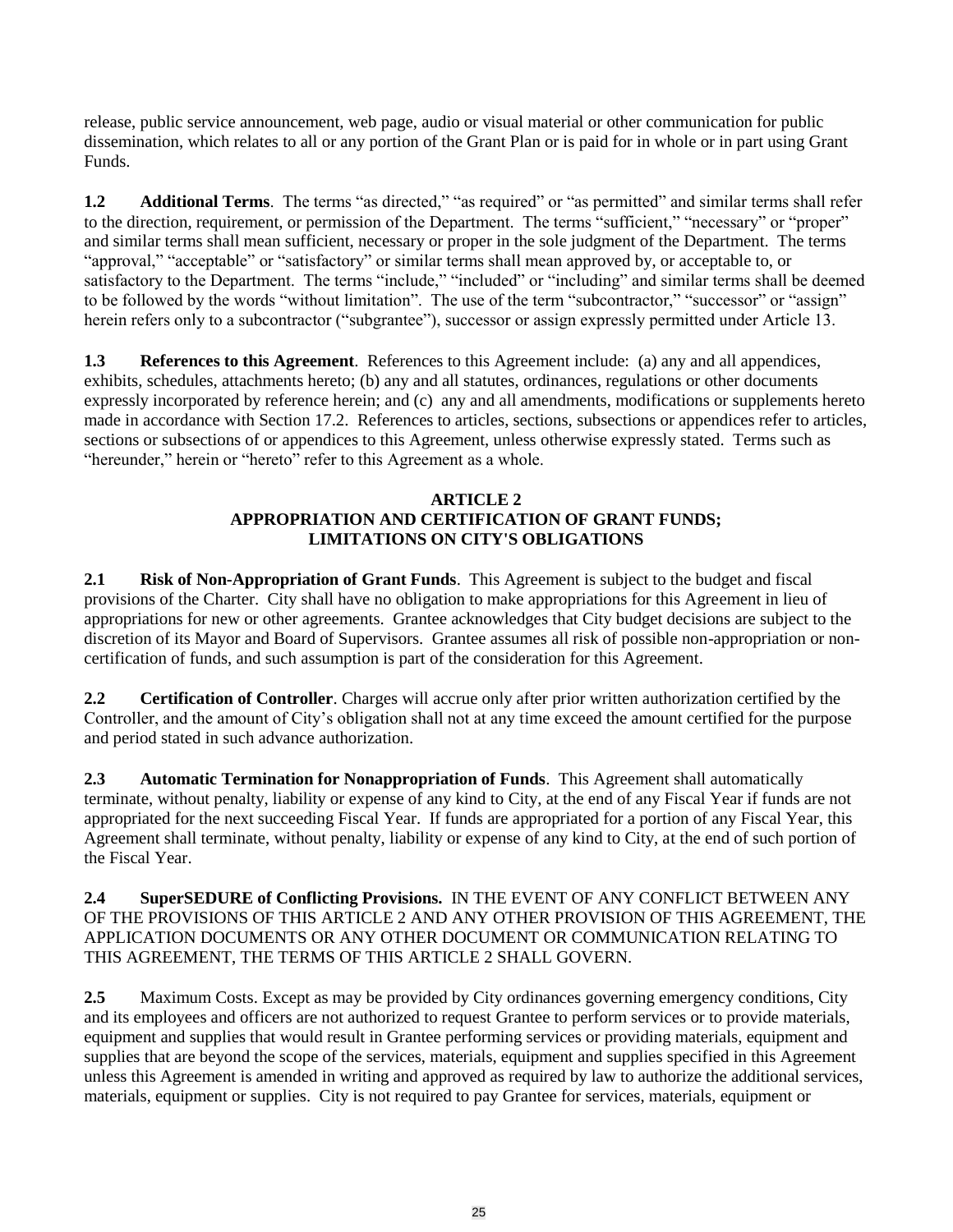release, public service announcement, web page, audio or visual material or other communication for public dissemination, which relates to all or any portion of the Grant Plan or is paid for in whole or in part using Grant Funds.

**1.2 Additional Terms**. The terms "as directed," "as required" or "as permitted" and similar terms shall refer to the direction, requirement, or permission of the Department. The terms "sufficient," "necessary" or "proper" and similar terms shall mean sufficient, necessary or proper in the sole judgment of the Department. The terms "approval," "acceptable" or "satisfactory" or similar terms shall mean approved by, or acceptable to, or satisfactory to the Department. The terms "include," "included" or "including" and similar terms shall be deemed to be followed by the words "without limitation". The use of the term "subcontractor," "successor" or "assign" herein refers only to a subcontractor ("subgrantee"), successor or assign expressly permitted under Article 13.

**1.3 References to this Agreement**. References to this Agreement include: (a) any and all appendices, exhibits, schedules, attachments hereto; (b) any and all statutes, ordinances, regulations or other documents expressly incorporated by reference herein; and (c) any and all amendments, modifications or supplements hereto made in accordance with Section 17.2. References to articles, sections, subsections or appendices refer to articles, sections or subsections of or appendices to this Agreement, unless otherwise expressly stated. Terms such as "hereunder," herein or "hereto" refer to this Agreement as a whole.

## ARTICLE 2
## APPROPRIATION AND CERTIFICATION OF GRANT FUNDS; LIMITATIONS ON CITY'S OBLIGATIONS

**2.1 Risk of Non-Appropriation of Grant Funds**. This Agreement is subject to the budget and fiscal provisions of the Charter. City shall have no obligation to make appropriations for this Agreement in lieu of appropriations for new or other agreements. Grantee acknowledges that City budget decisions are subject to the discretion of its Mayor and Board of Supervisors. Grantee assumes all risk of possible non-appropriation or non-certification of funds, and such assumption is part of the consideration for this Agreement.

**2.2 Certification of Controller**. Charges will accrue only after prior written authorization certified by the Controller, and the amount of City's obligation shall not at any time exceed the amount certified for the purpose and period stated in such advance authorization.

**2.3 Automatic Termination for Nonappropriation of Funds**. This Agreement shall automatically terminate, without penalty, liability or expense of any kind to City, at the end of any Fiscal Year if funds are not appropriated for the next succeeding Fiscal Year. If funds are appropriated for a portion of any Fiscal Year, this Agreement shall terminate, without penalty, liability or expense of any kind to City, at the end of such portion of the Fiscal Year.

**2.4 SuperSEDURE of Conflicting Provisions.** IN THE EVENT OF ANY CONFLICT BETWEEN ANY OF THE PROVISIONS OF THIS ARTICLE 2 AND ANY OTHER PROVISION OF THIS AGREEMENT, THE APPLICATION DOCUMENTS OR ANY OTHER DOCUMENT OR COMMUNICATION RELATING TO THIS AGREEMENT, THE TERMS OF THIS ARTICLE 2 SHALL GOVERN.

**2.5** Maximum Costs. Except as may be provided by City ordinances governing emergency conditions, City and its employees and officers are not authorized to request Grantee to perform services or to provide materials, equipment and supplies that would result in Grantee performing services or providing materials, equipment and supplies that are beyond the scope of the services, materials, equipment and supplies specified in this Agreement unless this Agreement is amended in writing and approved as required by law to authorize the additional services, materials, equipment or supplies. City is not required to pay Grantee for services, materials, equipment or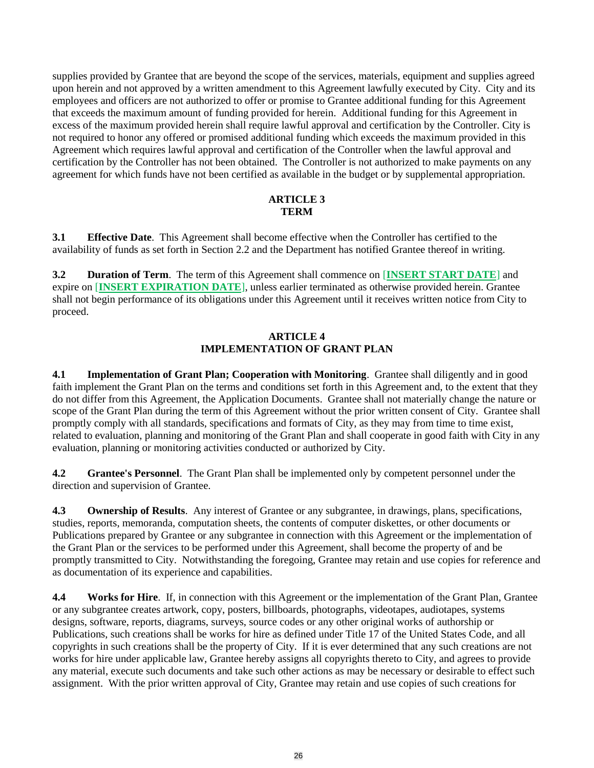supplies provided by Grantee that are beyond the scope of the services, materials, equipment and supplies agreed upon herein and not approved by a written amendment to this Agreement lawfully executed by City. City and its employees and officers are not authorized to offer or promise to Grantee additional funding for this Agreement that exceeds the maximum amount of funding provided for herein. Additional funding for this Agreement in excess of the maximum provided herein shall require lawful approval and certification by the Controller. City is not required to honor any offered or promised additional funding which exceeds the maximum provided in this Agreement which requires lawful approval and certification of the Controller when the lawful approval and certification by the Controller has not been obtained. The Controller is not authorized to make payments on any agreement for which funds have not been certified as available in the budget or by supplemental appropriation.

## ARTICLE 3
## TERM

**3.1 Effective Date**. This Agreement shall become effective when the Controller has certified to the availability of funds as set forth in Section 2.2 and the Department has notified Grantee thereof in writing.

**3.2 Duration of Term**. The term of this Agreement shall commence on [**INSERT START DATE**] and expire on [**INSERT EXPIRATION DATE**], unless earlier terminated as otherwise provided herein. Grantee shall not begin performance of its obligations under this Agreement until it receives written notice from City to proceed.

## ARTICLE 4
## IMPLEMENTATION OF GRANT PLAN

**4.1 Implementation of Grant Plan; Cooperation with Monitoring**. Grantee shall diligently and in good faith implement the Grant Plan on the terms and conditions set forth in this Agreement and, to the extent that they do not differ from this Agreement, the Application Documents. Grantee shall not materially change the nature or scope of the Grant Plan during the term of this Agreement without the prior written consent of City. Grantee shall promptly comply with all standards, specifications and formats of City, as they may from time to time exist, related to evaluation, planning and monitoring of the Grant Plan and shall cooperate in good faith with City in any evaluation, planning or monitoring activities conducted or authorized by City.

**4.2 Grantee's Personnel**. The Grant Plan shall be implemented only by competent personnel under the direction and supervision of Grantee.

**4.3 Ownership of Results**. Any interest of Grantee or any subgrantee, in drawings, plans, specifications, studies, reports, memoranda, computation sheets, the contents of computer diskettes, or other documents or Publications prepared by Grantee or any subgrantee in connection with this Agreement or the implementation of the Grant Plan or the services to be performed under this Agreement, shall become the property of and be promptly transmitted to City. Notwithstanding the foregoing, Grantee may retain and use copies for reference and as documentation of its experience and capabilities.

**4.4 Works for Hire**. If, in connection with this Agreement or the implementation of the Grant Plan, Grantee or any subgrantee creates artwork, copy, posters, billboards, photographs, videotapes, audiotapes, systems designs, software, reports, diagrams, surveys, source codes or any other original works of authorship or Publications, such creations shall be works for hire as defined under Title 17 of the United States Code, and all copyrights in such creations shall be the property of City. If it is ever determined that any such creations are not works for hire under applicable law, Grantee hereby assigns all copyrights thereto to City, and agrees to provide any material, execute such documents and take such other actions as may be necessary or desirable to effect such assignment. With the prior written approval of City, Grantee may retain and use copies of such creations for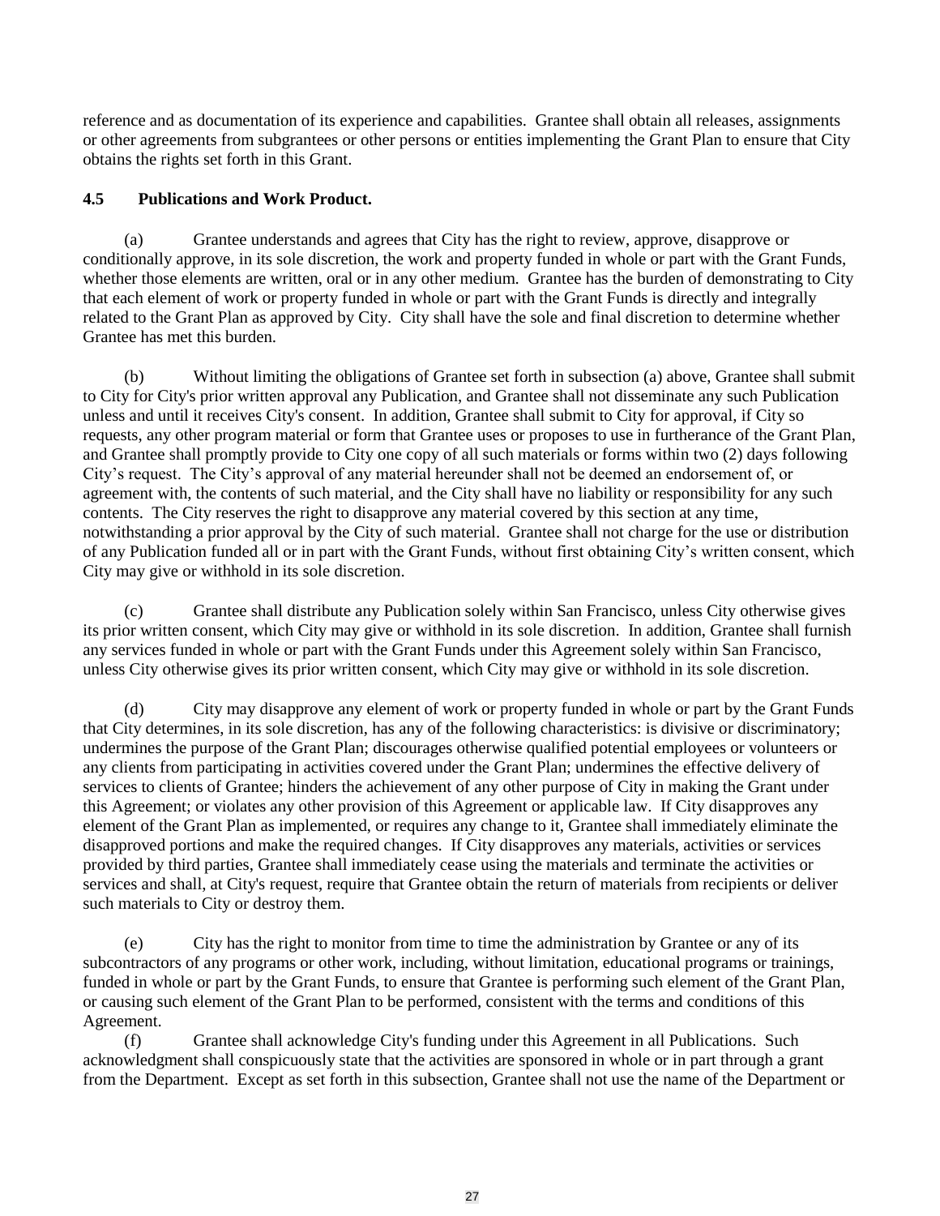reference and as documentation of its experience and capabilities. Grantee shall obtain all releases, assignments or other agreements from subgrantees or other persons or entities implementing the Grant Plan to ensure that City obtains the rights set forth in this Grant.

**4.5 Publications and Work Product.**

(a) Grantee understands and agrees that City has the right to review, approve, disapprove or conditionally approve, in its sole discretion, the work and property funded in whole or part with the Grant Funds, whether those elements are written, oral or in any other medium. Grantee has the burden of demonstrating to City that each element of work or property funded in whole or part with the Grant Funds is directly and integrally related to the Grant Plan as approved by City. City shall have the sole and final discretion to determine whether Grantee has met this burden.

(b) Without limiting the obligations of Grantee set forth in subsection (a) above, Grantee shall submit to City for City's prior written approval any Publication, and Grantee shall not disseminate any such Publication unless and until it receives City's consent. In addition, Grantee shall submit to City for approval, if City so requests, any other program material or form that Grantee uses or proposes to use in furtherance of the Grant Plan, and Grantee shall promptly provide to City one copy of all such materials or forms within two (2) days following City's request. The City's approval of any material hereunder shall not be deemed an endorsement of, or agreement with, the contents of such material, and the City shall have no liability or responsibility for any such contents. The City reserves the right to disapprove any material covered by this section at any time, notwithstanding a prior approval by the City of such material. Grantee shall not charge for the use or distribution of any Publication funded all or in part with the Grant Funds, without first obtaining City's written consent, which City may give or withhold in its sole discretion.

(c) Grantee shall distribute any Publication solely within San Francisco, unless City otherwise gives its prior written consent, which City may give or withhold in its sole discretion. In addition, Grantee shall furnish any services funded in whole or part with the Grant Funds under this Agreement solely within San Francisco, unless City otherwise gives its prior written consent, which City may give or withhold in its sole discretion.

(d) City may disapprove any element of work or property funded in whole or part by the Grant Funds that City determines, in its sole discretion, has any of the following characteristics: is divisive or discriminatory; undermines the purpose of the Grant Plan; discourages otherwise qualified potential employees or volunteers or any clients from participating in activities covered under the Grant Plan; undermines the effective delivery of services to clients of Grantee; hinders the achievement of any other purpose of City in making the Grant under this Agreement; or violates any other provision of this Agreement or applicable law. If City disapproves any element of the Grant Plan as implemented, or requires any change to it, Grantee shall immediately eliminate the disapproved portions and make the required changes. If City disapproves any materials, activities or services provided by third parties, Grantee shall immediately cease using the materials and terminate the activities or services and shall, at City's request, require that Grantee obtain the return of materials from recipients or deliver such materials to City or destroy them.

(e) City has the right to monitor from time to time the administration by Grantee or any of its subcontractors of any programs or other work, including, without limitation, educational programs or trainings, funded in whole or part by the Grant Funds, to ensure that Grantee is performing such element of the Grant Plan, or causing such element of the Grant Plan to be performed, consistent with the terms and conditions of this Agreement.

(f) Grantee shall acknowledge City's funding under this Agreement in all Publications. Such acknowledgment shall conspicuously state that the activities are sponsored in whole or in part through a grant from the Department. Except as set forth in this subsection, Grantee shall not use the name of the Department or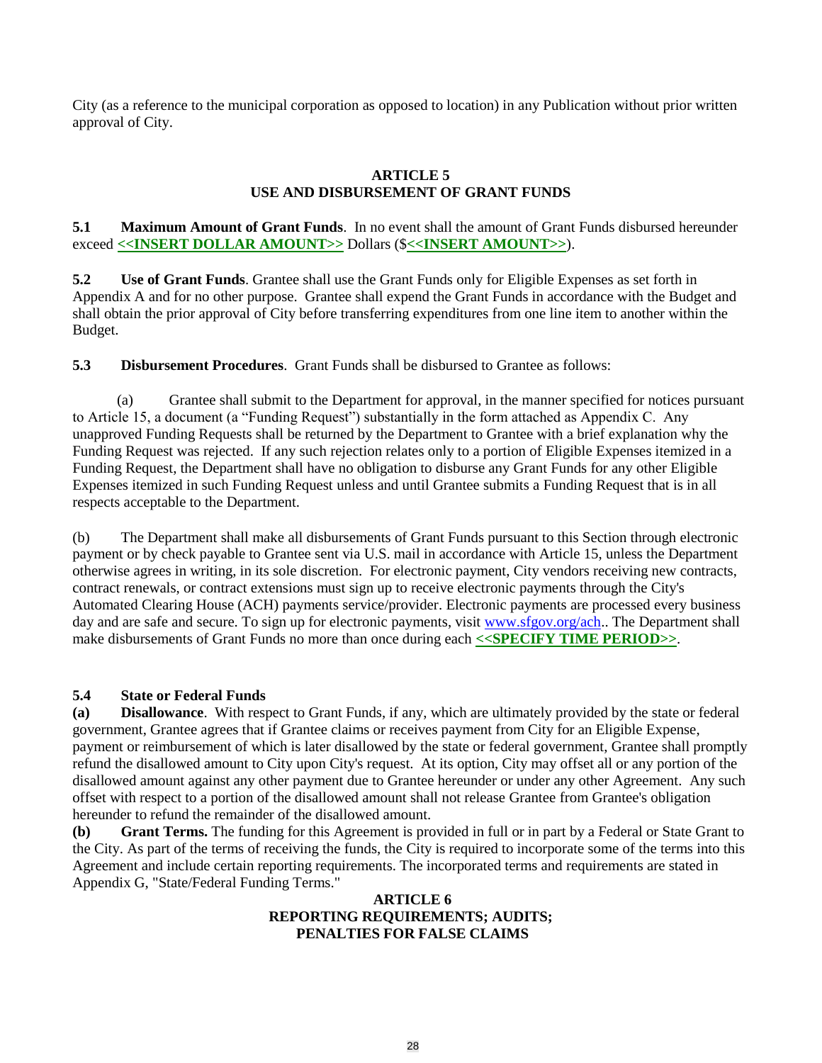City (as a reference to the municipal corporation as opposed to location) in any Publication without prior written approval of City.

## ARTICLE 5
## USE AND DISBURSEMENT OF GRANT FUNDS

**5.1 Maximum Amount of Grant Funds**. In no event shall the amount of Grant Funds disbursed hereunder exceed **<<INSERT DOLLAR AMOUNT>>** Dollars ($**<<INSERT AMOUNT>>**).

**5.2 Use of Grant Funds**. Grantee shall use the Grant Funds only for Eligible Expenses as set forth in Appendix A and for no other purpose. Grantee shall expend the Grant Funds in accordance with the Budget and shall obtain the prior approval of City before transferring expenditures from one line item to another within the Budget.

**5.3 Disbursement Procedures**. Grant Funds shall be disbursed to Grantee as follows:

(a) Grantee shall submit to the Department for approval, in the manner specified for notices pursuant to Article 15, a document (a "Funding Request") substantially in the form attached as Appendix C. Any unapproved Funding Requests shall be returned by the Department to Grantee with a brief explanation why the Funding Request was rejected. If any such rejection relates only to a portion of Eligible Expenses itemized in a Funding Request, the Department shall have no obligation to disburse any Grant Funds for any other Eligible Expenses itemized in such Funding Request unless and until Grantee submits a Funding Request that is in all respects acceptable to the Department.

(b) The Department shall make all disbursements of Grant Funds pursuant to this Section through electronic payment or by check payable to Grantee sent via U.S. mail in accordance with Article 15, unless the Department otherwise agrees in writing, in its sole discretion. For electronic payment, City vendors receiving new contracts, contract renewals, or contract extensions must sign up to receive electronic payments through the City's Automated Clearing House (ACH) payments service/provider. Electronic payments are processed every business day and are safe and secure. To sign up for electronic payments, visit www.sfgov.org/ach.. The Department shall make disbursements of Grant Funds no more than once during each **<<SPECIFY TIME PERIOD>>**.

**5.4 State or Federal Funds**

**(a) Disallowance**. With respect to Grant Funds, if any, which are ultimately provided by the state or federal government, Grantee agrees that if Grantee claims or receives payment from City for an Eligible Expense, payment or reimbursement of which is later disallowed by the state or federal government, Grantee shall promptly refund the disallowed amount to City upon City's request. At its option, City may offset all or any portion of the disallowed amount against any other payment due to Grantee hereunder or under any other Agreement. Any such offset with respect to a portion of the disallowed amount shall not release Grantee from Grantee's obligation hereunder to refund the remainder of the disallowed amount.

**(b) Grant Terms.** The funding for this Agreement is provided in full or in part by a Federal or State Grant to the City. As part of the terms of receiving the funds, the City is required to incorporate some of the terms into this Agreement and include certain reporting requirements. The incorporated terms and requirements are stated in Appendix G, "State/Federal Funding Terms."

## ARTICLE 6
## REPORTING REQUIREMENTS; AUDITS; PENALTIES FOR FALSE CLAIMS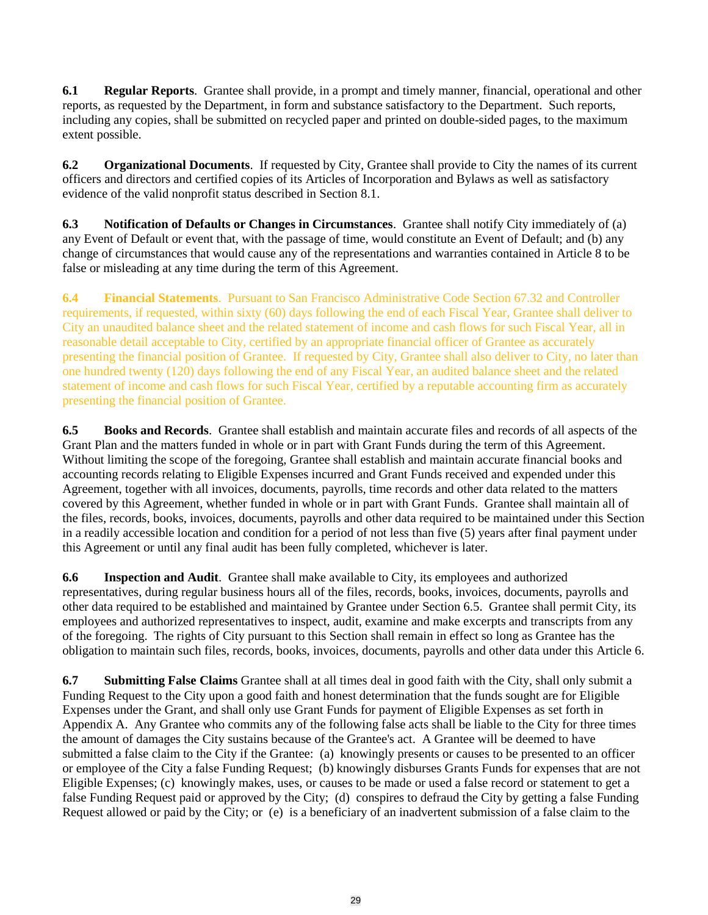**6.1 Regular Reports**. Grantee shall provide, in a prompt and timely manner, financial, operational and other reports, as requested by the Department, in form and substance satisfactory to the Department. Such reports, including any copies, shall be submitted on recycled paper and printed on double-sided pages, to the maximum extent possible.

**6.2 Organizational Documents**. If requested by City, Grantee shall provide to City the names of its current officers and directors and certified copies of its Articles of Incorporation and Bylaws as well as satisfactory evidence of the valid nonprofit status described in Section 8.1.

**6.3 Notification of Defaults or Changes in Circumstances**. Grantee shall notify City immediately of (a) any Event of Default or event that, with the passage of time, would constitute an Event of Default; and (b) any change of circumstances that would cause any of the representations and warranties contained in Article 8 to be false or misleading at any time during the term of this Agreement.

**6.4 Financial Statements**. Pursuant to San Francisco Administrative Code Section 67.32 and Controller requirements, if requested, within sixty (60) days following the end of each Fiscal Year, Grantee shall deliver to City an unaudited balance sheet and the related statement of income and cash flows for such Fiscal Year, all in reasonable detail acceptable to City, certified by an appropriate financial officer of Grantee as accurately presenting the financial position of Grantee. If requested by City, Grantee shall also deliver to City, no later than one hundred twenty (120) days following the end of any Fiscal Year, an audited balance sheet and the related statement of income and cash flows for such Fiscal Year, certified by a reputable accounting firm as accurately presenting the financial position of Grantee.

**6.5 Books and Records**. Grantee shall establish and maintain accurate files and records of all aspects of the Grant Plan and the matters funded in whole or in part with Grant Funds during the term of this Agreement. Without limiting the scope of the foregoing, Grantee shall establish and maintain accurate financial books and accounting records relating to Eligible Expenses incurred and Grant Funds received and expended under this Agreement, together with all invoices, documents, payrolls, time records and other data related to the matters covered by this Agreement, whether funded in whole or in part with Grant Funds. Grantee shall maintain all of the files, records, books, invoices, documents, payrolls and other data required to be maintained under this Section in a readily accessible location and condition for a period of not less than five (5) years after final payment under this Agreement or until any final audit has been fully completed, whichever is later.

**6.6 Inspection and Audit**. Grantee shall make available to City, its employees and authorized representatives, during regular business hours all of the files, records, books, invoices, documents, payrolls and other data required to be established and maintained by Grantee under Section 6.5. Grantee shall permit City, its employees and authorized representatives to inspect, audit, examine and make excerpts and transcripts from any of the foregoing. The rights of City pursuant to this Section shall remain in effect so long as Grantee has the obligation to maintain such files, records, books, invoices, documents, payrolls and other data under this Article 6.

**6.7 Submitting False Claims** Grantee shall at all times deal in good faith with the City, shall only submit a Funding Request to the City upon a good faith and honest determination that the funds sought are for Eligible Expenses under the Grant, and shall only use Grant Funds for payment of Eligible Expenses as set forth in Appendix A. Any Grantee who commits any of the following false acts shall be liable to the City for three times the amount of damages the City sustains because of the Grantee's act. A Grantee will be deemed to have submitted a false claim to the City if the Grantee: (a) knowingly presents or causes to be presented to an officer or employee of the City a false Funding Request; (b) knowingly disburses Grants Funds for expenses that are not Eligible Expenses; (c) knowingly makes, uses, or causes to be made or used a false record or statement to get a false Funding Request paid or approved by the City; (d) conspires to defraud the City by getting a false Funding Request allowed or paid by the City; or (e) is a beneficiary of an inadvertent submission of a false claim to the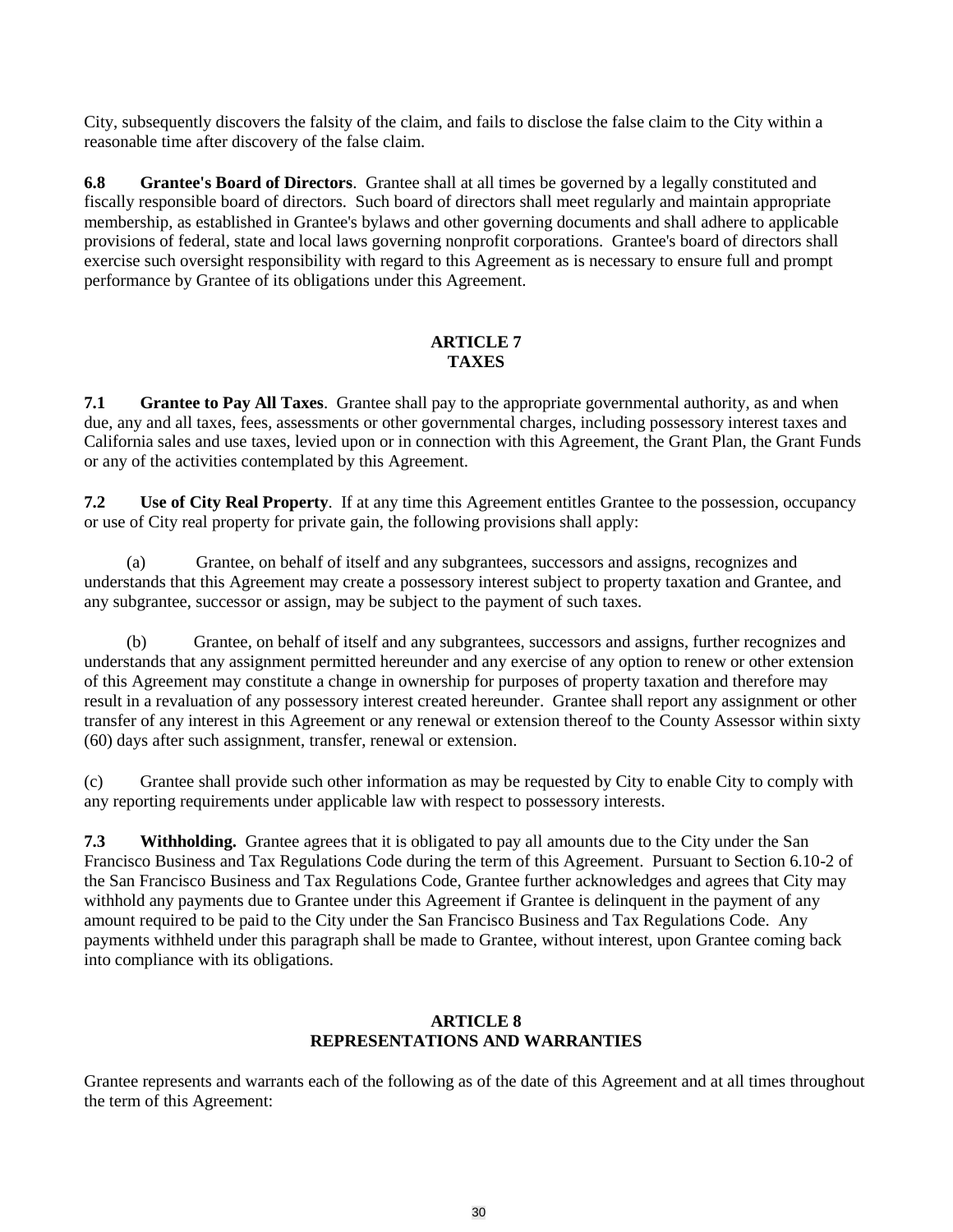City, subsequently discovers the falsity of the claim, and fails to disclose the false claim to the City within a reasonable time after discovery of the false claim.

**6.8 Grantee's Board of Directors**. Grantee shall at all times be governed by a legally constituted and fiscally responsible board of directors. Such board of directors shall meet regularly and maintain appropriate membership, as established in Grantee's bylaws and other governing documents and shall adhere to applicable provisions of federal, state and local laws governing nonprofit corporations. Grantee's board of directors shall exercise such oversight responsibility with regard to this Agreement as is necessary to ensure full and prompt performance by Grantee of its obligations under this Agreement.

## ARTICLE 7
## TAXES

**7.1 Grantee to Pay All Taxes**. Grantee shall pay to the appropriate governmental authority, as and when due, any and all taxes, fees, assessments or other governmental charges, including possessory interest taxes and California sales and use taxes, levied upon or in connection with this Agreement, the Grant Plan, the Grant Funds or any of the activities contemplated by this Agreement.

**7.2 Use of City Real Property**. If at any time this Agreement entitles Grantee to the possession, occupancy or use of City real property for private gain, the following provisions shall apply:

(a) Grantee, on behalf of itself and any subgrantees, successors and assigns, recognizes and understands that this Agreement may create a possessory interest subject to property taxation and Grantee, and any subgrantee, successor or assign, may be subject to the payment of such taxes.

(b) Grantee, on behalf of itself and any subgrantees, successors and assigns, further recognizes and understands that any assignment permitted hereunder and any exercise of any option to renew or other extension of this Agreement may constitute a change in ownership for purposes of property taxation and therefore may result in a revaluation of any possessory interest created hereunder. Grantee shall report any assignment or other transfer of any interest in this Agreement or any renewal or extension thereof to the County Assessor within sixty (60) days after such assignment, transfer, renewal or extension.

(c) Grantee shall provide such other information as may be requested by City to enable City to comply with any reporting requirements under applicable law with respect to possessory interests.

**7.3 Withholding.** Grantee agrees that it is obligated to pay all amounts due to the City under the San Francisco Business and Tax Regulations Code during the term of this Agreement. Pursuant to Section 6.10-2 of the San Francisco Business and Tax Regulations Code, Grantee further acknowledges and agrees that City may withhold any payments due to Grantee under this Agreement if Grantee is delinquent in the payment of any amount required to be paid to the City under the San Francisco Business and Tax Regulations Code. Any payments withheld under this paragraph shall be made to Grantee, without interest, upon Grantee coming back into compliance with its obligations.

## ARTICLE 8
## REPRESENTATIONS AND WARRANTIES

Grantee represents and warrants each of the following as of the date of this Agreement and at all times throughout the term of this Agreement: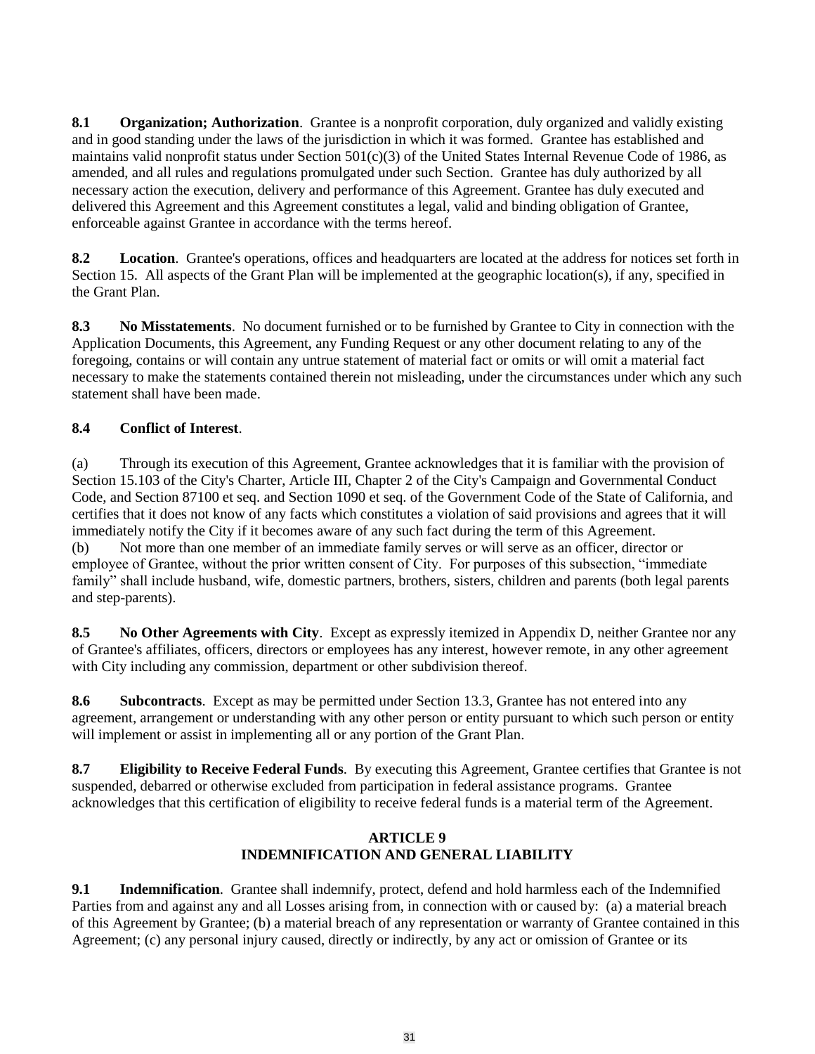**8.1 Organization; Authorization**. Grantee is a nonprofit corporation, duly organized and validly existing and in good standing under the laws of the jurisdiction in which it was formed. Grantee has established and maintains valid nonprofit status under Section 501(c)(3) of the United States Internal Revenue Code of 1986, as amended, and all rules and regulations promulgated under such Section. Grantee has duly authorized by all necessary action the execution, delivery and performance of this Agreement. Grantee has duly executed and delivered this Agreement and this Agreement constitutes a legal, valid and binding obligation of Grantee, enforceable against Grantee in accordance with the terms hereof.

**8.2 Location**. Grantee's operations, offices and headquarters are located at the address for notices set forth in Section 15. All aspects of the Grant Plan will be implemented at the geographic location(s), if any, specified in the Grant Plan.

**8.3 No Misstatements**. No document furnished or to be furnished by Grantee to City in connection with the Application Documents, this Agreement, any Funding Request or any other document relating to any of the foregoing, contains or will contain any untrue statement of material fact or omits or will omit a material fact necessary to make the statements contained therein not misleading, under the circumstances under which any such statement shall have been made.

**8.4 Conflict of Interest**.

(a) Through its execution of this Agreement, Grantee acknowledges that it is familiar with the provision of Section 15.103 of the City's Charter, Article III, Chapter 2 of the City's Campaign and Governmental Conduct Code, and Section 87100 et seq. and Section 1090 et seq. of the Government Code of the State of California, and certifies that it does not know of any facts which constitutes a violation of said provisions and agrees that it will immediately notify the City if it becomes aware of any such fact during the term of this Agreement.

(b) Not more than one member of an immediate family serves or will serve as an officer, director or employee of Grantee, without the prior written consent of City. For purposes of this subsection, "immediate family" shall include husband, wife, domestic partners, brothers, sisters, children and parents (both legal parents and step-parents).

**8.5 No Other Agreements with City**. Except as expressly itemized in Appendix D, neither Grantee nor any of Grantee's affiliates, officers, directors or employees has any interest, however remote, in any other agreement with City including any commission, department or other subdivision thereof.

**8.6 Subcontracts**. Except as may be permitted under Section 13.3, Grantee has not entered into any agreement, arrangement or understanding with any other person or entity pursuant to which such person or entity will implement or assist in implementing all or any portion of the Grant Plan.

**8.7 Eligibility to Receive Federal Funds**. By executing this Agreement, Grantee certifies that Grantee is not suspended, debarred or otherwise excluded from participation in federal assistance programs. Grantee acknowledges that this certification of eligibility to receive federal funds is a material term of the Agreement.

## ARTICLE 9
## INDEMNIFICATION AND GENERAL LIABILITY

**9.1 Indemnification**. Grantee shall indemnify, protect, defend and hold harmless each of the Indemnified Parties from and against any and all Losses arising from, in connection with or caused by: (a) a material breach of this Agreement by Grantee; (b) a material breach of any representation or warranty of Grantee contained in this Agreement; (c) any personal injury caused, directly or indirectly, by any act or omission of Grantee or its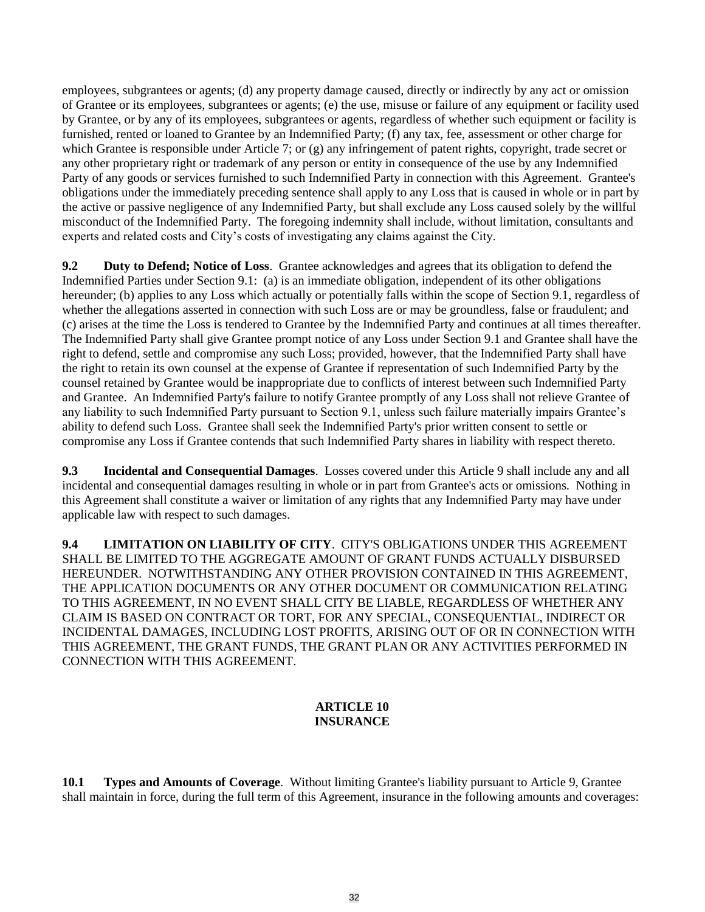employees, subgrantees or agents; (d) any property damage caused, directly or indirectly by any act or omission of Grantee or its employees, subgrantees or agents; (e) the use, misuse or failure of any equipment or facility used by Grantee, or by any of its employees, subgrantees or agents, regardless of whether such equipment or facility is furnished, rented or loaned to Grantee by an Indemnified Party; (f) any tax, fee, assessment or other charge for which Grantee is responsible under Article 7; or (g) any infringement of patent rights, copyright, trade secret or any other proprietary right or trademark of any person or entity in consequence of the use by any Indemnified Party of any goods or services furnished to such Indemnified Party in connection with this Agreement. Grantee's obligations under the immediately preceding sentence shall apply to any Loss that is caused in whole or in part by the active or passive negligence of any Indemnified Party, but shall exclude any Loss caused solely by the willful misconduct of the Indemnified Party. The foregoing indemnity shall include, without limitation, consultants and experts and related costs and City's costs of investigating any claims against the City.

**9.2 Duty to Defend; Notice of Loss**. Grantee acknowledges and agrees that its obligation to defend the Indemnified Parties under Section 9.1: (a) is an immediate obligation, independent of its other obligations hereunder; (b) applies to any Loss which actually or potentially falls within the scope of Section 9.1, regardless of whether the allegations asserted in connection with such Loss are or may be groundless, false or fraudulent; and (c) arises at the time the Loss is tendered to Grantee by the Indemnified Party and continues at all times thereafter. The Indemnified Party shall give Grantee prompt notice of any Loss under Section 9.1 and Grantee shall have the right to defend, settle and compromise any such Loss; provided, however, that the Indemnified Party shall have the right to retain its own counsel at the expense of Grantee if representation of such Indemnified Party by the counsel retained by Grantee would be inappropriate due to conflicts of interest between such Indemnified Party and Grantee. An Indemnified Party's failure to notify Grantee promptly of any Loss shall not relieve Grantee of any liability to such Indemnified Party pursuant to Section 9.1, unless such failure materially impairs Grantee's ability to defend such Loss. Grantee shall seek the Indemnified Party's prior written consent to settle or compromise any Loss if Grantee contends that such Indemnified Party shares in liability with respect thereto.

**9.3 Incidental and Consequential Damages**. Losses covered under this Article 9 shall include any and all incidental and consequential damages resulting in whole or in part from Grantee's acts or omissions. Nothing in this Agreement shall constitute a waiver or limitation of any rights that any Indemnified Party may have under applicable law with respect to such damages.

**9.4 LIMITATION ON LIABILITY OF CITY**. CITY'S OBLIGATIONS UNDER THIS AGREEMENT SHALL BE LIMITED TO THE AGGREGATE AMOUNT OF GRANT FUNDS ACTUALLY DISBURSED HEREUNDER. NOTWITHSTANDING ANY OTHER PROVISION CONTAINED IN THIS AGREEMENT, THE APPLICATION DOCUMENTS OR ANY OTHER DOCUMENT OR COMMUNICATION RELATING TO THIS AGREEMENT, IN NO EVENT SHALL CITY BE LIABLE, REGARDLESS OF WHETHER ANY CLAIM IS BASED ON CONTRACT OR TORT, FOR ANY SPECIAL, CONSEQUENTIAL, INDIRECT OR INCIDENTAL DAMAGES, INCLUDING LOST PROFITS, ARISING OUT OF OR IN CONNECTION WITH THIS AGREEMENT, THE GRANT FUNDS, THE GRANT PLAN OR ANY ACTIVITIES PERFORMED IN CONNECTION WITH THIS AGREEMENT.

## ARTICLE 10
## INSURANCE

**10.1 Types and Amounts of Coverage**. Without limiting Grantee's liability pursuant to Article 9, Grantee shall maintain in force, during the full term of this Agreement, insurance in the following amounts and coverages: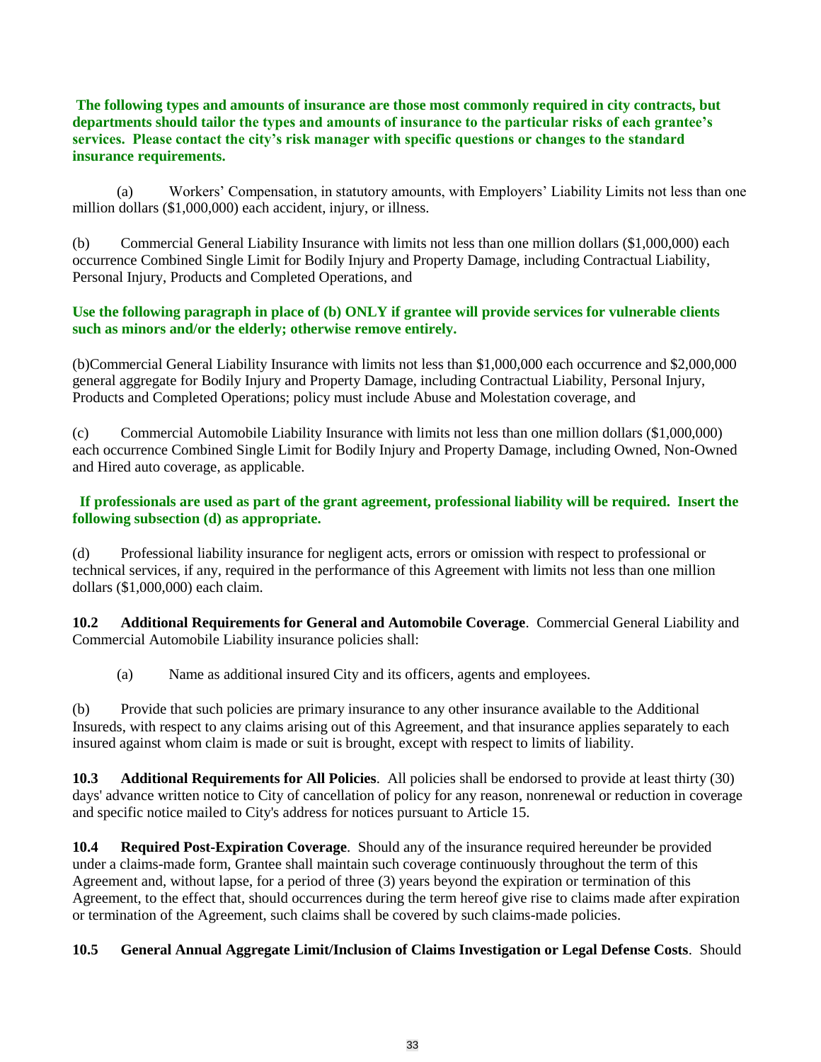**The following types and amounts of insurance are those most commonly required in city contracts, but departments should tailor the types and amounts of insurance to the particular risks of each grantee's services. Please contact the city's risk manager with specific questions or changes to the standard insurance requirements.**

(a) Workers' Compensation, in statutory amounts, with Employers' Liability Limits not less than one million dollars ($1,000,000) each accident, injury, or illness.

(b) Commercial General Liability Insurance with limits not less than one million dollars ($1,000,000) each occurrence Combined Single Limit for Bodily Injury and Property Damage, including Contractual Liability, Personal Injury, Products and Completed Operations, and

**Use the following paragraph in place of (b) ONLY if grantee will provide services for vulnerable clients such as minors and/or the elderly; otherwise remove entirely.**

(b)Commercial General Liability Insurance with limits not less than $1,000,000 each occurrence and $2,000,000 general aggregate for Bodily Injury and Property Damage, including Contractual Liability, Personal Injury, Products and Completed Operations; policy must include Abuse and Molestation coverage, and

(c) Commercial Automobile Liability Insurance with limits not less than one million dollars ($1,000,000) each occurrence Combined Single Limit for Bodily Injury and Property Damage, including Owned, Non-Owned and Hired auto coverage, as applicable.

**If professionals are used as part of the grant agreement, professional liability will be required. Insert the following subsection (d) as appropriate.**

(d) Professional liability insurance for negligent acts, errors or omission with respect to professional or technical services, if any, required in the performance of this Agreement with limits not less than one million dollars ($1,000,000) each claim.

**10.2 Additional Requirements for General and Automobile Coverage**. Commercial General Liability and Commercial Automobile Liability insurance policies shall:

(a) Name as additional insured City and its officers, agents and employees.

(b) Provide that such policies are primary insurance to any other insurance available to the Additional Insureds, with respect to any claims arising out of this Agreement, and that insurance applies separately to each insured against whom claim is made or suit is brought, except with respect to limits of liability.

**10.3 Additional Requirements for All Policies**. All policies shall be endorsed to provide at least thirty (30) days' advance written notice to City of cancellation of policy for any reason, nonrenewal or reduction in coverage and specific notice mailed to City's address for notices pursuant to Article 15.

**10.4 Required Post-Expiration Coverage**. Should any of the insurance required hereunder be provided under a claims-made form, Grantee shall maintain such coverage continuously throughout the term of this Agreement and, without lapse, for a period of three (3) years beyond the expiration or termination of this Agreement, to the effect that, should occurrences during the term hereof give rise to claims made after expiration or termination of the Agreement, such claims shall be covered by such claims-made policies.

**10.5 General Annual Aggregate Limit/Inclusion of Claims Investigation or Legal Defense Costs**. Should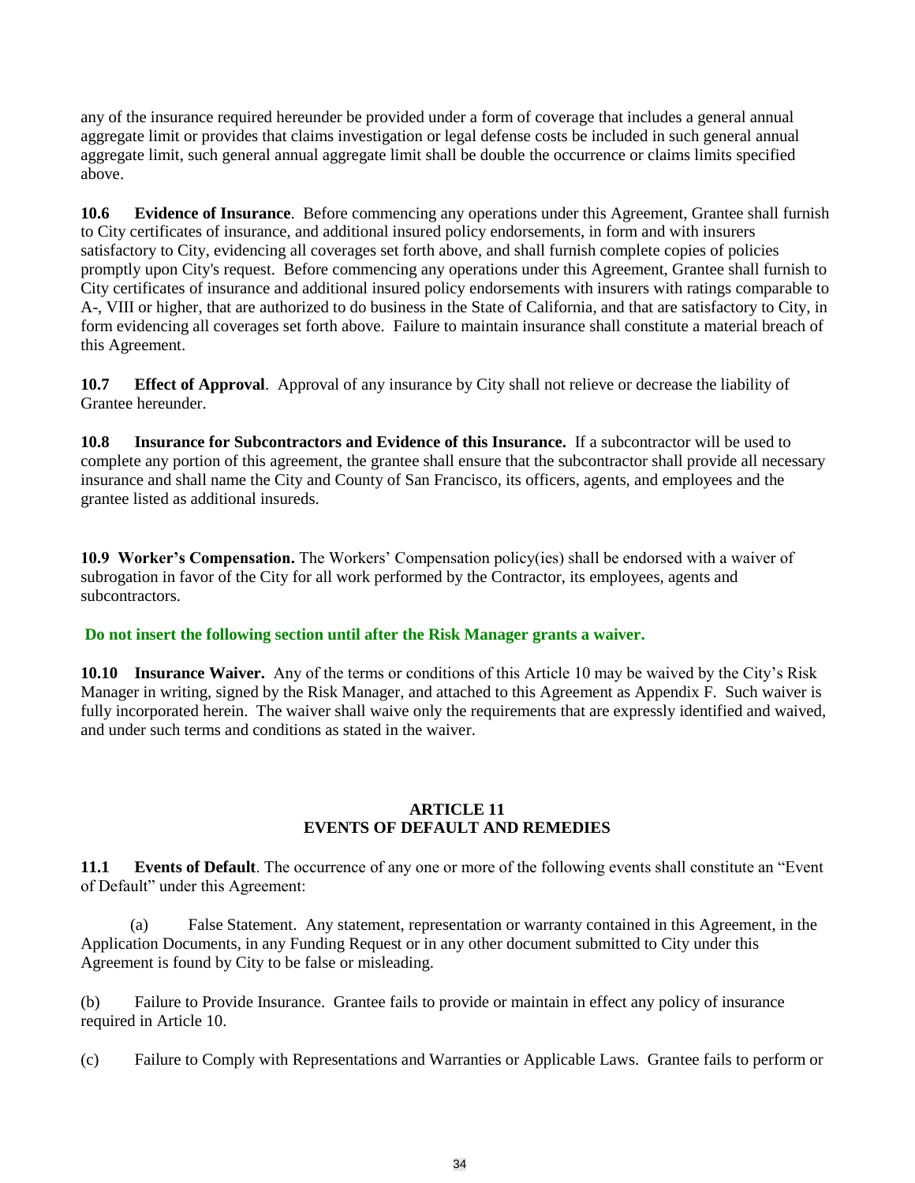any of the insurance required hereunder be provided under a form of coverage that includes a general annual aggregate limit or provides that claims investigation or legal defense costs be included in such general annual aggregate limit, such general annual aggregate limit shall be double the occurrence or claims limits specified above.

**10.6 Evidence of Insurance**. Before commencing any operations under this Agreement, Grantee shall furnish to City certificates of insurance, and additional insured policy endorsements, in form and with insurers satisfactory to City, evidencing all coverages set forth above, and shall furnish complete copies of policies promptly upon City's request. Before commencing any operations under this Agreement, Grantee shall furnish to City certificates of insurance and additional insured policy endorsements with insurers with ratings comparable to A-, VIII or higher, that are authorized to do business in the State of California, and that are satisfactory to City, in form evidencing all coverages set forth above. Failure to maintain insurance shall constitute a material breach of this Agreement.

**10.7 Effect of Approval**. Approval of any insurance by City shall not relieve or decrease the liability of Grantee hereunder.

**10.8 Insurance for Subcontractors and Evidence of this Insurance.** If a subcontractor will be used to complete any portion of this agreement, the grantee shall ensure that the subcontractor shall provide all necessary insurance and shall name the City and County of San Francisco, its officers, agents, and employees and the grantee listed as additional insureds.

**10.9 Worker's Compensation.** The Workers' Compensation policy(ies) shall be endorsed with a waiver of subrogation in favor of the City for all work performed by the Contractor, its employees, agents and subcontractors.

**Do not insert the following section until after the Risk Manager grants a waiver.**

**10.10 Insurance Waiver.** Any of the terms or conditions of this Article 10 may be waived by the City's Risk Manager in writing, signed by the Risk Manager, and attached to this Agreement as Appendix F. Such waiver is fully incorporated herein. The waiver shall waive only the requirements that are expressly identified and waived, and under such terms and conditions as stated in the waiver.

## ARTICLE 11
## EVENTS OF DEFAULT AND REMEDIES

**11.1 Events of Default**. The occurrence of any one or more of the following events shall constitute an "Event of Default" under this Agreement:

(a) False Statement. Any statement, representation or warranty contained in this Agreement, in the Application Documents, in any Funding Request or in any other document submitted to City under this Agreement is found by City to be false or misleading.

(b) Failure to Provide Insurance. Grantee fails to provide or maintain in effect any policy of insurance required in Article 10.

(c) Failure to Comply with Representations and Warranties or Applicable Laws. Grantee fails to perform or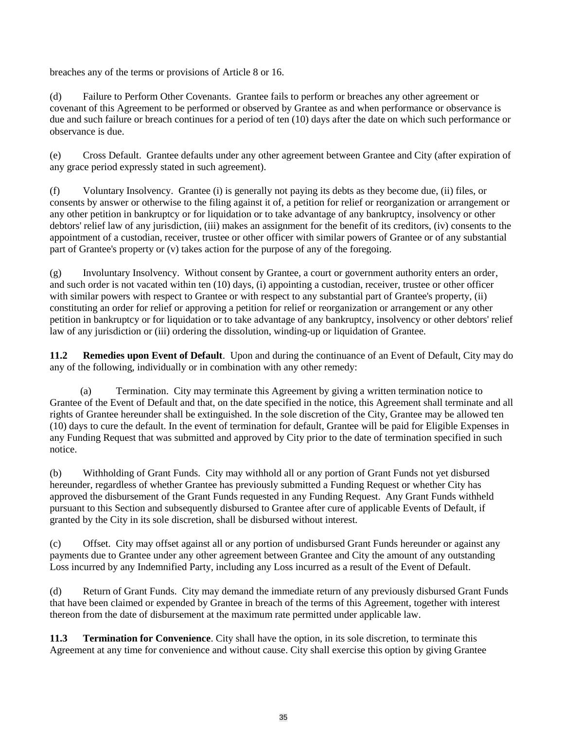breaches any of the terms or provisions of Article 8 or 16.

(d) Failure to Perform Other Covenants. Grantee fails to perform or breaches any other agreement or covenant of this Agreement to be performed or observed by Grantee as and when performance or observance is due and such failure or breach continues for a period of ten (10) days after the date on which such performance or observance is due.

(e) Cross Default. Grantee defaults under any other agreement between Grantee and City (after expiration of any grace period expressly stated in such agreement).

(f) Voluntary Insolvency. Grantee (i) is generally not paying its debts as they become due, (ii) files, or consents by answer or otherwise to the filing against it of, a petition for relief or reorganization or arrangement or any other petition in bankruptcy or for liquidation or to take advantage of any bankruptcy, insolvency or other debtors' relief law of any jurisdiction, (iii) makes an assignment for the benefit of its creditors, (iv) consents to the appointment of a custodian, receiver, trustee or other officer with similar powers of Grantee or of any substantial part of Grantee's property or (v) takes action for the purpose of any of the foregoing.

(g) Involuntary Insolvency. Without consent by Grantee, a court or government authority enters an order, and such order is not vacated within ten (10) days, (i) appointing a custodian, receiver, trustee or other officer with similar powers with respect to Grantee or with respect to any substantial part of Grantee's property, (ii) constituting an order for relief or approving a petition for relief or reorganization or arrangement or any other petition in bankruptcy or for liquidation or to take advantage of any bankruptcy, insolvency or other debtors' relief law of any jurisdiction or (iii) ordering the dissolution, winding-up or liquidation of Grantee.

**11.2 Remedies upon Event of Default**. Upon and during the continuance of an Event of Default, City may do any of the following, individually or in combination with any other remedy:

(a) Termination. City may terminate this Agreement by giving a written termination notice to Grantee of the Event of Default and that, on the date specified in the notice, this Agreement shall terminate and all rights of Grantee hereunder shall be extinguished. In the sole discretion of the City, Grantee may be allowed ten (10) days to cure the default. In the event of termination for default, Grantee will be paid for Eligible Expenses in any Funding Request that was submitted and approved by City prior to the date of termination specified in such notice.

(b) Withholding of Grant Funds. City may withhold all or any portion of Grant Funds not yet disbursed hereunder, regardless of whether Grantee has previously submitted a Funding Request or whether City has approved the disbursement of the Grant Funds requested in any Funding Request. Any Grant Funds withheld pursuant to this Section and subsequently disbursed to Grantee after cure of applicable Events of Default, if granted by the City in its sole discretion, shall be disbursed without interest.

(c) Offset. City may offset against all or any portion of undisbursed Grant Funds hereunder or against any payments due to Grantee under any other agreement between Grantee and City the amount of any outstanding Loss incurred by any Indemnified Party, including any Loss incurred as a result of the Event of Default.

(d) Return of Grant Funds. City may demand the immediate return of any previously disbursed Grant Funds that have been claimed or expended by Grantee in breach of the terms of this Agreement, together with interest thereon from the date of disbursement at the maximum rate permitted under applicable law.

**11.3 Termination for Convenience**. City shall have the option, in its sole discretion, to terminate this Agreement at any time for convenience and without cause. City shall exercise this option by giving Grantee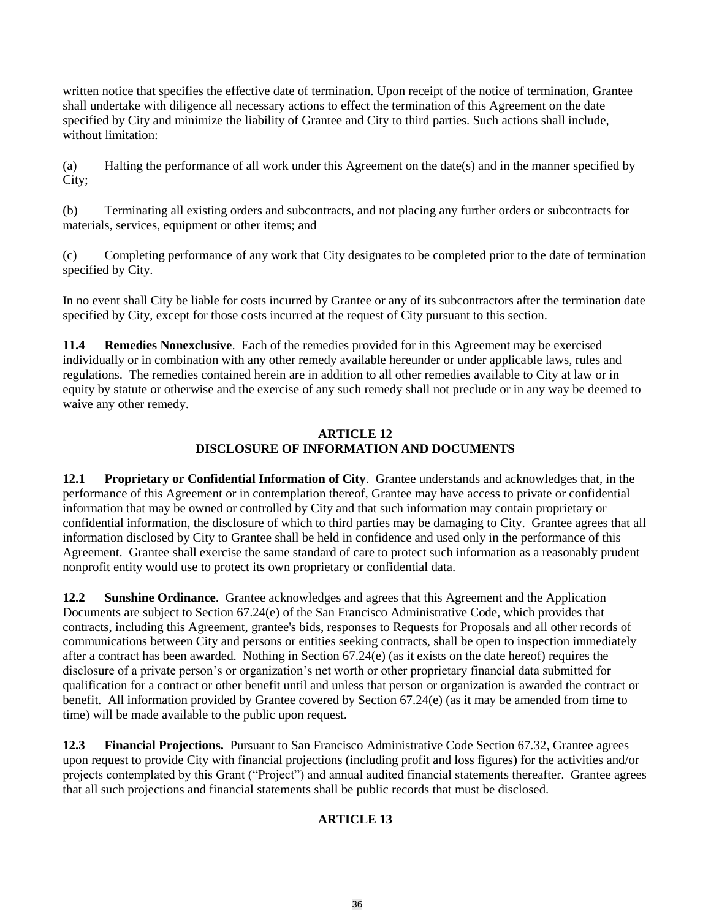written notice that specifies the effective date of termination. Upon receipt of the notice of termination, Grantee shall undertake with diligence all necessary actions to effect the termination of this Agreement on the date specified by City and minimize the liability of Grantee and City to third parties. Such actions shall include, without limitation:

(a) Halting the performance of all work under this Agreement on the date(s) and in the manner specified by City;

(b) Terminating all existing orders and subcontracts, and not placing any further orders or subcontracts for materials, services, equipment or other items; and

(c) Completing performance of any work that City designates to be completed prior to the date of termination specified by City.

In no event shall City be liable for costs incurred by Grantee or any of its subcontractors after the termination date specified by City, except for those costs incurred at the request of City pursuant to this section.

**11.4 Remedies Nonexclusive**. Each of the remedies provided for in this Agreement may be exercised individually or in combination with any other remedy available hereunder or under applicable laws, rules and regulations. The remedies contained herein are in addition to all other remedies available to City at law or in equity by statute or otherwise and the exercise of any such remedy shall not preclude or in any way be deemed to waive any other remedy.

## ARTICLE 12
## DISCLOSURE OF INFORMATION AND DOCUMENTS

**12.1 Proprietary or Confidential Information of City**. Grantee understands and acknowledges that, in the performance of this Agreement or in contemplation thereof, Grantee may have access to private or confidential information that may be owned or controlled by City and that such information may contain proprietary or confidential information, the disclosure of which to third parties may be damaging to City. Grantee agrees that all information disclosed by City to Grantee shall be held in confidence and used only in the performance of this Agreement. Grantee shall exercise the same standard of care to protect such information as a reasonably prudent nonprofit entity would use to protect its own proprietary or confidential data.

**12.2 Sunshine Ordinance**. Grantee acknowledges and agrees that this Agreement and the Application Documents are subject to Section 67.24(e) of the San Francisco Administrative Code, which provides that contracts, including this Agreement, grantee's bids, responses to Requests for Proposals and all other records of communications between City and persons or entities seeking contracts, shall be open to inspection immediately after a contract has been awarded. Nothing in Section 67.24(e) (as it exists on the date hereof) requires the disclosure of a private person's or organization's net worth or other proprietary financial data submitted for qualification for a contract or other benefit until and unless that person or organization is awarded the contract or benefit. All information provided by Grantee covered by Section 67.24(e) (as it may be amended from time to time) will be made available to the public upon request.

**12.3 Financial Projections.** Pursuant to San Francisco Administrative Code Section 67.32, Grantee agrees upon request to provide City with financial projections (including profit and loss figures) for the activities and/or projects contemplated by this Grant ("Project") and annual audited financial statements thereafter. Grantee agrees that all such projections and financial statements shall be public records that must be disclosed.

## ARTICLE 13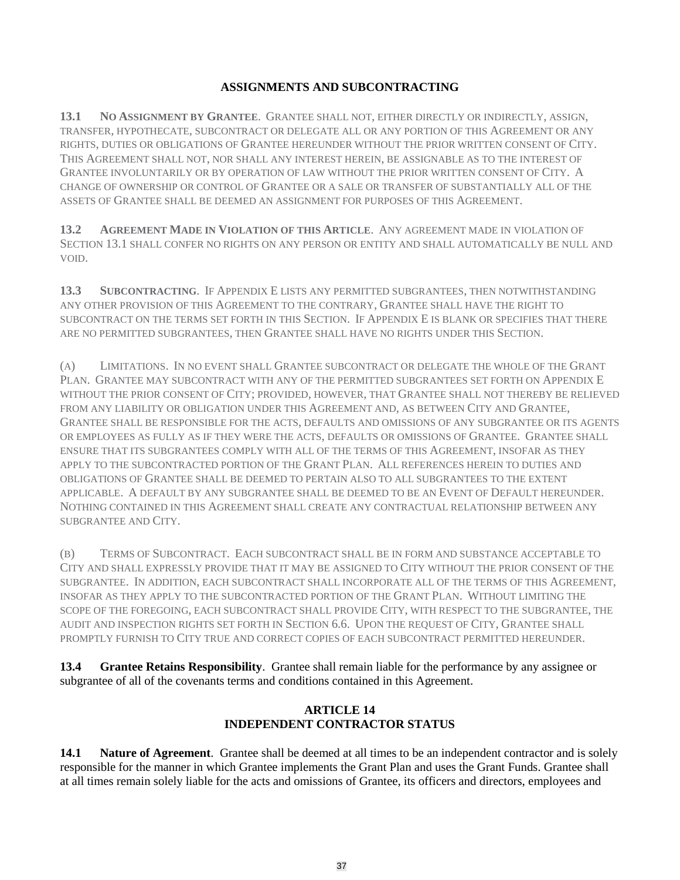## ASSIGNMENTS AND SUBCONTRACTING

**13.1 No Assignment by Grantee**. Grantee shall not, either directly or indirectly, assign, transfer, hypothecate, subcontract or delegate all or any portion of this Agreement or any rights, duties or obligations of Grantee hereunder without the prior written consent of City. This Agreement shall not, nor shall any interest herein, be assignable as to the interest of Grantee involuntarily or by operation of law without the prior written consent of City. A change of ownership or control of Grantee or a sale or transfer of substantially all of the assets of Grantee shall be deemed an assignment for purposes of this Agreement.

**13.2 Agreement Made in Violation of this Article**. Any agreement made in violation of Section 13.1 shall confer no rights on any person or entity and shall automatically be null and void.

**13.3 Subcontracting**. If Appendix E lists any permitted subgrantees, then notwithstanding any other provision of this Agreement to the contrary, Grantee shall have the right to subcontract on the terms set forth in this Section. If Appendix E is blank or specifies that there are no permitted subgrantees, then Grantee shall have no rights under this Section.

(a) Limitations. In no event shall Grantee subcontract or delegate the whole of the Grant Plan. Grantee may subcontract with any of the permitted subgrantees set forth on Appendix E without the prior consent of City; provided, however, that Grantee shall not thereby be relieved from any liability or obligation under this Agreement and, as between City and Grantee, Grantee shall be responsible for the acts, defaults and omissions of any subgrantee or its agents or employees as fully as if they were the acts, defaults or omissions of Grantee. Grantee shall ensure that its subgrantees comply with all of the terms of this Agreement, insofar as they apply to the subcontracted portion of the Grant Plan. All references herein to duties and obligations of Grantee shall be deemed to pertain also to all subgrantees to the extent applicable. A default by any subgrantee shall be deemed to be an Event of Default hereunder. Nothing contained in this Agreement shall create any contractual relationship between any subgrantee and City.

(b) Terms of Subcontract. Each subcontract shall be in form and substance acceptable to City and shall expressly provide that it may be assigned to City without the prior consent of the subgrantee. In addition, each subcontract shall incorporate all of the terms of this Agreement, insofar as they apply to the subcontracted portion of the Grant Plan. Without limiting the scope of the foregoing, each subcontract shall provide City, with respect to the subgrantee, the audit and inspection rights set forth in Section 6.6. Upon the request of City, Grantee shall promptly furnish to City true and correct copies of each subcontract permitted hereunder.

**13.4 Grantee Retains Responsibility**. Grantee shall remain liable for the performance by any assignee or subgrantee of all of the covenants terms and conditions contained in this Agreement.

## ARTICLE 14
## INDEPENDENT CONTRACTOR STATUS

**14.1 Nature of Agreement**. Grantee shall be deemed at all times to be an independent contractor and is solely responsible for the manner in which Grantee implements the Grant Plan and uses the Grant Funds. Grantee shall at all times remain solely liable for the acts and omissions of Grantee, its officers and directors, employees and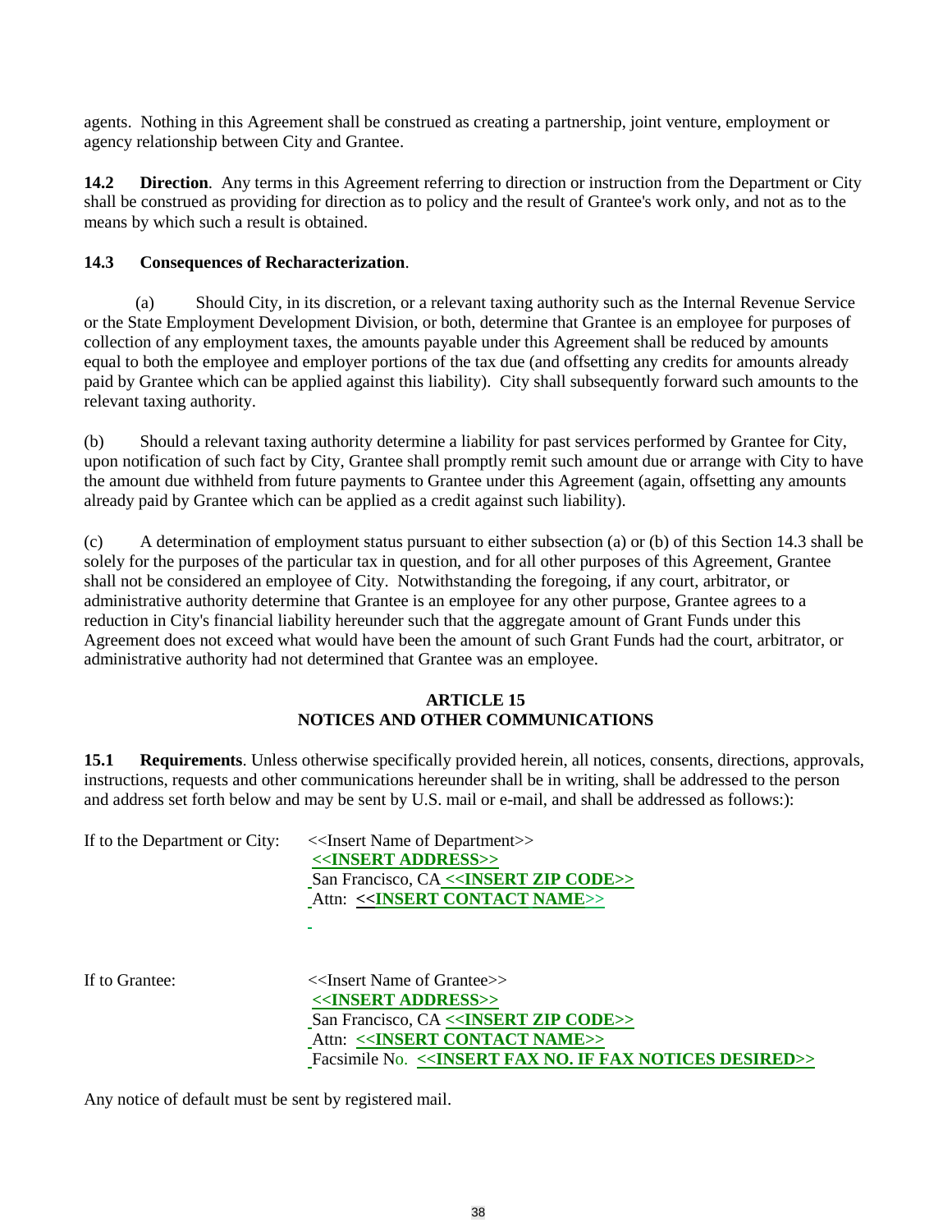agents. Nothing in this Agreement shall be construed as creating a partnership, joint venture, employment or agency relationship between City and Grantee.

**14.2 Direction**. Any terms in this Agreement referring to direction or instruction from the Department or City shall be construed as providing for direction as to policy and the result of Grantee's work only, and not as to the means by which such a result is obtained.

**14.3 Consequences of Recharacterization**.

(a) Should City, in its discretion, or a relevant taxing authority such as the Internal Revenue Service or the State Employment Development Division, or both, determine that Grantee is an employee for purposes of collection of any employment taxes, the amounts payable under this Agreement shall be reduced by amounts equal to both the employee and employer portions of the tax due (and offsetting any credits for amounts already paid by Grantee which can be applied against this liability). City shall subsequently forward such amounts to the relevant taxing authority.

(b) Should a relevant taxing authority determine a liability for past services performed by Grantee for City, upon notification of such fact by City, Grantee shall promptly remit such amount due or arrange with City to have the amount due withheld from future payments to Grantee under this Agreement (again, offsetting any amounts already paid by Grantee which can be applied as a credit against such liability).

(c) A determination of employment status pursuant to either subsection (a) or (b) of this Section 14.3 shall be solely for the purposes of the particular tax in question, and for all other purposes of this Agreement, Grantee shall not be considered an employee of City. Notwithstanding the foregoing, if any court, arbitrator, or administrative authority determine that Grantee is an employee for any other purpose, Grantee agrees to a reduction in City's financial liability hereunder such that the aggregate amount of Grant Funds under this Agreement does not exceed what would have been the amount of such Grant Funds had the court, arbitrator, or administrative authority had not determined that Grantee was an employee.

## ARTICLE 15
## NOTICES AND OTHER COMMUNICATIONS

**15.1 Requirements**. Unless otherwise specifically provided herein, all notices, consents, directions, approvals, instructions, requests and other communications hereunder shall be in writing, shall be addressed to the person and address set forth below and may be sent by U.S. mail or e-mail, and shall be addressed as follows:):

If to the Department or City:
<<Insert Name of Department>>
**<<INSERT ADDRESS>>**
San Francisco, CA **<<INSERT ZIP CODE>>**
Attn: **<<INSERT CONTACT NAME>>**

If to Grantee:
<<Insert Name of Grantee>>
**<<INSERT ADDRESS>>**
San Francisco, CA **<<INSERT ZIP CODE>>**
Attn: **<<INSERT CONTACT NAME>>**
Facsimile No. **<<INSERT FAX NO. IF FAX NOTICES DESIRED>>**

Any notice of default must be sent by registered mail.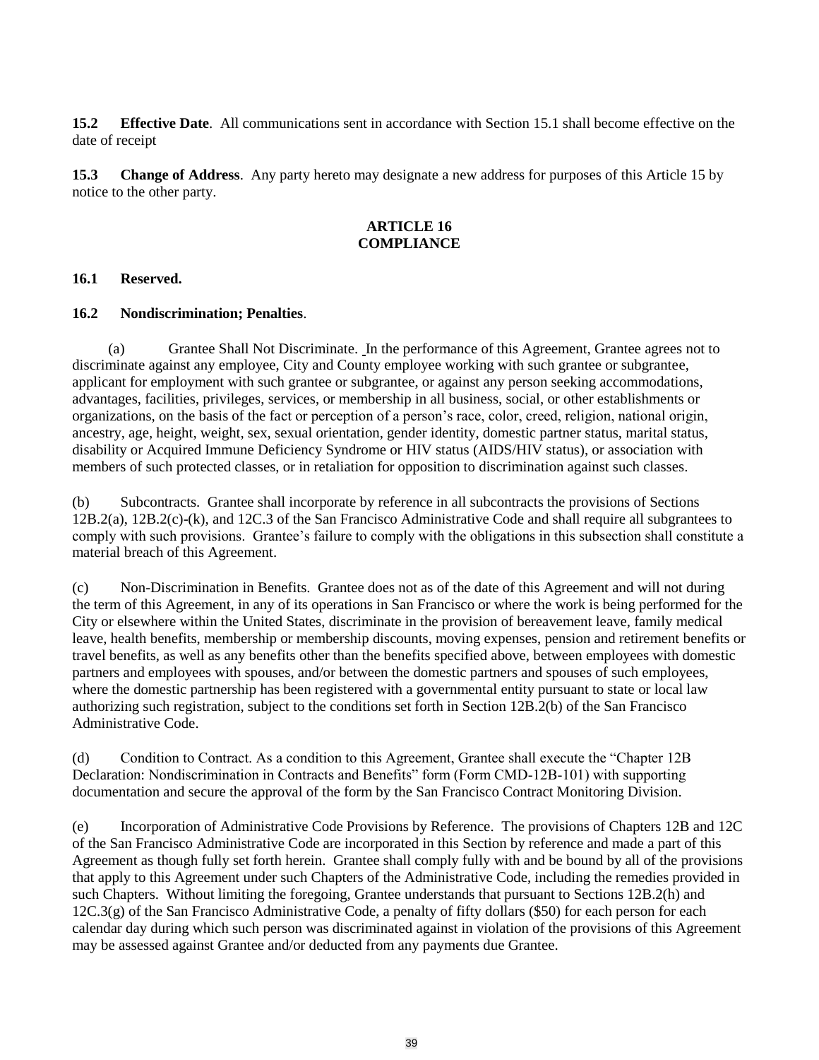**15.2 Effective Date**. All communications sent in accordance with Section 15.1 shall become effective on the date of receipt

**15.3 Change of Address**. Any party hereto may designate a new address for purposes of this Article 15 by notice to the other party.

## ARTICLE 16
## COMPLIANCE

**16.1 Reserved.**

**16.2 Nondiscrimination; Penalties**.

(a) Grantee Shall Not Discriminate. In the performance of this Agreement, Grantee agrees not to discriminate against any employee, City and County employee working with such grantee or subgrantee, applicant for employment with such grantee or subgrantee, or against any person seeking accommodations, advantages, facilities, privileges, services, or membership in all business, social, or other establishments or organizations, on the basis of the fact or perception of a person's race, color, creed, religion, national origin, ancestry, age, height, weight, sex, sexual orientation, gender identity, domestic partner status, marital status, disability or Acquired Immune Deficiency Syndrome or HIV status (AIDS/HIV status), or association with members of such protected classes, or in retaliation for opposition to discrimination against such classes.

(b) Subcontracts. Grantee shall incorporate by reference in all subcontracts the provisions of Sections 12B.2(a), 12B.2(c)-(k), and 12C.3 of the San Francisco Administrative Code and shall require all subgrantees to comply with such provisions. Grantee's failure to comply with the obligations in this subsection shall constitute a material breach of this Agreement.

(c) Non-Discrimination in Benefits. Grantee does not as of the date of this Agreement and will not during the term of this Agreement, in any of its operations in San Francisco or where the work is being performed for the City or elsewhere within the United States, discriminate in the provision of bereavement leave, family medical leave, health benefits, membership or membership discounts, moving expenses, pension and retirement benefits or travel benefits, as well as any benefits other than the benefits specified above, between employees with domestic partners and employees with spouses, and/or between the domestic partners and spouses of such employees, where the domestic partnership has been registered with a governmental entity pursuant to state or local law authorizing such registration, subject to the conditions set forth in Section 12B.2(b) of the San Francisco Administrative Code.

(d) Condition to Contract. As a condition to this Agreement, Grantee shall execute the "Chapter 12B Declaration: Nondiscrimination in Contracts and Benefits" form (Form CMD-12B-101) with supporting documentation and secure the approval of the form by the San Francisco Contract Monitoring Division.

(e) Incorporation of Administrative Code Provisions by Reference. The provisions of Chapters 12B and 12C of the San Francisco Administrative Code are incorporated in this Section by reference and made a part of this Agreement as though fully set forth herein. Grantee shall comply fully with and be bound by all of the provisions that apply to this Agreement under such Chapters of the Administrative Code, including the remedies provided in such Chapters. Without limiting the foregoing, Grantee understands that pursuant to Sections 12B.2(h) and 12C.3(g) of the San Francisco Administrative Code, a penalty of fifty dollars ($50) for each person for each calendar day during which such person was discriminated against in violation of the provisions of this Agreement may be assessed against Grantee and/or deducted from any payments due Grantee.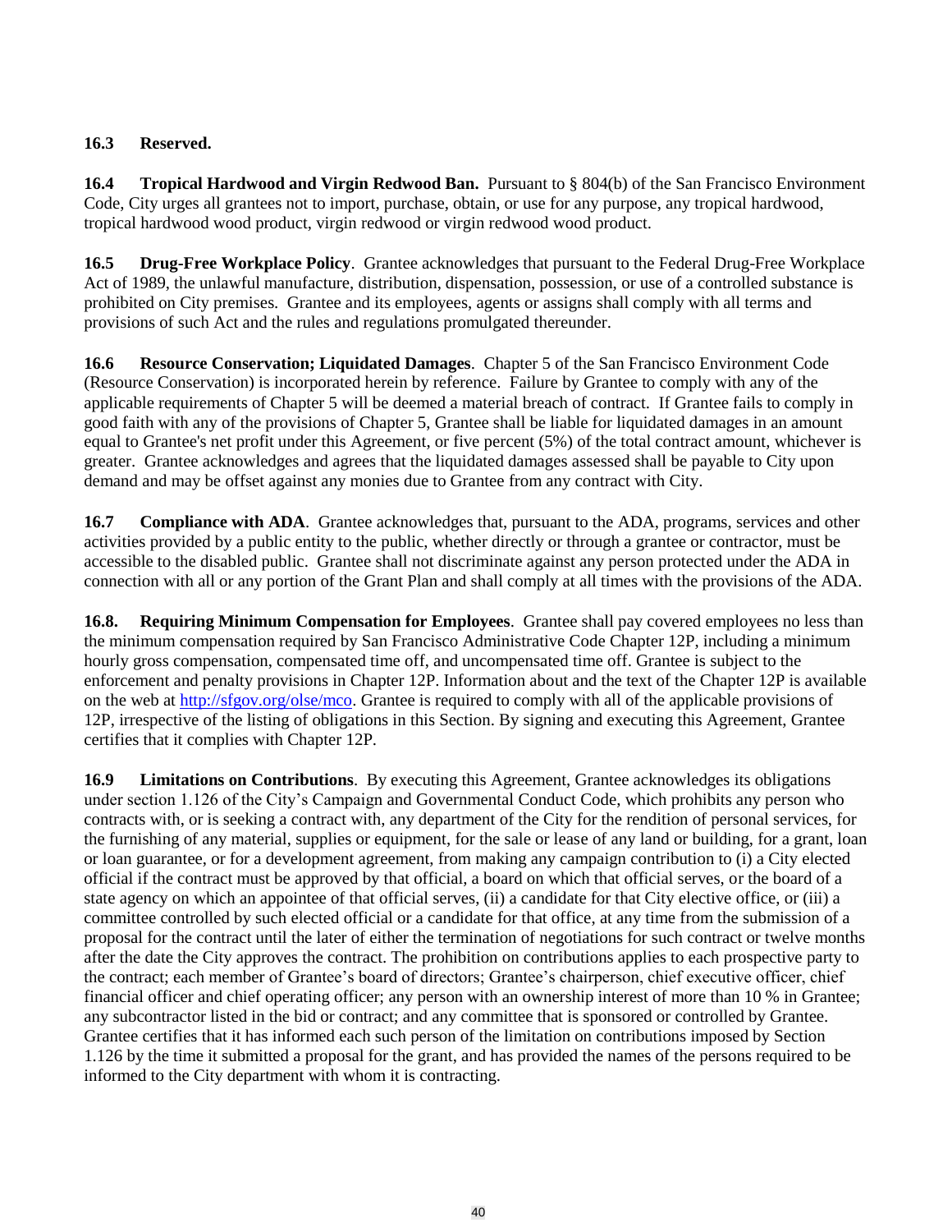**16.3 Reserved.**

**16.4 Tropical Hardwood and Virgin Redwood Ban.** Pursuant to § 804(b) of the San Francisco Environment Code, City urges all grantees not to import, purchase, obtain, or use for any purpose, any tropical hardwood, tropical hardwood wood product, virgin redwood or virgin redwood wood product.

**16.5 Drug-Free Workplace Policy**. Grantee acknowledges that pursuant to the Federal Drug-Free Workplace Act of 1989, the unlawful manufacture, distribution, dispensation, possession, or use of a controlled substance is prohibited on City premises. Grantee and its employees, agents or assigns shall comply with all terms and provisions of such Act and the rules and regulations promulgated thereunder.

**16.6 Resource Conservation; Liquidated Damages**. Chapter 5 of the San Francisco Environment Code (Resource Conservation) is incorporated herein by reference. Failure by Grantee to comply with any of the applicable requirements of Chapter 5 will be deemed a material breach of contract. If Grantee fails to comply in good faith with any of the provisions of Chapter 5, Grantee shall be liable for liquidated damages in an amount equal to Grantee's net profit under this Agreement, or five percent (5%) of the total contract amount, whichever is greater. Grantee acknowledges and agrees that the liquidated damages assessed shall be payable to City upon demand and may be offset against any monies due to Grantee from any contract with City.

**16.7 Compliance with ADA**. Grantee acknowledges that, pursuant to the ADA, programs, services and other activities provided by a public entity to the public, whether directly or through a grantee or contractor, must be accessible to the disabled public. Grantee shall not discriminate against any person protected under the ADA in connection with all or any portion of the Grant Plan and shall comply at all times with the provisions of the ADA.

**16.8. Requiring Minimum Compensation for Employees**. Grantee shall pay covered employees no less than the minimum compensation required by San Francisco Administrative Code Chapter 12P, including a minimum hourly gross compensation, compensated time off, and uncompensated time off. Grantee is subject to the enforcement and penalty provisions in Chapter 12P. Information about and the text of the Chapter 12P is available on the web at [http://sfgov.org/olse/mco](http://sfgov.org/olse/mco). Grantee is required to comply with all of the applicable provisions of 12P, irrespective of the listing of obligations in this Section. By signing and executing this Agreement, Grantee certifies that it complies with Chapter 12P.

**16.9 Limitations on Contributions**. By executing this Agreement, Grantee acknowledges its obligations under section 1.126 of the City's Campaign and Governmental Conduct Code, which prohibits any person who contracts with, or is seeking a contract with, any department of the City for the rendition of personal services, for the furnishing of any material, supplies or equipment, for the sale or lease of any land or building, for a grant, loan or loan guarantee, or for a development agreement, from making any campaign contribution to (i) a City elected official if the contract must be approved by that official, a board on which that official serves, or the board of a state agency on which an appointee of that official serves, (ii) a candidate for that City elective office, or (iii) a committee controlled by such elected official or a candidate for that office, at any time from the submission of a proposal for the contract until the later of either the termination of negotiations for such contract or twelve months after the date the City approves the contract. The prohibition on contributions applies to each prospective party to the contract; each member of Grantee's board of directors; Grantee's chairperson, chief executive officer, chief financial officer and chief operating officer; any person with an ownership interest of more than 10 % in Grantee; any subcontractor listed in the bid or contract; and any committee that is sponsored or controlled by Grantee. Grantee certifies that it has informed each such person of the limitation on contributions imposed by Section 1.126 by the time it submitted a proposal for the grant, and has provided the names of the persons required to be informed to the City department with whom it is contracting.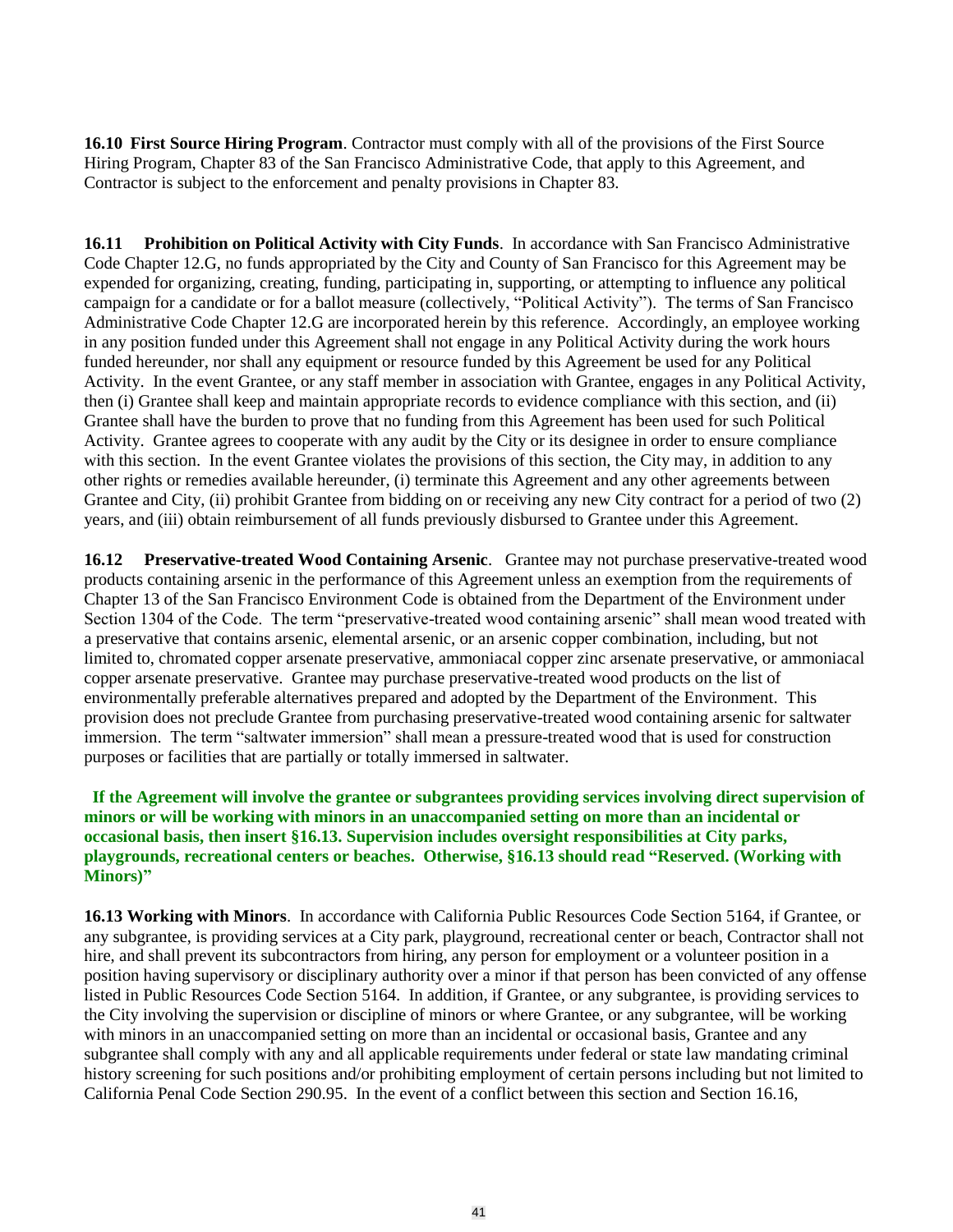**16.10 First Source Hiring Program**. Contractor must comply with all of the provisions of the First Source Hiring Program, Chapter 83 of the San Francisco Administrative Code, that apply to this Agreement, and Contractor is subject to the enforcement and penalty provisions in Chapter 83.

**16.11 Prohibition on Political Activity with City Funds**. In accordance with San Francisco Administrative Code Chapter 12.G, no funds appropriated by the City and County of San Francisco for this Agreement may be expended for organizing, creating, funding, participating in, supporting, or attempting to influence any political campaign for a candidate or for a ballot measure (collectively, "Political Activity"). The terms of San Francisco Administrative Code Chapter 12.G are incorporated herein by this reference. Accordingly, an employee working in any position funded under this Agreement shall not engage in any Political Activity during the work hours funded hereunder, nor shall any equipment or resource funded by this Agreement be used for any Political Activity. In the event Grantee, or any staff member in association with Grantee, engages in any Political Activity, then (i) Grantee shall keep and maintain appropriate records to evidence compliance with this section, and (ii) Grantee shall have the burden to prove that no funding from this Agreement has been used for such Political Activity. Grantee agrees to cooperate with any audit by the City or its designee in order to ensure compliance with this section. In the event Grantee violates the provisions of this section, the City may, in addition to any other rights or remedies available hereunder, (i) terminate this Agreement and any other agreements between Grantee and City, (ii) prohibit Grantee from bidding on or receiving any new City contract for a period of two (2) years, and (iii) obtain reimbursement of all funds previously disbursed to Grantee under this Agreement.

**16.12 Preservative-treated Wood Containing Arsenic**. Grantee may not purchase preservative-treated wood products containing arsenic in the performance of this Agreement unless an exemption from the requirements of Chapter 13 of the San Francisco Environment Code is obtained from the Department of the Environment under Section 1304 of the Code. The term "preservative-treated wood containing arsenic" shall mean wood treated with a preservative that contains arsenic, elemental arsenic, or an arsenic copper combination, including, but not limited to, chromated copper arsenate preservative, ammoniacal copper zinc arsenate preservative, or ammoniacal copper arsenate preservative. Grantee may purchase preservative-treated wood products on the list of environmentally preferable alternatives prepared and adopted by the Department of the Environment. This provision does not preclude Grantee from purchasing preservative-treated wood containing arsenic for saltwater immersion. The term "saltwater immersion" shall mean a pressure-treated wood that is used for construction purposes or facilities that are partially or totally immersed in saltwater.

**If the Agreement will involve the grantee or subgrantees providing services involving direct supervision of minors or will be working with minors in an unaccompanied setting on more than an incidental or occasional basis, then insert §16.13. Supervision includes oversight responsibilities at City parks, playgrounds, recreational centers or beaches. Otherwise, §16.13 should read "Reserved. (Working with Minors)"**

**16.13 Working with Minors**. In accordance with California Public Resources Code Section 5164, if Grantee, or any subgrantee, is providing services at a City park, playground, recreational center or beach, Contractor shall not hire, and shall prevent its subcontractors from hiring, any person for employment or a volunteer position in a position having supervisory or disciplinary authority over a minor if that person has been convicted of any offense listed in Public Resources Code Section 5164. In addition, if Grantee, or any subgrantee, is providing services to the City involving the supervision or discipline of minors or where Grantee, or any subgrantee, will be working with minors in an unaccompanied setting on more than an incidental or occasional basis, Grantee and any subgrantee shall comply with any and all applicable requirements under federal or state law mandating criminal history screening for such positions and/or prohibiting employment of certain persons including but not limited to California Penal Code Section 290.95. In the event of a conflict between this section and Section 16.16,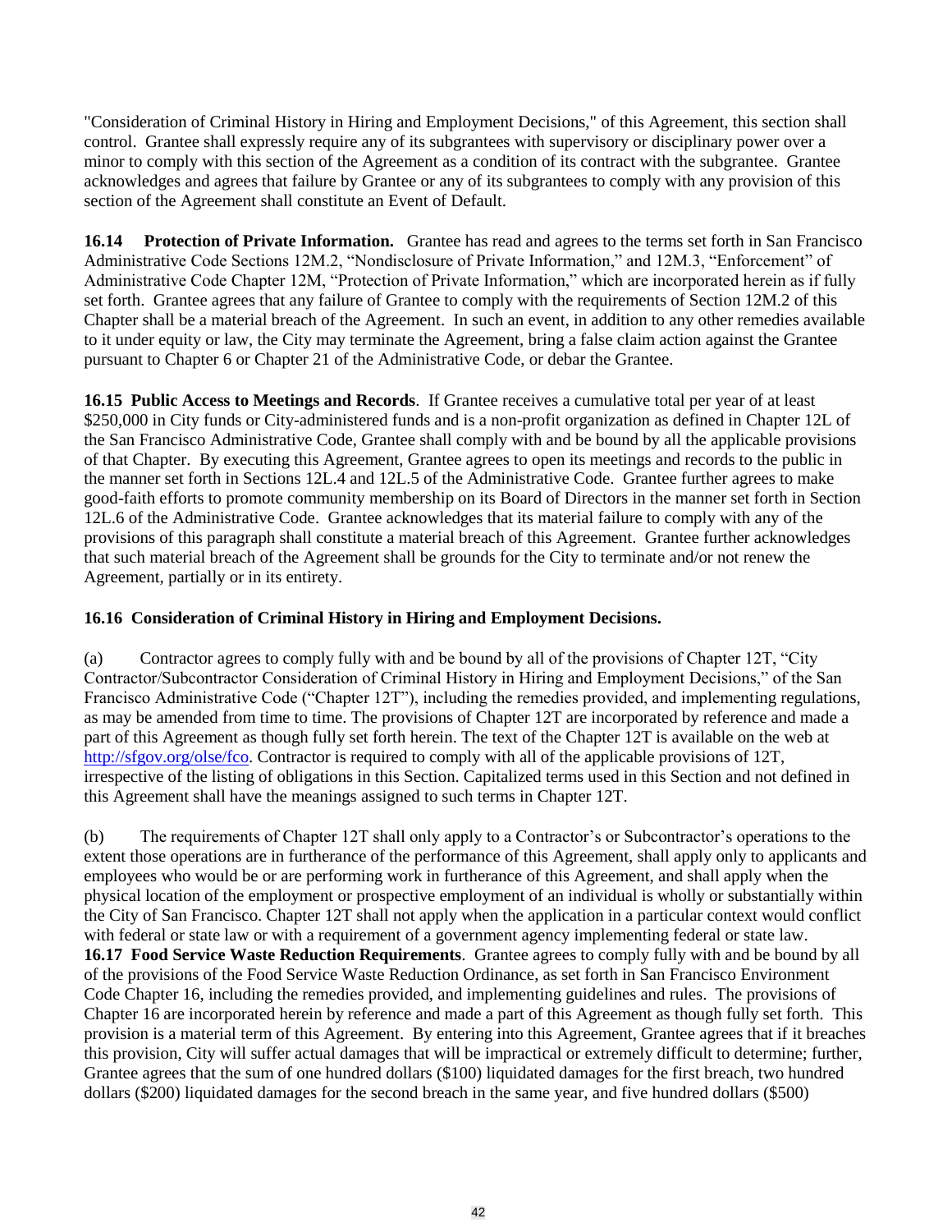"Consideration of Criminal History in Hiring and Employment Decisions," of this Agreement, this section shall control. Grantee shall expressly require any of its subgrantees with supervisory or disciplinary power over a minor to comply with this section of the Agreement as a condition of its contract with the subgrantee. Grantee acknowledges and agrees that failure by Grantee or any of its subgrantees to comply with any provision of this section of the Agreement shall constitute an Event of Default.

**16.14 Protection of Private Information.** Grantee has read and agrees to the terms set forth in San Francisco Administrative Code Sections 12M.2, "Nondisclosure of Private Information," and 12M.3, "Enforcement" of Administrative Code Chapter 12M, "Protection of Private Information," which are incorporated herein as if fully set forth. Grantee agrees that any failure of Grantee to comply with the requirements of Section 12M.2 of this Chapter shall be a material breach of the Agreement. In such an event, in addition to any other remedies available to it under equity or law, the City may terminate the Agreement, bring a false claim action against the Grantee pursuant to Chapter 6 or Chapter 21 of the Administrative Code, or debar the Grantee.

**16.15 Public Access to Meetings and Records**. If Grantee receives a cumulative total per year of at least $250,000 in City funds or City-administered funds and is a non-profit organization as defined in Chapter 12L of the San Francisco Administrative Code, Grantee shall comply with and be bound by all the applicable provisions of that Chapter. By executing this Agreement, Grantee agrees to open its meetings and records to the public in the manner set forth in Sections 12L.4 and 12L.5 of the Administrative Code. Grantee further agrees to make good-faith efforts to promote community membership on its Board of Directors in the manner set forth in Section 12L.6 of the Administrative Code. Grantee acknowledges that its material failure to comply with any of the provisions of this paragraph shall constitute a material breach of this Agreement. Grantee further acknowledges that such material breach of the Agreement shall be grounds for the City to terminate and/or not renew the Agreement, partially or in its entirety.

**16.16 Consideration of Criminal History in Hiring and Employment Decisions.**

(a) Contractor agrees to comply fully with and be bound by all of the provisions of Chapter 12T, "City Contractor/Subcontractor Consideration of Criminal History in Hiring and Employment Decisions," of the San Francisco Administrative Code ("Chapter 12T"), including the remedies provided, and implementing regulations, as may be amended from time to time. The provisions of Chapter 12T are incorporated by reference and made a part of this Agreement as though fully set forth herein. The text of the Chapter 12T is available on the web at http://sfgov.org/olse/fco. Contractor is required to comply with all of the applicable provisions of 12T, irrespective of the listing of obligations in this Section. Capitalized terms used in this Section and not defined in this Agreement shall have the meanings assigned to such terms in Chapter 12T.

(b) The requirements of Chapter 12T shall only apply to a Contractor's or Subcontractor's operations to the extent those operations are in furtherance of the performance of this Agreement, shall apply only to applicants and employees who would be or are performing work in furtherance of this Agreement, and shall apply when the physical location of the employment or prospective employment of an individual is wholly or substantially within the City of San Francisco. Chapter 12T shall not apply when the application in a particular context would conflict with federal or state law or with a requirement of a government agency implementing federal or state law.

**16.17 Food Service Waste Reduction Requirements**. Grantee agrees to comply fully with and be bound by all of the provisions of the Food Service Waste Reduction Ordinance, as set forth in San Francisco Environment Code Chapter 16, including the remedies provided, and implementing guidelines and rules. The provisions of Chapter 16 are incorporated herein by reference and made a part of this Agreement as though fully set forth. This provision is a material term of this Agreement. By entering into this Agreement, Grantee agrees that if it breaches this provision, City will suffer actual damages that will be impractical or extremely difficult to determine; further, Grantee agrees that the sum of one hundred dollars ($100) liquidated damages for the first breach, two hundred dollars ($200) liquidated damages for the second breach in the same year, and five hundred dollars ($500)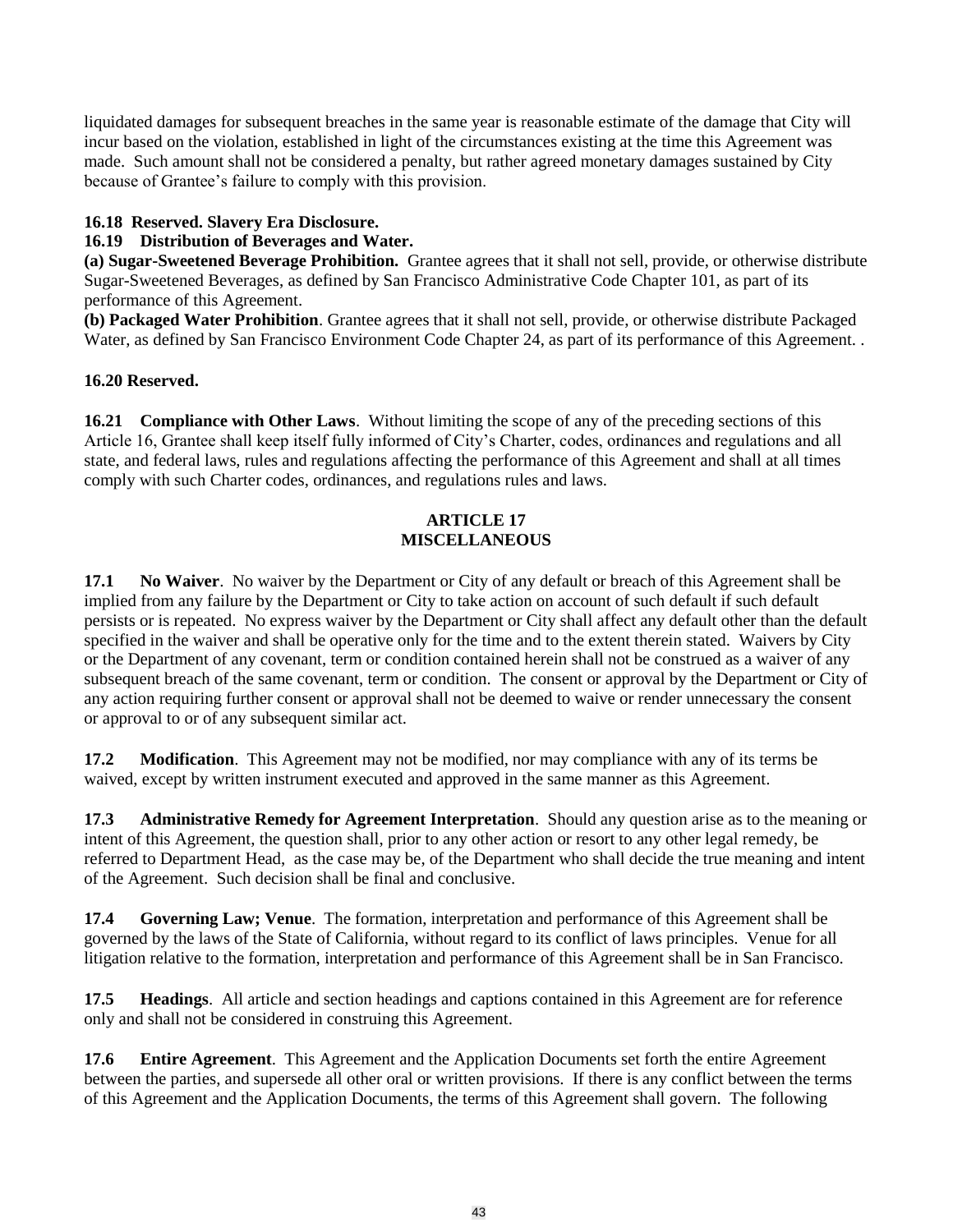liquidated damages for subsequent breaches in the same year is reasonable estimate of the damage that City will incur based on the violation, established in light of the circumstances existing at the time this Agreement was made. Such amount shall not be considered a penalty, but rather agreed monetary damages sustained by City because of Grantee's failure to comply with this provision.

**16.18 Reserved. Slavery Era Disclosure.**

**16.19 Distribution of Beverages and Water.**

**(a) Sugar-Sweetened Beverage Prohibition.** Grantee agrees that it shall not sell, provide, or otherwise distribute Sugar-Sweetened Beverages, as defined by San Francisco Administrative Code Chapter 101, as part of its performance of this Agreement.

**(b) Packaged Water Prohibition**. Grantee agrees that it shall not sell, provide, or otherwise distribute Packaged Water, as defined by San Francisco Environment Code Chapter 24, as part of its performance of this Agreement. .

**16.20 Reserved.**

**16.21 Compliance with Other Laws**. Without limiting the scope of any of the preceding sections of this Article 16, Grantee shall keep itself fully informed of City's Charter, codes, ordinances and regulations and all state, and federal laws, rules and regulations affecting the performance of this Agreement and shall at all times comply with such Charter codes, ordinances, and regulations rules and laws.

## ARTICLE 17
## MISCELLANEOUS

**17.1 No Waiver**. No waiver by the Department or City of any default or breach of this Agreement shall be implied from any failure by the Department or City to take action on account of such default if such default persists or is repeated. No express waiver by the Department or City shall affect any default other than the default specified in the waiver and shall be operative only for the time and to the extent therein stated. Waivers by City or the Department of any covenant, term or condition contained herein shall not be construed as a waiver of any subsequent breach of the same covenant, term or condition. The consent or approval by the Department or City of any action requiring further consent or approval shall not be deemed to waive or render unnecessary the consent or approval to or of any subsequent similar act.

**17.2 Modification**. This Agreement may not be modified, nor may compliance with any of its terms be waived, except by written instrument executed and approved in the same manner as this Agreement.

**17.3 Administrative Remedy for Agreement Interpretation**. Should any question arise as to the meaning or intent of this Agreement, the question shall, prior to any other action or resort to any other legal remedy, be referred to Department Head, as the case may be, of the Department who shall decide the true meaning and intent of the Agreement. Such decision shall be final and conclusive.

**17.4 Governing Law; Venue**. The formation, interpretation and performance of this Agreement shall be governed by the laws of the State of California, without regard to its conflict of laws principles. Venue for all litigation relative to the formation, interpretation and performance of this Agreement shall be in San Francisco.

**17.5 Headings**. All article and section headings and captions contained in this Agreement are for reference only and shall not be considered in construing this Agreement.

**17.6 Entire Agreement**. This Agreement and the Application Documents set forth the entire Agreement between the parties, and supersede all other oral or written provisions. If there is any conflict between the terms of this Agreement and the Application Documents, the terms of this Agreement shall govern. The following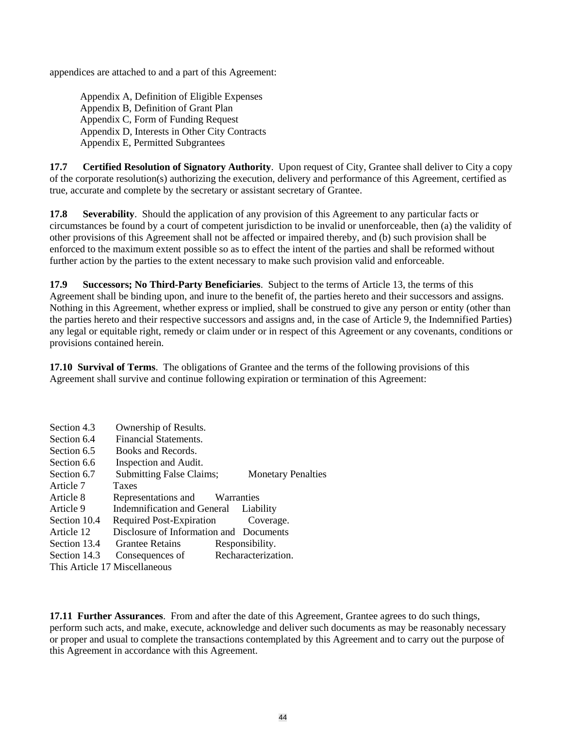appendices are attached to and a part of this Agreement:

Appendix A, Definition of Eligible Expenses
Appendix B, Definition of Grant Plan
Appendix C, Form of Funding Request
Appendix D, Interests in Other City Contracts
Appendix E, Permitted Subgrantees

**17.7 Certified Resolution of Signatory Authority**. Upon request of City, Grantee shall deliver to City a copy of the corporate resolution(s) authorizing the execution, delivery and performance of this Agreement, certified as true, accurate and complete by the secretary or assistant secretary of Grantee.

**17.8 Severability**. Should the application of any provision of this Agreement to any particular facts or circumstances be found by a court of competent jurisdiction to be invalid or unenforceable, then (a) the validity of other provisions of this Agreement shall not be affected or impaired thereby, and (b) such provision shall be enforced to the maximum extent possible so as to effect the intent of the parties and shall be reformed without further action by the parties to the extent necessary to make such provision valid and enforceable.

**17.9 Successors; No Third-Party Beneficiaries**. Subject to the terms of Article 13, the terms of this Agreement shall be binding upon, and inure to the benefit of, the parties hereto and their successors and assigns. Nothing in this Agreement, whether express or implied, shall be construed to give any person or entity (other than the parties hereto and their respective successors and assigns and, in the case of Article 9, the Indemnified Parties) any legal or equitable right, remedy or claim under or in respect of this Agreement or any covenants, conditions or provisions contained herein.

**17.10 Survival of Terms**. The obligations of Grantee and the terms of the following provisions of this Agreement shall survive and continue following expiration or termination of this Agreement:

Section 4.3 Ownership of Results.
Section 6.4 Financial Statements.
Section 6.5 Books and Records.
Section 6.6 Inspection and Audit.
Section 6.7 Submitting False Claims; Monetary Penalties
Article 7 Taxes
Article 8 Representations and Warranties
Article 9 Indemnification and General Liability
Section 10.4 Required Post-Expiration Coverage.
Article 12 Disclosure of Information and Documents
Section 13.4 Grantee Retains Responsibility.
Section 14.3 Consequences of Recharacterization.
This Article 17 Miscellaneous

**17.11 Further Assurances**. From and after the date of this Agreement, Grantee agrees to do such things, perform such acts, and make, execute, acknowledge and deliver such documents as may be reasonably necessary or proper and usual to complete the transactions contemplated by this Agreement and to carry out the purpose of this Agreement in accordance with this Agreement.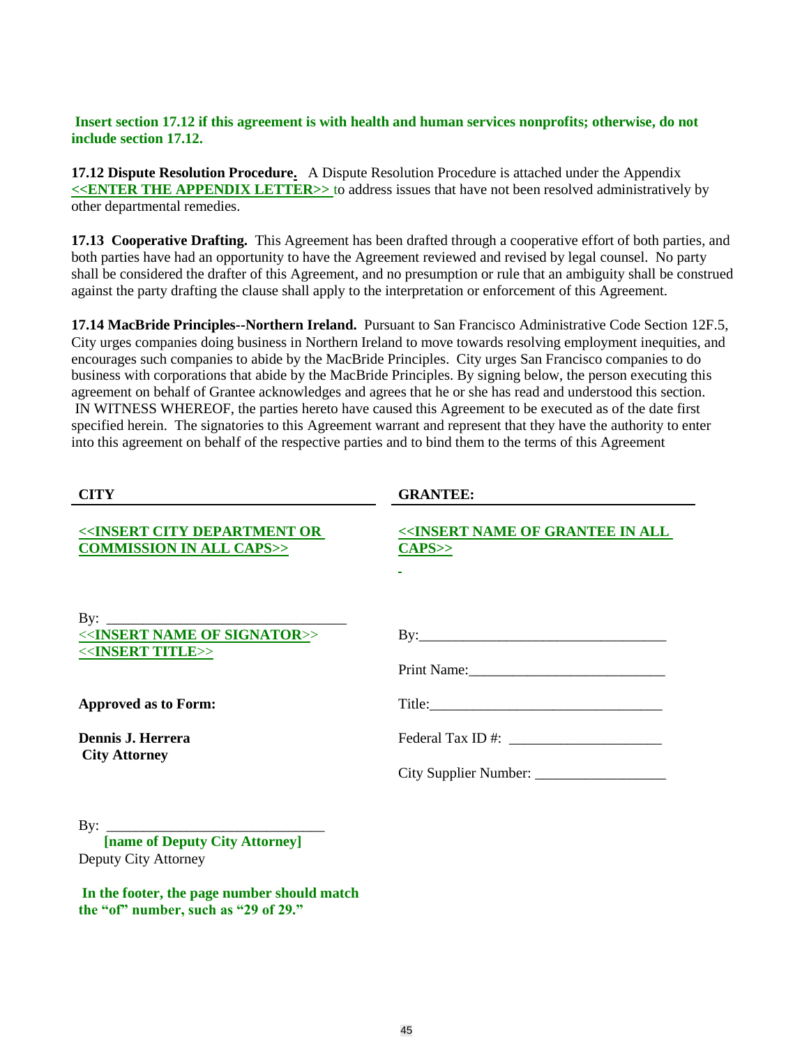**Insert section 17.12 if this agreement is with health and human services nonprofits; otherwise, do not include section 17.12.**

**17.12 Dispute Resolution Procedure.** A Dispute Resolution Procedure is attached under the Appendix **<<ENTER THE APPENDIX LETTER>>** to address issues that have not been resolved administratively by other departmental remedies.

**17.13 Cooperative Drafting.** This Agreement has been drafted through a cooperative effort of both parties, and both parties have had an opportunity to have the Agreement reviewed and revised by legal counsel. No party shall be considered the drafter of this Agreement, and no presumption or rule that an ambiguity shall be construed against the party drafting the clause shall apply to the interpretation or enforcement of this Agreement.

**17.14 MacBride Principles--Northern Ireland.** Pursuant to San Francisco Administrative Code Section 12F.5, City urges companies doing business in Northern Ireland to move towards resolving employment inequities, and encourages such companies to abide by the MacBride Principles. City urges San Francisco companies to do business with corporations that abide by the MacBride Principles. By signing below, the person executing this agreement on behalf of Grantee acknowledges and agrees that he or she has read and understood this section.
IN WITNESS WHEREOF, the parties hereto have caused this Agreement to be executed as of the date first specified herein. The signatories to this Agreement warrant and represent that they have the authority to enter into this agreement on behalf of the respective parties and to bind them to the terms of this Agreement

| **CITY** | **GRANTEE:** |
|---|---|
| **<<INSERT CITY DEPARTMENT OR COMMISSION IN ALL CAPS>>** | **<<INSERT NAME OF GRANTEE IN ALL CAPS>>** |
| By: ______________________________ **<<INSERT NAME OF SIGNATOR>>** **<<INSERT TITLE>>** | By:________________________________ |
| | Print Name:__________________________ |
| **Approved as to Form:** | Title:______________________________ |
| **Dennis J. Herrera** **City Attorney** | Federal Tax ID #: ____________________ |
| | City Supplier Number: _________________ |
| By: ____________________________ **[name of Deputy City Attorney]** Deputy City Attorney | |

**In the footer, the page number should match the "of" number, such as "29 of 29."**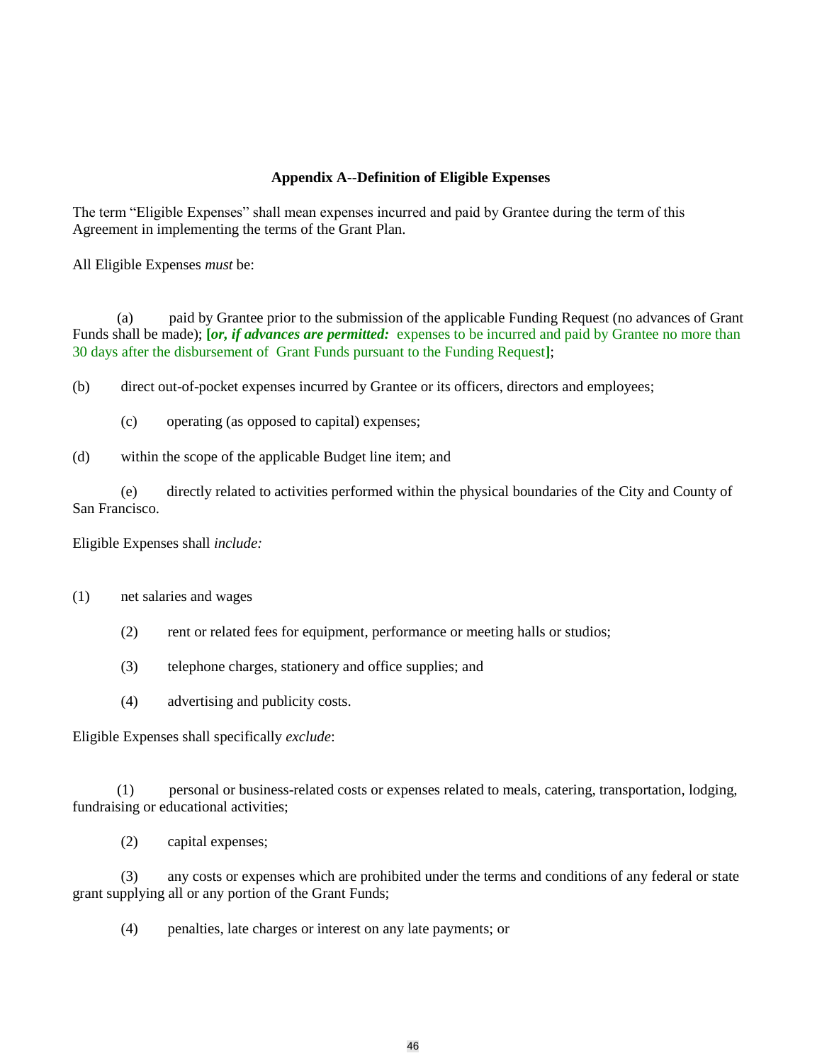**Appendix A--Definition of Eligible Expenses**

The term "Eligible Expenses" shall mean expenses incurred and paid by Grantee during the term of this Agreement in implementing the terms of the Grant Plan.

All Eligible Expenses *must* be:

(a) paid by Grantee prior to the submission of the applicable Funding Request (no advances of Grant Funds shall be made); **[*or, if advances are permitted:*** expenses to be incurred and paid by Grantee no more than 30 days after the disbursement of Grant Funds pursuant to the Funding Request**]**;

(b) direct out-of-pocket expenses incurred by Grantee or its officers, directors and employees;

(c) operating (as opposed to capital) expenses;

(d) within the scope of the applicable Budget line item; and

(e) directly related to activities performed within the physical boundaries of the City and County of San Francisco.

Eligible Expenses shall *include:*

(1) net salaries and wages

(2) rent or related fees for equipment, performance or meeting halls or studios;

(3) telephone charges, stationery and office supplies; and

(4) advertising and publicity costs.

Eligible Expenses shall specifically *exclude*:

(1) personal or business-related costs or expenses related to meals, catering, transportation, lodging, fundraising or educational activities;

(2) capital expenses;

(3) any costs or expenses which are prohibited under the terms and conditions of any federal or state grant supplying all or any portion of the Grant Funds;

(4) penalties, late charges or interest on any late payments; or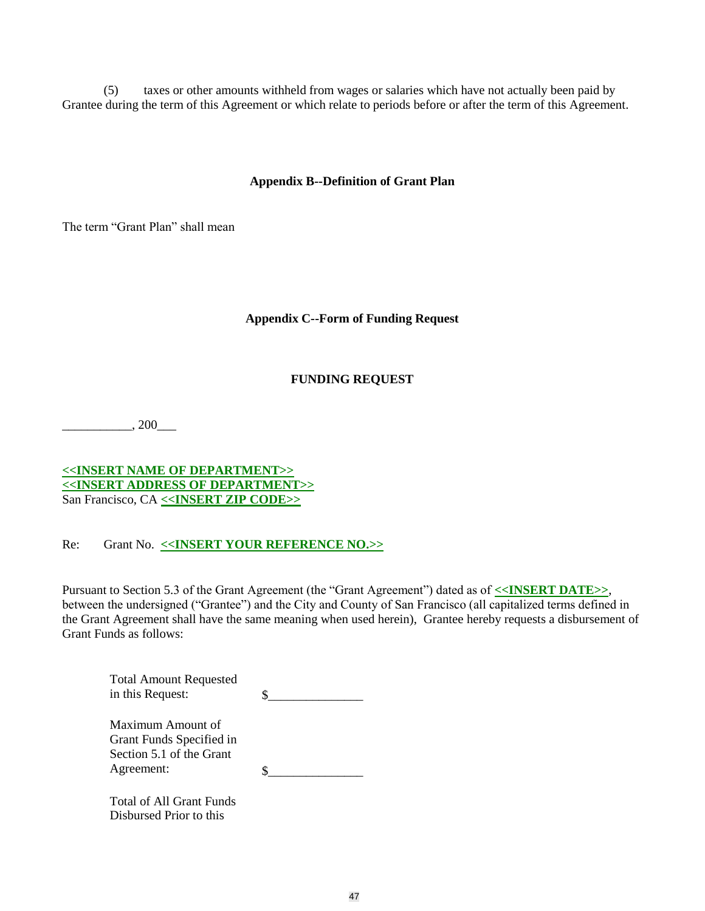(5) taxes or other amounts withheld from wages or salaries which have not actually been paid by Grantee during the term of this Agreement or which relate to periods before or after the term of this Agreement.

## Appendix B--Definition of Grant Plan

The term "Grant Plan" shall mean

## Appendix C--Form of Funding Request

### FUNDING REQUEST

___________, 200___

**<<INSERT NAME OF DEPARTMENT>>**
**<<INSERT ADDRESS OF DEPARTMENT>>**
San Francisco, CA **<<INSERT ZIP CODE>>**

Re: Grant No. **<<INSERT YOUR REFERENCE NO.>>**

Pursuant to Section 5.3 of the Grant Agreement (the "Grant Agreement") dated as of **<<INSERT DATE>>**, between the undersigned ("Grantee") and the City and County of San Francisco (all capitalized terms defined in the Grant Agreement shall have the same meaning when used herein), Grantee hereby requests a disbursement of Grant Funds as follows:

Total Amount Requested in this Request: $_______________

Maximum Amount of Grant Funds Specified in Section 5.1 of the Grant Agreement: $_______________

Total of All Grant Funds Disbursed Prior to this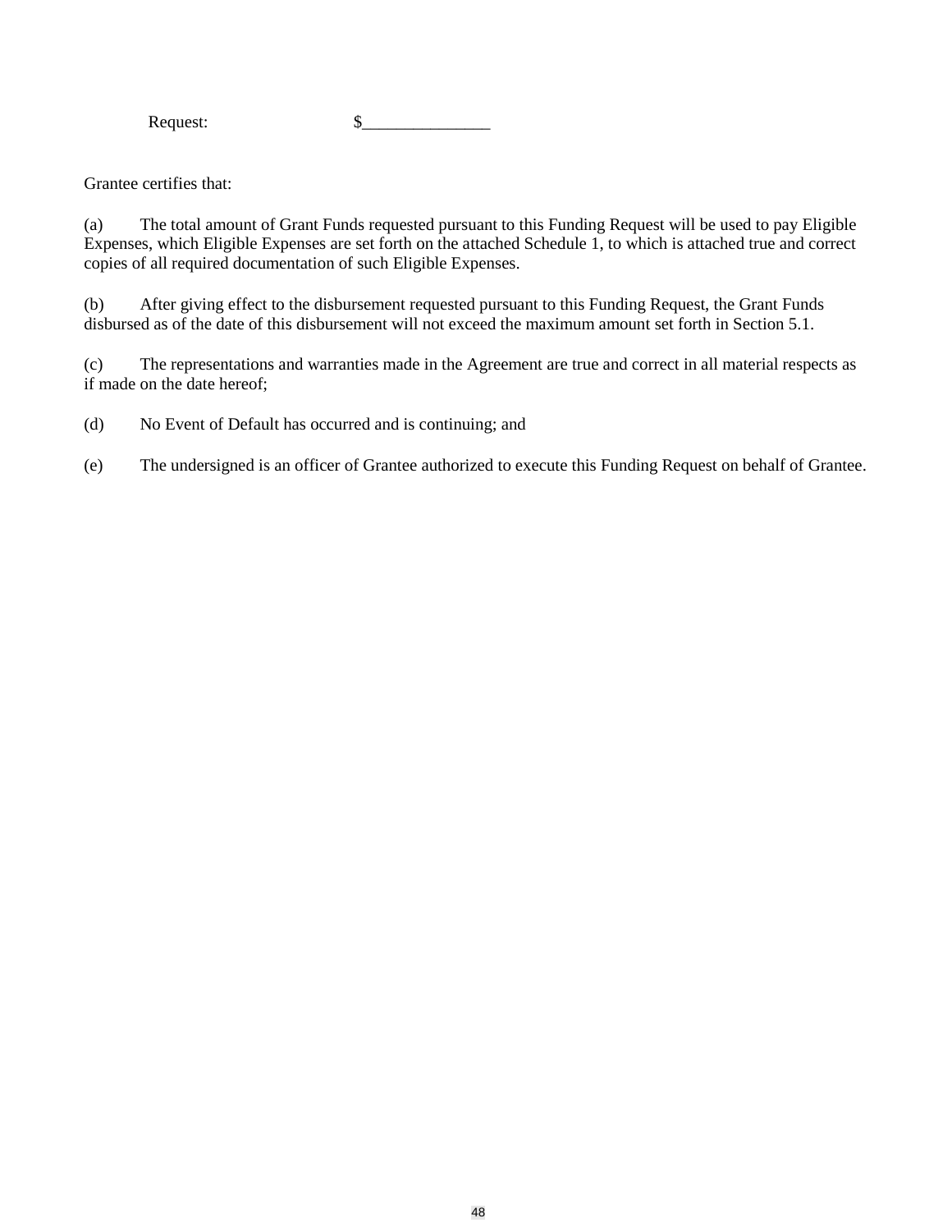Request: $_______________

Grantee certifies that:

(a) The total amount of Grant Funds requested pursuant to this Funding Request will be used to pay Eligible Expenses, which Eligible Expenses are set forth on the attached Schedule 1, to which is attached true and correct copies of all required documentation of such Eligible Expenses.

(b) After giving effect to the disbursement requested pursuant to this Funding Request, the Grant Funds disbursed as of the date of this disbursement will not exceed the maximum amount set forth in Section 5.1.

(c) The representations and warranties made in the Agreement are true and correct in all material respects as if made on the date hereof;

(d) No Event of Default has occurred and is continuing; and

(e) The undersigned is an officer of Grantee authorized to execute this Funding Request on behalf of Grantee.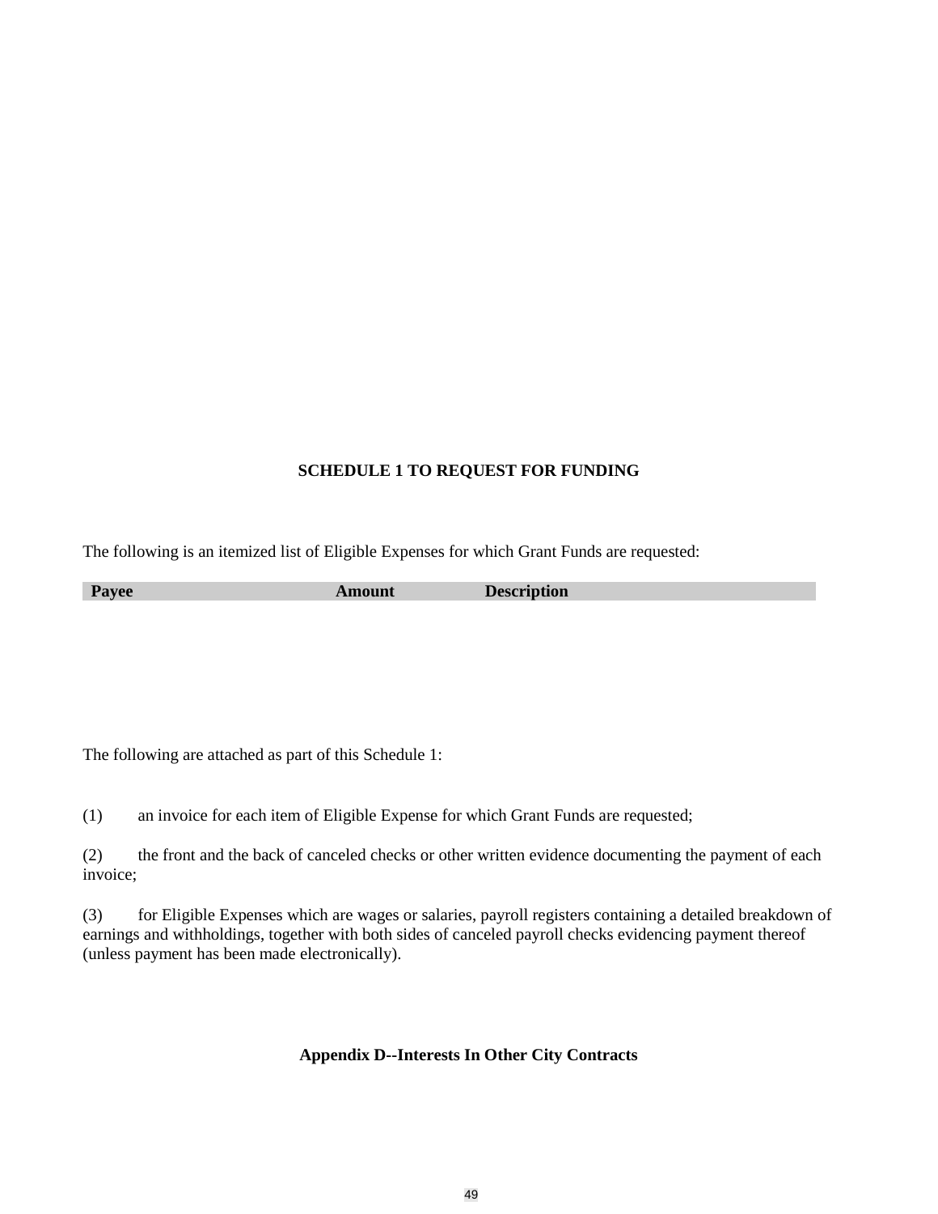**SCHEDULE 1 TO REQUEST FOR FUNDING**

The following is an itemized list of Eligible Expenses for which Grant Funds are requested:

| Payee | Amount | Description |
|---|---|---|
| | | |

The following are attached as part of this Schedule 1:

(1) an invoice for each item of Eligible Expense for which Grant Funds are requested;

(2) the front and the back of canceled checks or other written evidence documenting the payment of each invoice;

(3) for Eligible Expenses which are wages or salaries, payroll registers containing a detailed breakdown of earnings and withholdings, together with both sides of canceled payroll checks evidencing payment thereof (unless payment has been made electronically).

**Appendix D--Interests In Other City Contracts**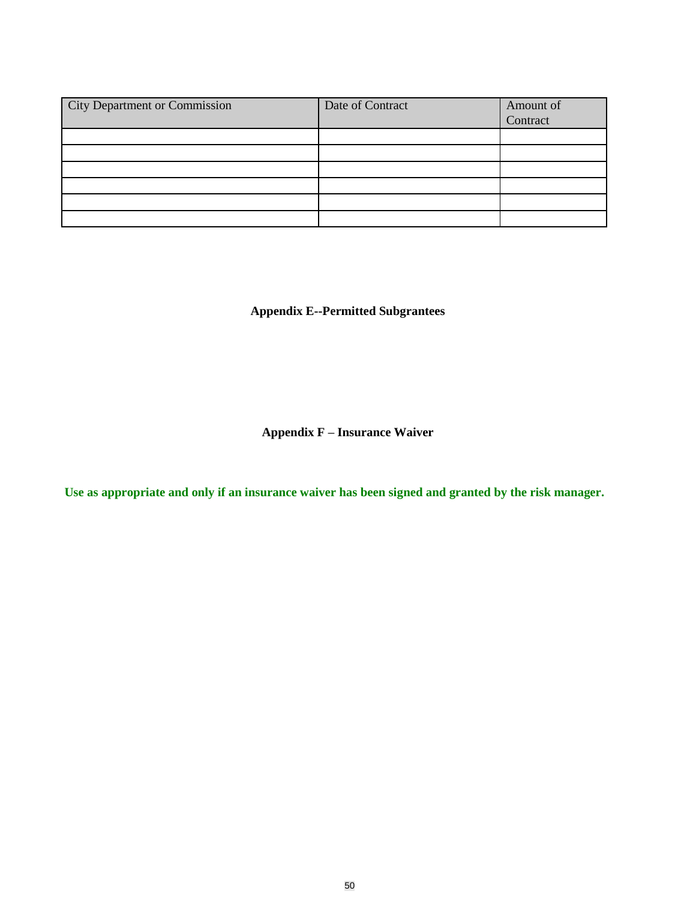| City Department or Commission | Date of Contract | Amount of Contract |
|---|---|---|
| | | |
| | | |
| | | |
| | | |
| | | |
| | | |

## Appendix E--Permitted Subgrantees

## Appendix F – Insurance Waiver

**Use as appropriate and only if an insurance waiver has been signed and granted by the risk manager.**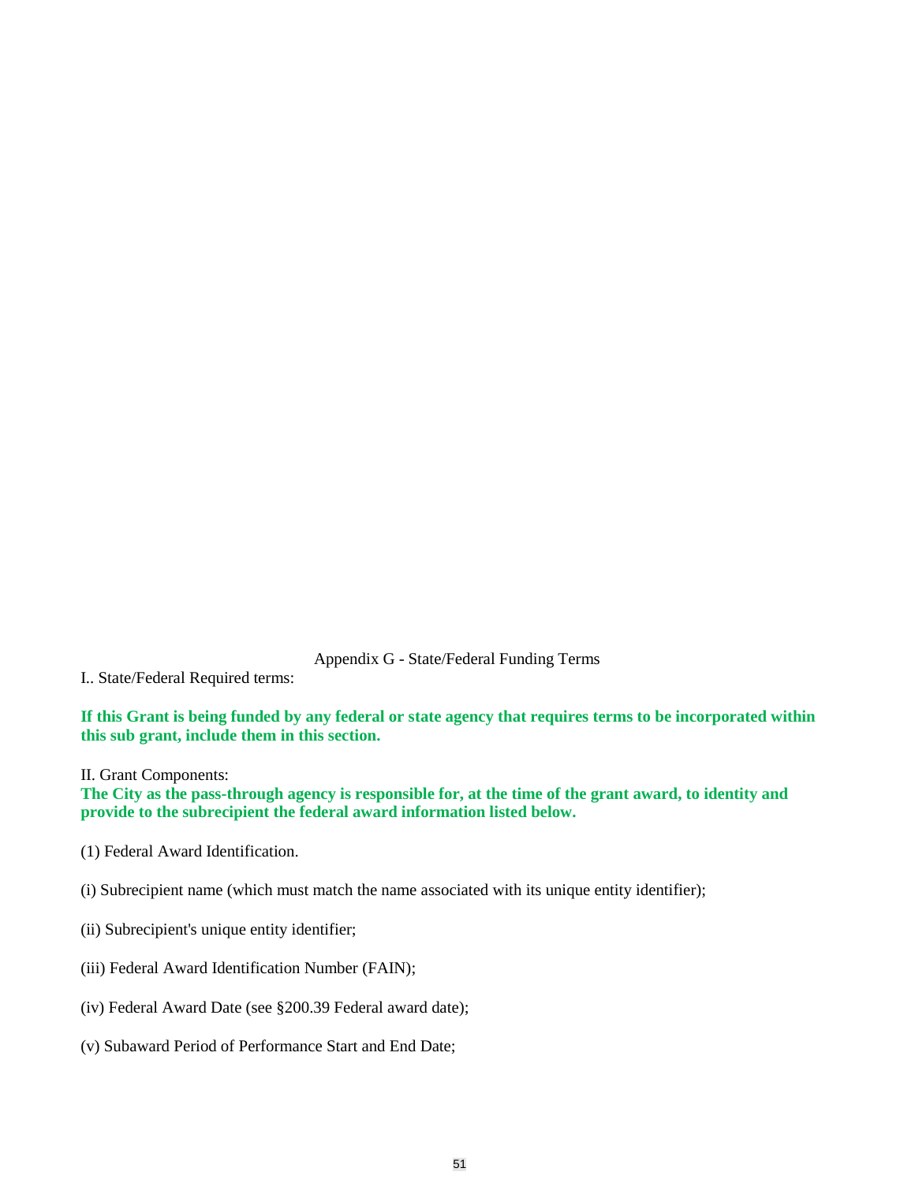## Appendix G - State/Federal Funding Terms

I.. State/Federal Required terms:

**If this Grant is being funded by any federal or state agency that requires terms to be incorporated within this sub grant, include them in this section.**

II. Grant Components:

**The City as the pass-through agency is responsible for, at the time of the grant award, to identity and provide to the subrecipient the federal award information listed below.**

(1) Federal Award Identification.

(i) Subrecipient name (which must match the name associated with its unique entity identifier);

(ii) Subrecipient's unique entity identifier;

(iii) Federal Award Identification Number (FAIN);

(iv) Federal Award Date (see §200.39 Federal award date);

(v) Subaward Period of Performance Start and End Date;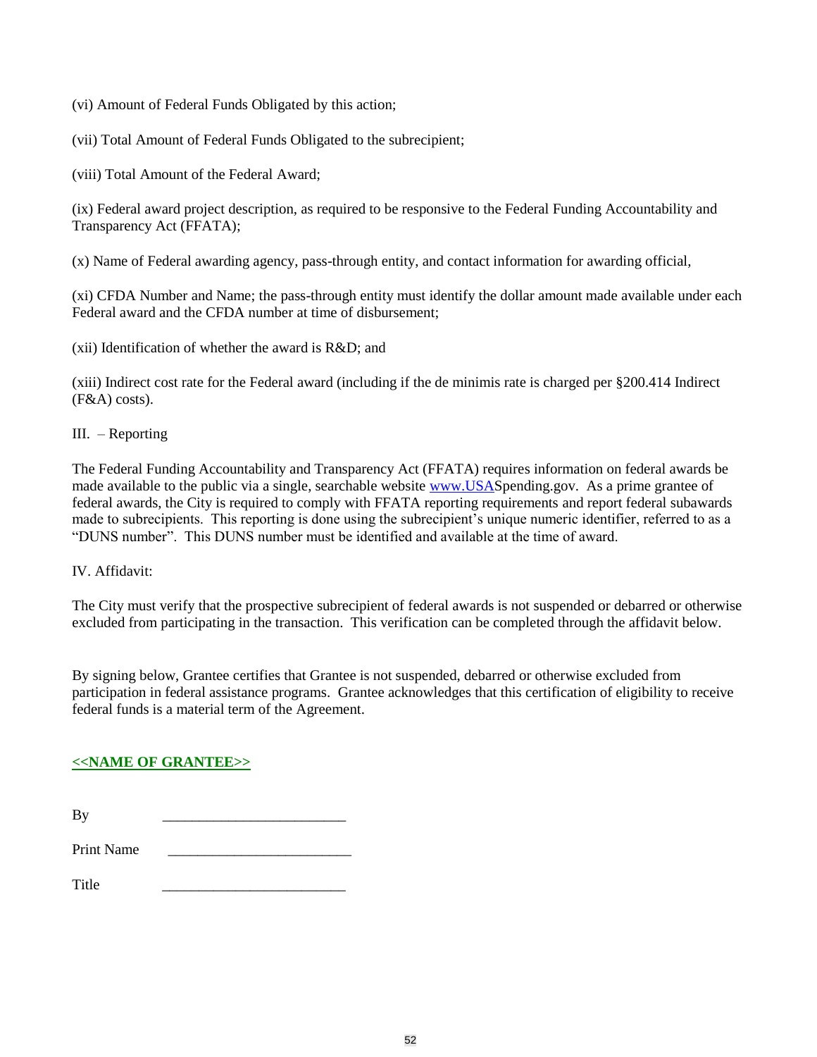(vi) Amount of Federal Funds Obligated by this action;

(vii) Total Amount of Federal Funds Obligated to the subrecipient;

(viii) Total Amount of the Federal Award;

(ix) Federal award project description, as required to be responsive to the Federal Funding Accountability and Transparency Act (FFATA);

(x) Name of Federal awarding agency, pass-through entity, and contact information for awarding official,

(xi) CFDA Number and Name; the pass-through entity must identify the dollar amount made available under each Federal award and the CFDA number at time of disbursement;

(xii) Identification of whether the award is R&D; and

(xiii) Indirect cost rate for the Federal award (including if the de minimis rate is charged per §200.414 Indirect (F&A) costs).

III. – Reporting

The Federal Funding Accountability and Transparency Act (FFATA) requires information on federal awards be made available to the public via a single, searchable website www.USASpending.gov. As a prime grantee of federal awards, the City is required to comply with FFATA reporting requirements and report federal subawards made to subrecipients. This reporting is done using the subrecipient's unique numeric identifier, referred to as a "DUNS number". This DUNS number must be identified and available at the time of award.

IV. Affidavit:

The City must verify that the prospective subrecipient of federal awards is not suspended or debarred or otherwise excluded from participating in the transaction. This verification can be completed through the affidavit below.

By signing below, Grantee certifies that Grantee is not suspended, debarred or otherwise excluded from participation in federal assistance programs. Grantee acknowledges that this certification of eligibility to receive federal funds is a material term of the Agreement.

**<<NAME OF GRANTEE>>**

By ________________________

Print Name ________________________

Title ________________________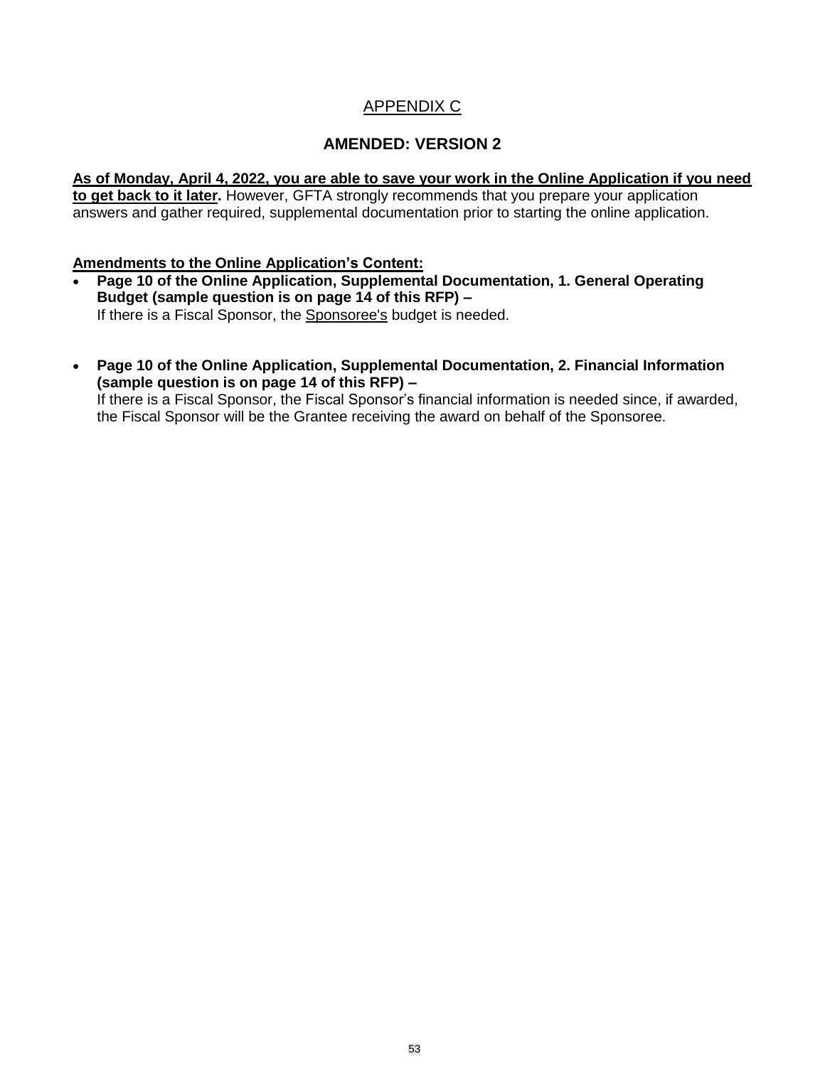# APPENDIX C

## AMENDED: VERSION 2

**As of Monday, April 4, 2022, you are able to save your work in the Online Application if you need to get back to it later.** However, GFTA strongly recommends that you prepare your application answers and gather required, supplemental documentation prior to starting the online application.

**Amendments to the Online Application's Content:**

- **Page 10 of the Online Application, Supplemental Documentation, 1. General Operating Budget (sample question is on page 14 of this RFP) –**
  If there is a Fiscal Sponsor, the Sponsoree's budget is needed.

- **Page 10 of the Online Application, Supplemental Documentation, 2. Financial Information (sample question is on page 14 of this RFP) –**
  If there is a Fiscal Sponsor, the Fiscal Sponsor's financial information is needed since, if awarded, the Fiscal Sponsor will be the Grantee receiving the award on behalf of the Sponsoree.